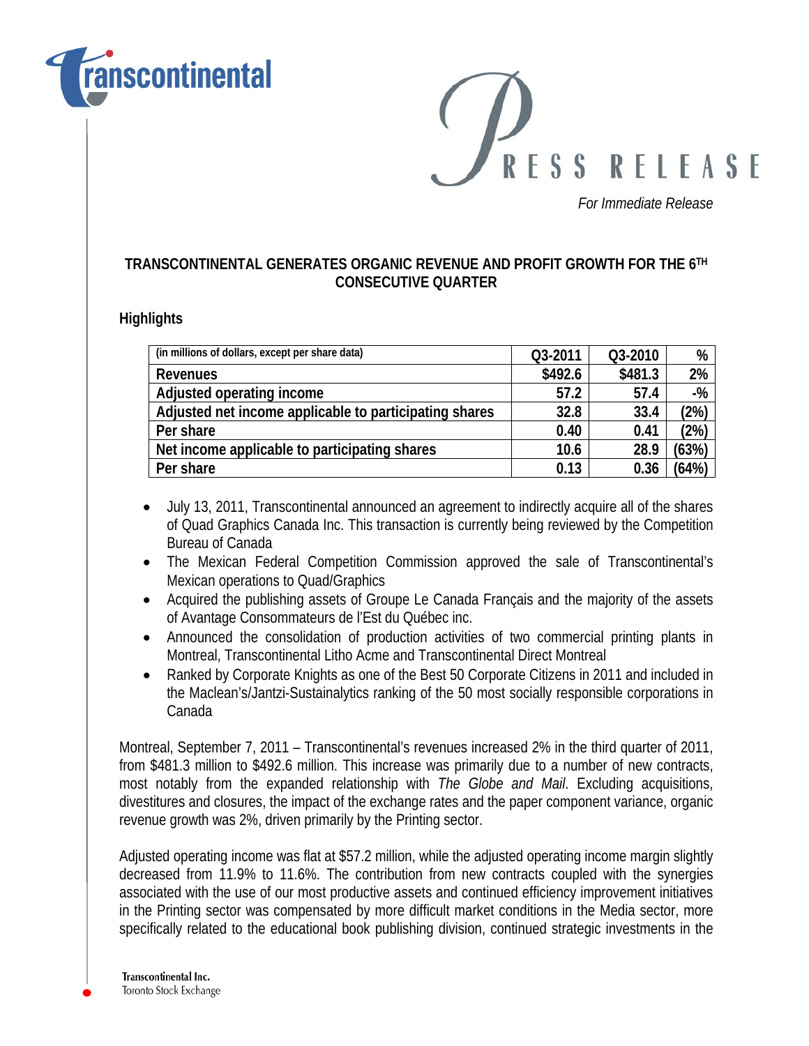# PRESS RELEASE

*For Immediate Release*

## TRANSCONTINENTAL GENERATES ORGANIC REVENUE AND PROFIT GROWTH FOR THE 6TH CONSECUTIVE QUARTER

### Highlights

| (in millions of dollars, except per share data) | Q3-2011 | Q3-2010 | % |
|---|---|---|---|
| **Revenues** | **$492.6** | **$481.3** | **2%** |
| **Adjusted operating income** | **57.2** | **57.4** | **-%** |
| **Adjusted net income applicable to participating shares** | **32.8** | **33.4** | **(2%)** |
| **Per share** | **0.40** | **0.41** | **(2%)** |
| **Net income applicable to participating shares** | **10.6** | **28.9** | **(63%)** |
| **Per share** | **0.13** | **0.36** | **(64%)** |

- July 13, 2011, Transcontinental announced an agreement to indirectly acquire all of the shares of Quad Graphics Canada Inc. This transaction is currently being reviewed by the Competition Bureau of Canada
- The Mexican Federal Competition Commission approved the sale of Transcontinental's Mexican operations to Quad/Graphics
- Acquired the publishing assets of Groupe Le Canada Français and the majority of the assets of Avantage Consommateurs de l'Est du Québec inc.
- Announced the consolidation of production activities of two commercial printing plants in Montreal, Transcontinental Litho Acme and Transcontinental Direct Montreal
- Ranked by Corporate Knights as one of the Best 50 Corporate Citizens in 2011 and included in the Maclean's/Jantzi-Sustainalytics ranking of the 50 most socially responsible corporations in Canada

Montreal, September 7, 2011 – Transcontinental's revenues increased 2% in the third quarter of 2011, from $481.3 million to $492.6 million. This increase was primarily due to a number of new contracts, most notably from the expanded relationship with *The Globe and Mail*. Excluding acquisitions, divestitures and closures, the impact of the exchange rates and the paper component variance, organic revenue growth was 2%, driven primarily by the Printing sector.

Adjusted operating income was flat at $57.2 million, while the adjusted operating income margin slightly decreased from 11.9% to 11.6%. The contribution from new contracts coupled with the synergies associated with the use of our most productive assets and continued efficiency improvement initiatives in the Printing sector was compensated by more difficult market conditions in the Media sector, more specifically related to the educational book publishing division, continued strategic investments in the

Transcontinental Inc.
Toronto Stock Exchange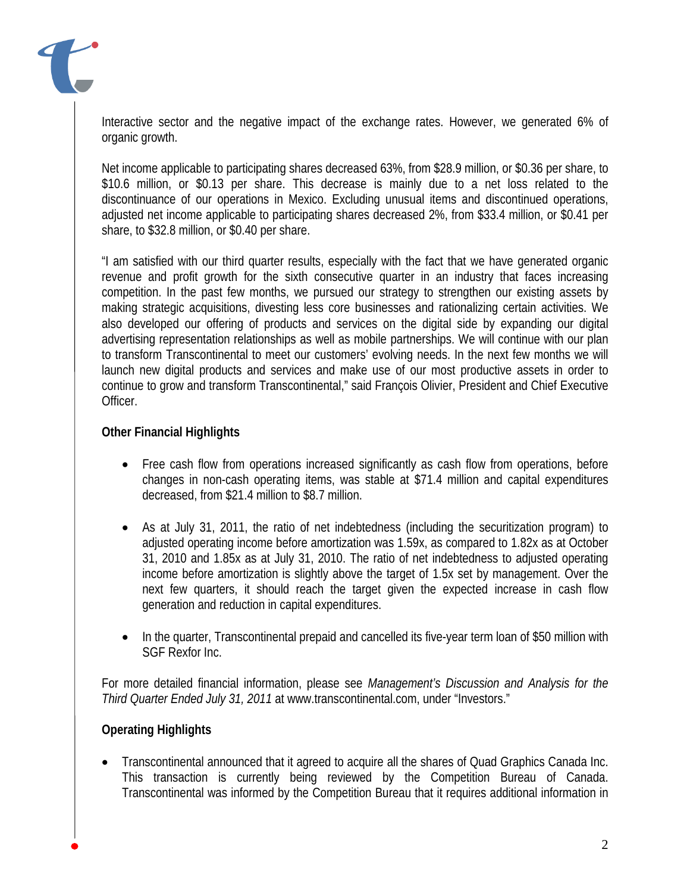Interactive sector and the negative impact of the exchange rates. However, we generated 6% of organic growth.

Net income applicable to participating shares decreased 63%, from $28.9 million, or $0.36 per share, to $10.6 million, or $0.13 per share. This decrease is mainly due to a net loss related to the discontinuance of our operations in Mexico. Excluding unusual items and discontinued operations, adjusted net income applicable to participating shares decreased 2%, from $33.4 million, or $0.41 per share, to $32.8 million, or $0.40 per share.

"I am satisfied with our third quarter results, especially with the fact that we have generated organic revenue and profit growth for the sixth consecutive quarter in an industry that faces increasing competition. In the past few months, we pursued our strategy to strengthen our existing assets by making strategic acquisitions, divesting less core businesses and rationalizing certain activities. We also developed our offering of products and services on the digital side by expanding our digital advertising representation relationships as well as mobile partnerships. We will continue with our plan to transform Transcontinental to meet our customers' evolving needs. In the next few months we will launch new digital products and services and make use of our most productive assets in order to continue to grow and transform Transcontinental," said François Olivier, President and Chief Executive Officer.

**Other Financial Highlights**

- Free cash flow from operations increased significantly as cash flow from operations, before changes in non-cash operating items, was stable at $71.4 million and capital expenditures decreased, from $21.4 million to $8.7 million.

- As at July 31, 2011, the ratio of net indebtedness (including the securitization program) to adjusted operating income before amortization was 1.59x, as compared to 1.82x as at October 31, 2010 and 1.85x as at July 31, 2010. The ratio of net indebtedness to adjusted operating income before amortization is slightly above the target of 1.5x set by management. Over the next few quarters, it should reach the target given the expected increase in cash flow generation and reduction in capital expenditures.

- In the quarter, Transcontinental prepaid and cancelled its five-year term loan of $50 million with SGF Rexfor Inc.

For more detailed financial information, please see *Management's Discussion and Analysis for the Third Quarter Ended July 31, 2011* at www.transcontinental.com, under "Investors."

**Operating Highlights**

- Transcontinental announced that it agreed to acquire all the shares of Quad Graphics Canada Inc. This transaction is currently being reviewed by the Competition Bureau of Canada. Transcontinental was informed by the Competition Bureau that it requires additional information in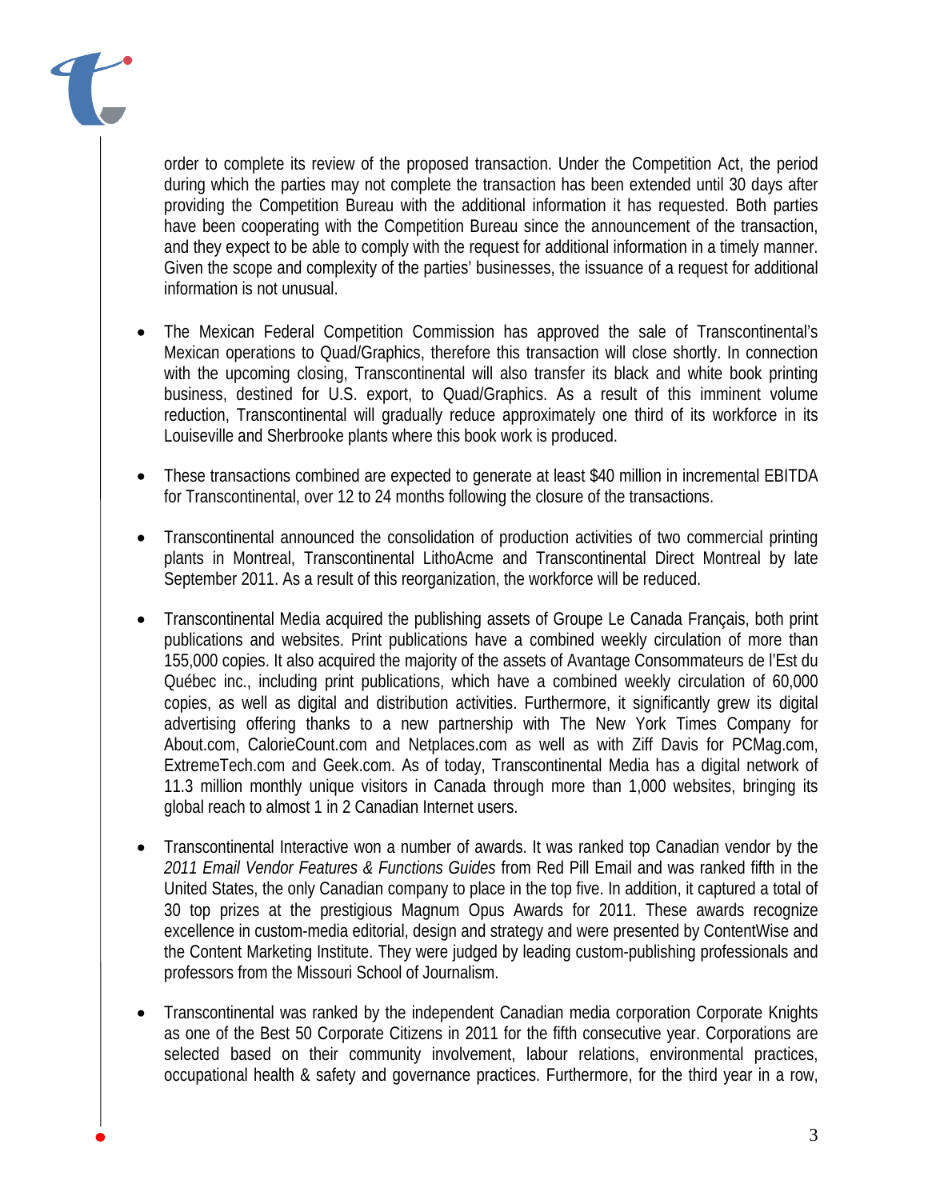order to complete its review of the proposed transaction. Under the Competition Act, the period during which the parties may not complete the transaction has been extended until 30 days after providing the Competition Bureau with the additional information it has requested. Both parties have been cooperating with the Competition Bureau since the announcement of the transaction, and they expect to be able to comply with the request for additional information in a timely manner. Given the scope and complexity of the parties' businesses, the issuance of a request for additional information is not unusual.

- The Mexican Federal Competition Commission has approved the sale of Transcontinental's Mexican operations to Quad/Graphics, therefore this transaction will close shortly. In connection with the upcoming closing, Transcontinental will also transfer its black and white book printing business, destined for U.S. export, to Quad/Graphics. As a result of this imminent volume reduction, Transcontinental will gradually reduce approximately one third of its workforce in its Louiseville and Sherbrooke plants where this book work is produced.

- These transactions combined are expected to generate at least $40 million in incremental EBITDA for Transcontinental, over 12 to 24 months following the closure of the transactions.

- Transcontinental announced the consolidation of production activities of two commercial printing plants in Montreal, Transcontinental LithoAcme and Transcontinental Direct Montreal by late September 2011. As a result of this reorganization, the workforce will be reduced.

- Transcontinental Media acquired the publishing assets of Groupe Le Canada Français, both print publications and websites. Print publications have a combined weekly circulation of more than 155,000 copies. It also acquired the majority of the assets of Avantage Consommateurs de l'Est du Québec inc., including print publications, which have a combined weekly circulation of 60,000 copies, as well as digital and distribution activities. Furthermore, it significantly grew its digital advertising offering thanks to a new partnership with The New York Times Company for About.com, CalorieCount.com and Netplaces.com as well as with Ziff Davis for PCMag.com, ExtremeTech.com and Geek.com. As of today, Transcontinental Media has a digital network of 11.3 million monthly unique visitors in Canada through more than 1,000 websites, bringing its global reach to almost 1 in 2 Canadian Internet users.

- Transcontinental Interactive won a number of awards. It was ranked top Canadian vendor by the *2011 Email Vendor Features & Functions Guides* from Red Pill Email and was ranked fifth in the United States, the only Canadian company to place in the top five. In addition, it captured a total of 30 top prizes at the prestigious Magnum Opus Awards for 2011. These awards recognize excellence in custom-media editorial, design and strategy and were presented by ContentWise and the Content Marketing Institute. They were judged by leading custom-publishing professionals and professors from the Missouri School of Journalism.

- Transcontinental was ranked by the independent Canadian media corporation Corporate Knights as one of the Best 50 Corporate Citizens in 2011 for the fifth consecutive year. Corporations are selected based on their community involvement, labour relations, environmental practices, occupational health & safety and governance practices. Furthermore, for the third year in a row,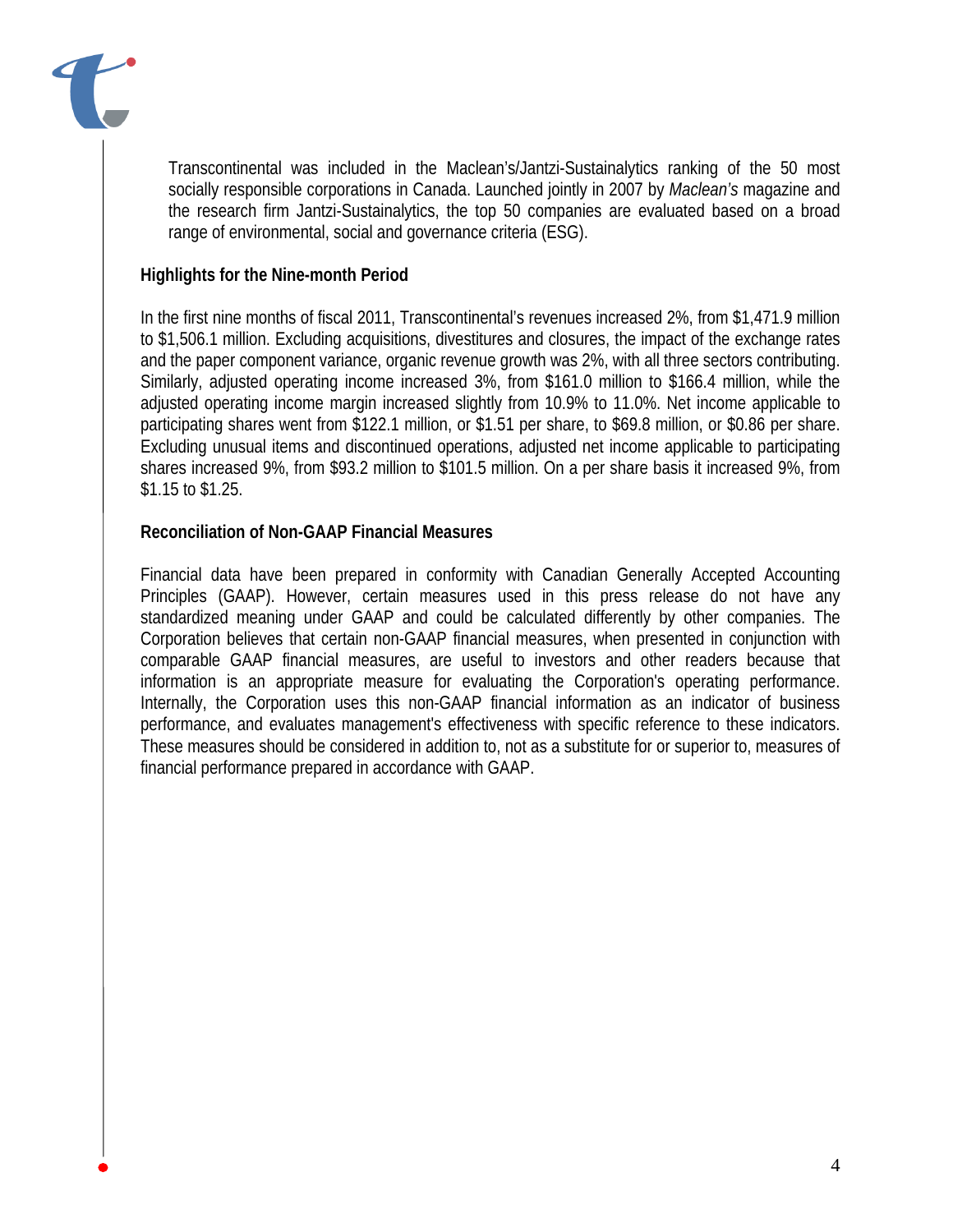Transcontinental was included in the Maclean's/Jantzi-Sustainalytics ranking of the 50 most socially responsible corporations in Canada. Launched jointly in 2007 by *Maclean's* magazine and the research firm Jantzi-Sustainalytics, the top 50 companies are evaluated based on a broad range of environmental, social and governance criteria (ESG).

**Highlights for the Nine-month Period**

In the first nine months of fiscal 2011, Transcontinental's revenues increased 2%, from $1,471.9 million to $1,506.1 million. Excluding acquisitions, divestitures and closures, the impact of the exchange rates and the paper component variance, organic revenue growth was 2%, with all three sectors contributing. Similarly, adjusted operating income increased 3%, from $161.0 million to $166.4 million, while the adjusted operating income margin increased slightly from 10.9% to 11.0%. Net income applicable to participating shares went from $122.1 million, or $1.51 per share, to $69.8 million, or $0.86 per share. Excluding unusual items and discontinued operations, adjusted net income applicable to participating shares increased 9%, from $93.2 million to $101.5 million. On a per share basis it increased 9%, from $1.15 to $1.25.

**Reconciliation of Non-GAAP Financial Measures**

Financial data have been prepared in conformity with Canadian Generally Accepted Accounting Principles (GAAP). However, certain measures used in this press release do not have any standardized meaning under GAAP and could be calculated differently by other companies. The Corporation believes that certain non-GAAP financial measures, when presented in conjunction with comparable GAAP financial measures, are useful to investors and other readers because that information is an appropriate measure for evaluating the Corporation's operating performance. Internally, the Corporation uses this non-GAAP financial information as an indicator of business performance, and evaluates management's effectiveness with specific reference to these indicators. These measures should be considered in addition to, not as a substitute for or superior to, measures of financial performance prepared in accordance with GAAP.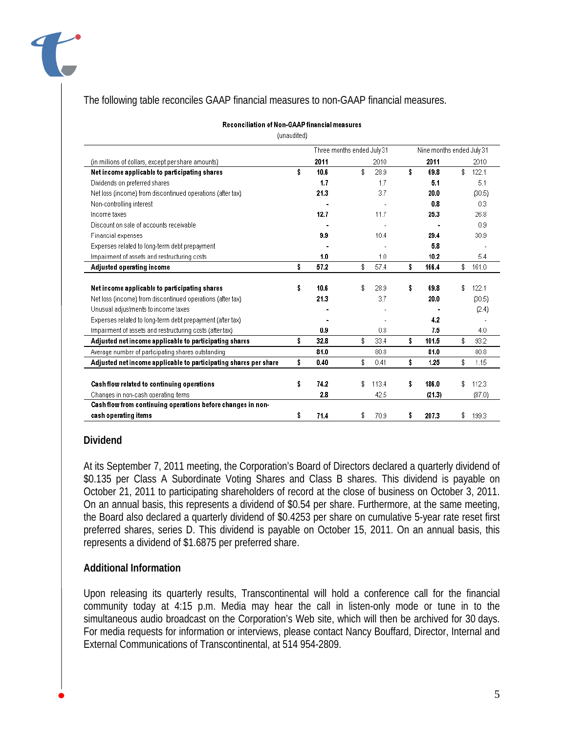The following table reconciles GAAP financial measures to non-GAAP financial measures.

**Reconciliation of Non-GAAP financial measures**
(unaudited)

| | Three months ended July 31 | | Nine months ended July 31 | |
|---|---|---|---|---|
| (in millions of dollars, except per share amounts) | **2011** | 2010 | **2011** | 2010 |
| **Net income applicable to participating shares** | **$ 10.6** | $ 28.9 | **$ 69.8** | $ 122.1 |
| Dividends on preferred shares | **1.7** | 1.7 | **5.1** | 5.1 |
| Net loss (income) from discontinued operations (after tax) | **21.3** | 3.7 | **20.0** | (30.5) |
| Non-controlling interest | **-** | - | **0.8** | 0.3 |
| Income taxes | **12.7** | 11.7 | **25.3** | 26.8 |
| Discount on sale of accounts receivable | **-** | - | **-** | 0.9 |
| Financial expenses | **9.9** | 10.4 | **29.4** | 30.9 |
| Expenses related to long-term debt prepayment | **-** | - | **5.8** | - |
| Impairment of assets and restructuring costs | **1.0** | 1.0 | **10.2** | 5.4 |
| **Adjusted operating income** | **$ 57.2** | $ 57.4 | **$ 166.4** | $ 161.0 |
| | | | | |
| **Net income applicable to participating shares** | **$ 10.6** | $ 28.9 | **$ 69.8** | $ 122.1 |
| Net loss (income) from discontinued operations (after tax) | **21.3** | 3.7 | **20.0** | (30.5) |
| Unusual adjustments to income taxes | **-** | - | **-** | (2.4) |
| Expenses related to long-term debt prepayment (after tax) | **-** | - | **4.2** | - |
| Impairment of assets and restructuring costs (after tax) | **0.9** | 0.8 | **7.5** | 4.0 |
| **Adjusted net income applicable to participating shares** | **$ 32.8** | $ 33.4 | **$ 101.5** | $ 93.2 |
| Average number of participating shares outstanding | **81.0** | 80.8 | **81.0** | 80.8 |
| **Adjusted net income applicable to participating shares per share** | **$ 0.40** | $ 0.41 | **$ 1.25** | $ 1.15 |
| | | | | |
| **Cash flow related to continuing operations** | **$ 74.2** | $ 113.4 | **$ 186.0** | $ 112.3 |
| Changes in non-cash operating items | **2.8** | 42.5 | **(21.3)** | (87.0) |
| **Cash flow from continuing operations before changes in non-cash operating items** | **$ 71.4** | $ 70.9 | **$ 207.3** | $ 199.3 |

## Dividend

At its September 7, 2011 meeting, the Corporation's Board of Directors declared a quarterly dividend of $0.135 per Class A Subordinate Voting Shares and Class B shares. This dividend is payable on October 21, 2011 to participating shareholders of record at the close of business on October 3, 2011. On an annual basis, this represents a dividend of $0.54 per share. Furthermore, at the same meeting, the Board also declared a quarterly dividend of $0.4253 per share on cumulative 5-year rate reset first preferred shares, series D. This dividend is payable on October 15, 2011. On an annual basis, this represents a dividend of $1.6875 per preferred share.

## Additional Information

Upon releasing its quarterly results, Transcontinental will hold a conference call for the financial community today at 4:15 p.m. Media may hear the call in listen-only mode or tune in to the simultaneous audio broadcast on the Corporation's Web site, which will then be archived for 30 days. For media requests for information or interviews, please contact Nancy Bouffard, Director, Internal and External Communications of Transcontinental, at 514 954-2809.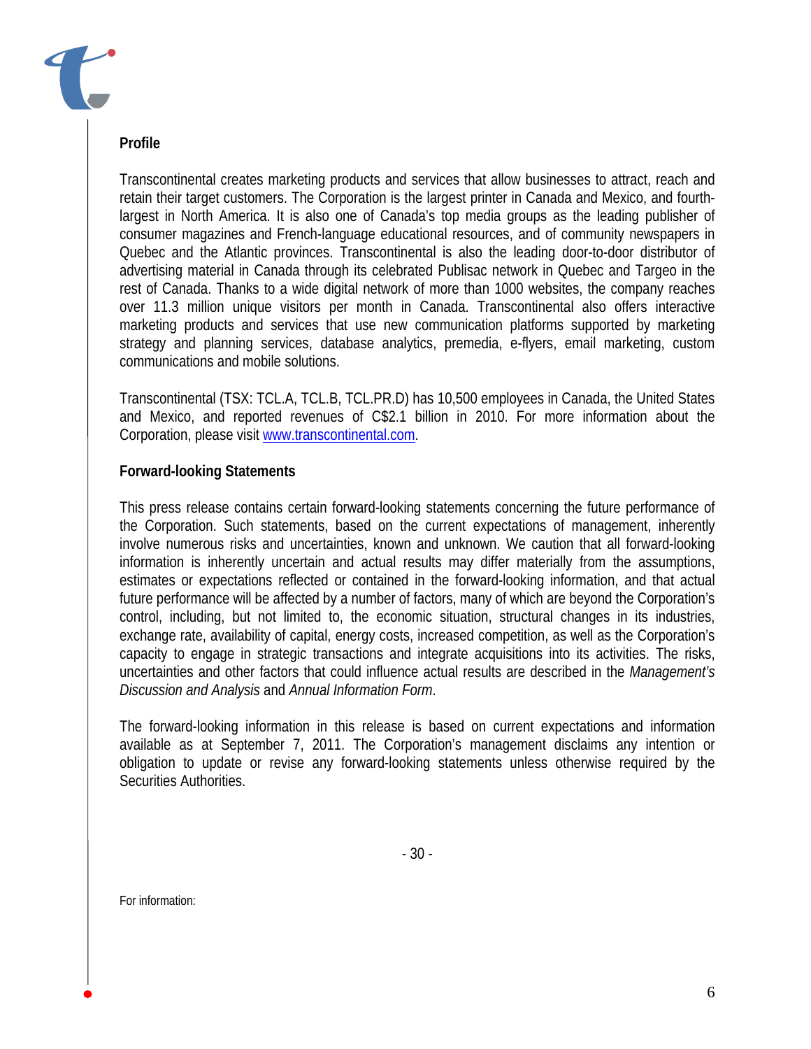**Profile**

Transcontinental creates marketing products and services that allow businesses to attract, reach and retain their target customers. The Corporation is the largest printer in Canada and Mexico, and fourth-largest in North America. It is also one of Canada's top media groups as the leading publisher of consumer magazines and French-language educational resources, and of community newspapers in Quebec and the Atlantic provinces. Transcontinental is also the leading door-to-door distributor of advertising material in Canada through its celebrated Publisac network in Quebec and Targeo in the rest of Canada. Thanks to a wide digital network of more than 1000 websites, the company reaches over 11.3 million unique visitors per month in Canada. Transcontinental also offers interactive marketing products and services that use new communication platforms supported by marketing strategy and planning services, database analytics, premedia, e-flyers, email marketing, custom communications and mobile solutions.

Transcontinental (TSX: TCL.A, TCL.B, TCL.PR.D) has 10,500 employees in Canada, the United States and Mexico, and reported revenues of C$2.1 billion in 2010. For more information about the Corporation, please visit www.transcontinental.com.

**Forward-looking Statements**

This press release contains certain forward-looking statements concerning the future performance of the Corporation. Such statements, based on the current expectations of management, inherently involve numerous risks and uncertainties, known and unknown. We caution that all forward-looking information is inherently uncertain and actual results may differ materially from the assumptions, estimates or expectations reflected or contained in the forward-looking information, and that actual future performance will be affected by a number of factors, many of which are beyond the Corporation's control, including, but not limited to, the economic situation, structural changes in its industries, exchange rate, availability of capital, energy costs, increased competition, as well as the Corporation's capacity to engage in strategic transactions and integrate acquisitions into its activities. The risks, uncertainties and other factors that could influence actual results are described in the *Management's Discussion and Analysis* and *Annual Information Form*.

The forward-looking information in this release is based on current expectations and information available as at September 7, 2011. The Corporation's management disclaims any intention or obligation to update or revise any forward-looking statements unless otherwise required by the Securities Authorities.

- 30 -

For information: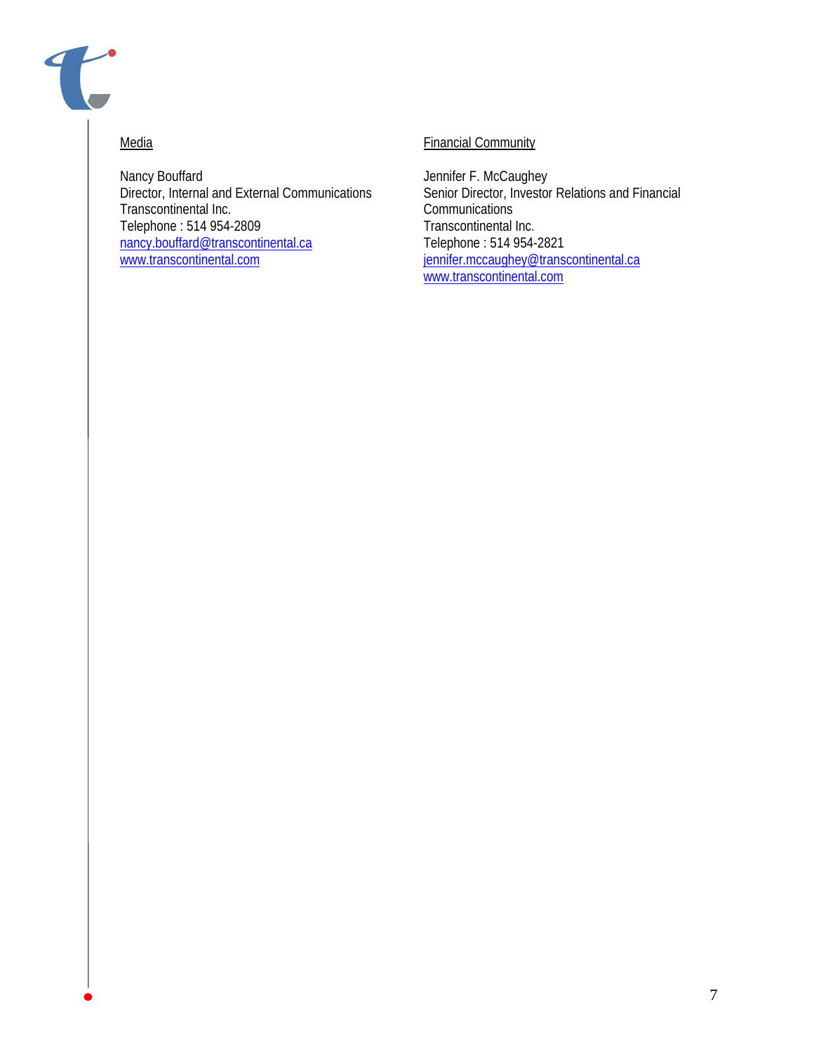Media

Nancy Bouffard
Director, Internal and External Communications
Transcontinental Inc.
Telephone : 514 954-2809
nancy.bouffard@transcontinental.ca
www.transcontinental.com

Financial Community

Jennifer F. McCaughey
Senior Director, Investor Relations and Financial Communications
Transcontinental Inc.
Telephone : 514 954-2821
jennifer.mccaughey@transcontinental.ca
www.transcontinental.com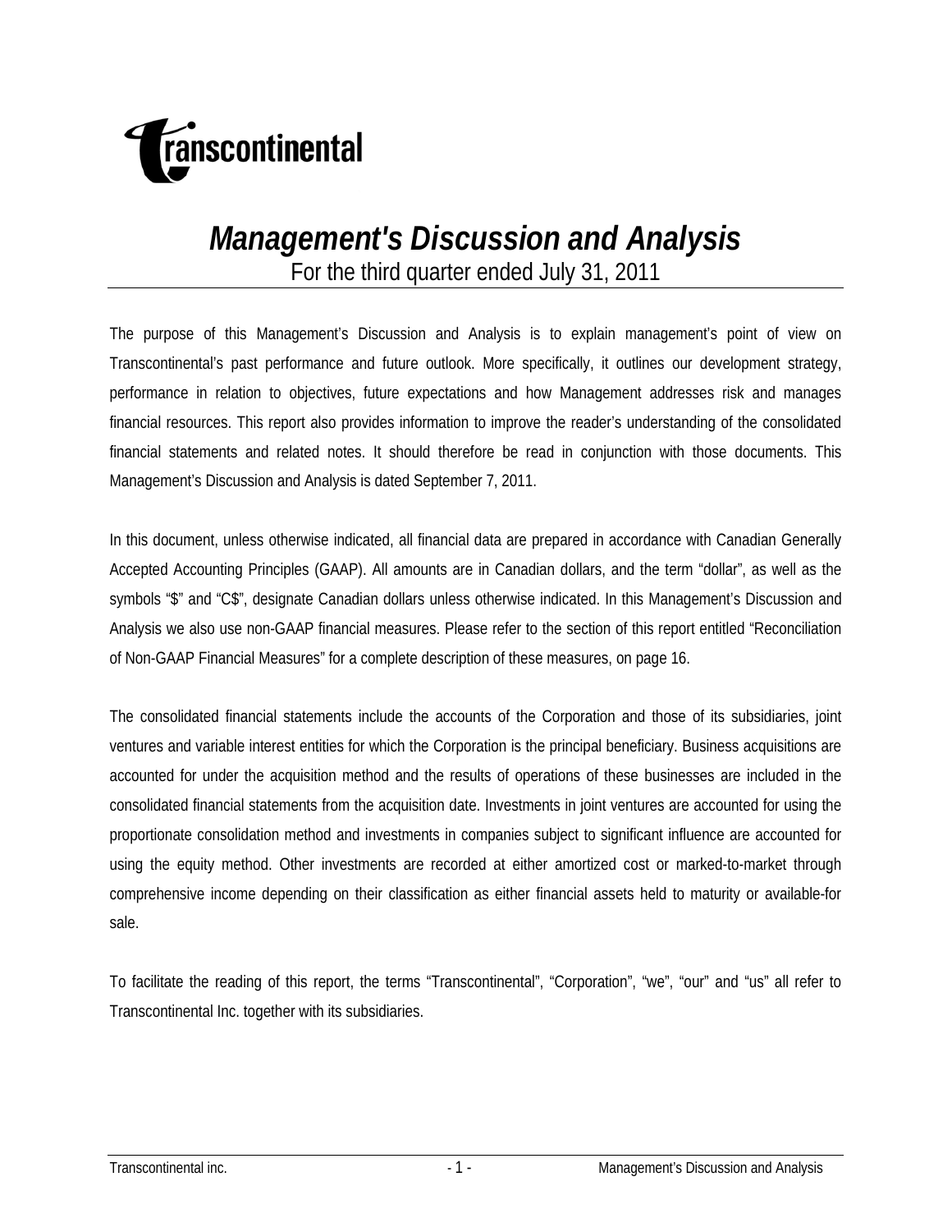# Management's Discussion and Analysis

For the third quarter ended July 31, 2011

The purpose of this Management's Discussion and Analysis is to explain management's point of view on Transcontinental's past performance and future outlook. More specifically, it outlines our development strategy, performance in relation to objectives, future expectations and how Management addresses risk and manages financial resources. This report also provides information to improve the reader's understanding of the consolidated financial statements and related notes. It should therefore be read in conjunction with those documents. This Management's Discussion and Analysis is dated September 7, 2011.

In this document, unless otherwise indicated, all financial data are prepared in accordance with Canadian Generally Accepted Accounting Principles (GAAP). All amounts are in Canadian dollars, and the term "dollar", as well as the symbols "$" and "C$", designate Canadian dollars unless otherwise indicated. In this Management's Discussion and Analysis we also use non-GAAP financial measures. Please refer to the section of this report entitled "Reconciliation of Non-GAAP Financial Measures" for a complete description of these measures, on page 16.

The consolidated financial statements include the accounts of the Corporation and those of its subsidiaries, joint ventures and variable interest entities for which the Corporation is the principal beneficiary. Business acquisitions are accounted for under the acquisition method and the results of operations of these businesses are included in the consolidated financial statements from the acquisition date. Investments in joint ventures are accounted for using the proportionate consolidation method and investments in companies subject to significant influence are accounted for using the equity method. Other investments are recorded at either amortized cost or marked-to-market through comprehensive income depending on their classification as either financial assets held to maturity or available-for sale.

To facilitate the reading of this report, the terms "Transcontinental", "Corporation", "we", "our" and "us" all refer to Transcontinental Inc. together with its subsidiaries.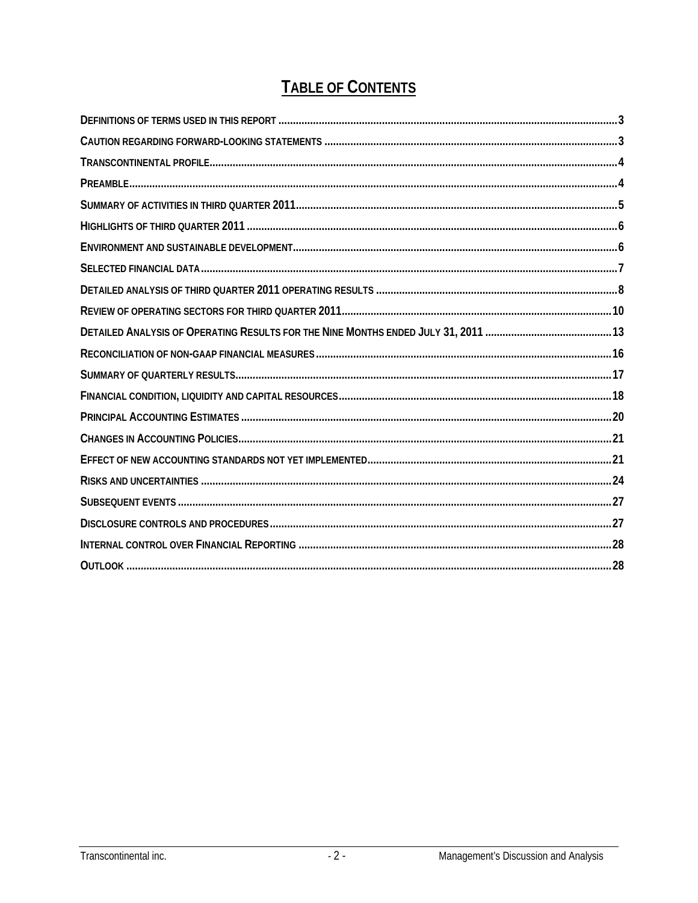# TABLE OF CONTENTS

| | |
|---|---|
| DEFINITIONS OF TERMS USED IN THIS REPORT | 3 |
| CAUTION REGARDING FORWARD-LOOKING STATEMENTS | 3 |
| TRANSCONTINENTAL PROFILE | 4 |
| PREAMBLE | 4 |
| SUMMARY OF ACTIVITIES IN THIRD QUARTER 2011 | 5 |
| HIGHLIGHTS OF THIRD QUARTER 2011 | 6 |
| ENVIRONMENT AND SUSTAINABLE DEVELOPMENT | 6 |
| SELECTED FINANCIAL DATA | 7 |
| DETAILED ANALYSIS OF THIRD QUARTER 2011 OPERATING RESULTS | 8 |
| REVIEW OF OPERATING SECTORS FOR THIRD QUARTER 2011 | 10 |
| DETAILED ANALYSIS OF OPERATING RESULTS FOR THE NINE MONTHS ENDED JULY 31, 2011 | 13 |
| RECONCILIATION OF NON-GAAP FINANCIAL MEASURES | 16 |
| SUMMARY OF QUARTERLY RESULTS | 17 |
| FINANCIAL CONDITION, LIQUIDITY AND CAPITAL RESOURCES | 18 |
| PRINCIPAL ACCOUNTING ESTIMATES | 20 |
| CHANGES IN ACCOUNTING POLICIES | 21 |
| EFFECT OF NEW ACCOUNTING STANDARDS NOT YET IMPLEMENTED | 21 |
| RISKS AND UNCERTAINTIES | 24 |
| SUBSEQUENT EVENTS | 27 |
| DISCLOSURE CONTROLS AND PROCEDURES | 27 |
| INTERNAL CONTROL OVER FINANCIAL REPORTING | 28 |
| OUTLOOK | 28 |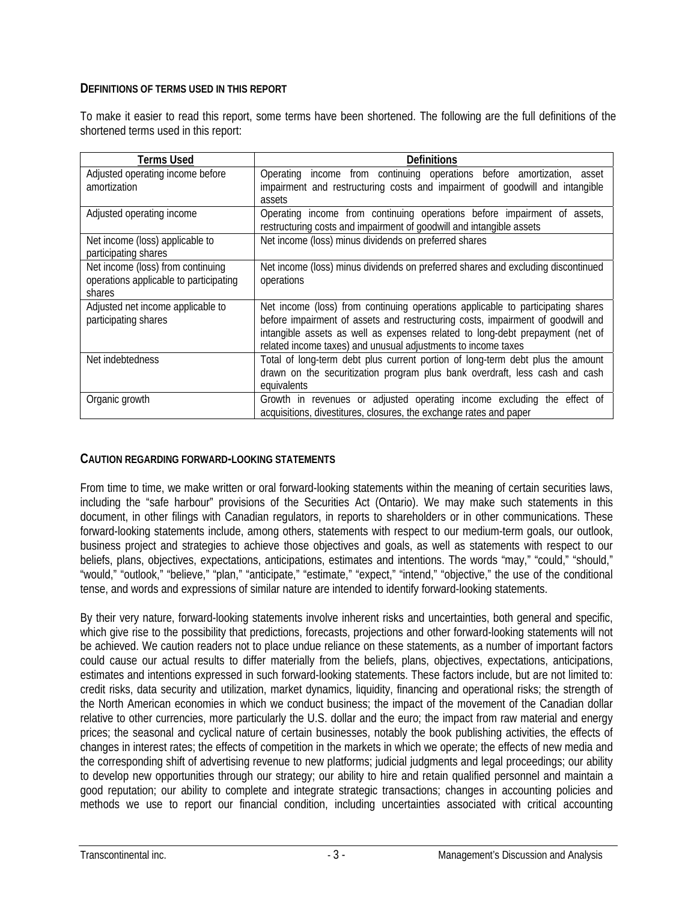## Definitions of terms used in this report

To make it easier to read this report, some terms have been shortened. The following are the full definitions of the shortened terms used in this report:

| Terms Used | Definitions |
|---|---|
| Adjusted operating income before amortization | Operating income from continuing operations before amortization, asset impairment and restructuring costs and impairment of goodwill and intangible assets |
| Adjusted operating income | Operating income from continuing operations before impairment of assets, restructuring costs and impairment of goodwill and intangible assets |
| Net income (loss) applicable to participating shares | Net income (loss) minus dividends on preferred shares |
| Net income (loss) from continuing operations applicable to participating shares | Net income (loss) minus dividends on preferred shares and excluding discontinued operations |
| Adjusted net income applicable to participating shares | Net income (loss) from continuing operations applicable to participating shares before impairment of assets and restructuring costs, impairment of goodwill and intangible assets as well as expenses related to long-debt prepayment (net of related income taxes) and unusual adjustments to income taxes |
| Net indebtedness | Total of long-term debt plus current portion of long-term debt plus the amount drawn on the securitization program plus bank overdraft, less cash and cash equivalents |
| Organic growth | Growth in revenues or adjusted operating income excluding the effect of acquisitions, divestitures, closures, the exchange rates and paper |

## Caution regarding forward-looking statements

From time to time, we make written or oral forward-looking statements within the meaning of certain securities laws, including the "safe harbour" provisions of the Securities Act (Ontario). We may make such statements in this document, in other filings with Canadian regulators, in reports to shareholders or in other communications. These forward-looking statements include, among others, statements with respect to our medium-term goals, our outlook, business project and strategies to achieve those objectives and goals, as well as statements with respect to our beliefs, plans, objectives, expectations, anticipations, estimates and intentions. The words "may," "could," "should," "would," "outlook," "believe," "plan," "anticipate," "estimate," "expect," "intend," "objective," the use of the conditional tense, and words and expressions of similar nature are intended to identify forward-looking statements.

By their very nature, forward-looking statements involve inherent risks and uncertainties, both general and specific, which give rise to the possibility that predictions, forecasts, projections and other forward-looking statements will not be achieved. We caution readers not to place undue reliance on these statements, as a number of important factors could cause our actual results to differ materially from the beliefs, plans, objectives, expectations, anticipations, estimates and intentions expressed in such forward-looking statements. These factors include, but are not limited to: credit risks, data security and utilization, market dynamics, liquidity, financing and operational risks; the strength of the North American economies in which we conduct business; the impact of the movement of the Canadian dollar relative to other currencies, more particularly the U.S. dollar and the euro; the impact from raw material and energy prices; the seasonal and cyclical nature of certain businesses, notably the book publishing activities, the effects of changes in interest rates; the effects of competition in the markets in which we operate; the effects of new media and the corresponding shift of advertising revenue to new platforms; judicial judgments and legal proceedings; our ability to develop new opportunities through our strategy; our ability to hire and retain qualified personnel and maintain a good reputation; our ability to complete and integrate strategic transactions; changes in accounting policies and methods we use to report our financial condition, including uncertainties associated with critical accounting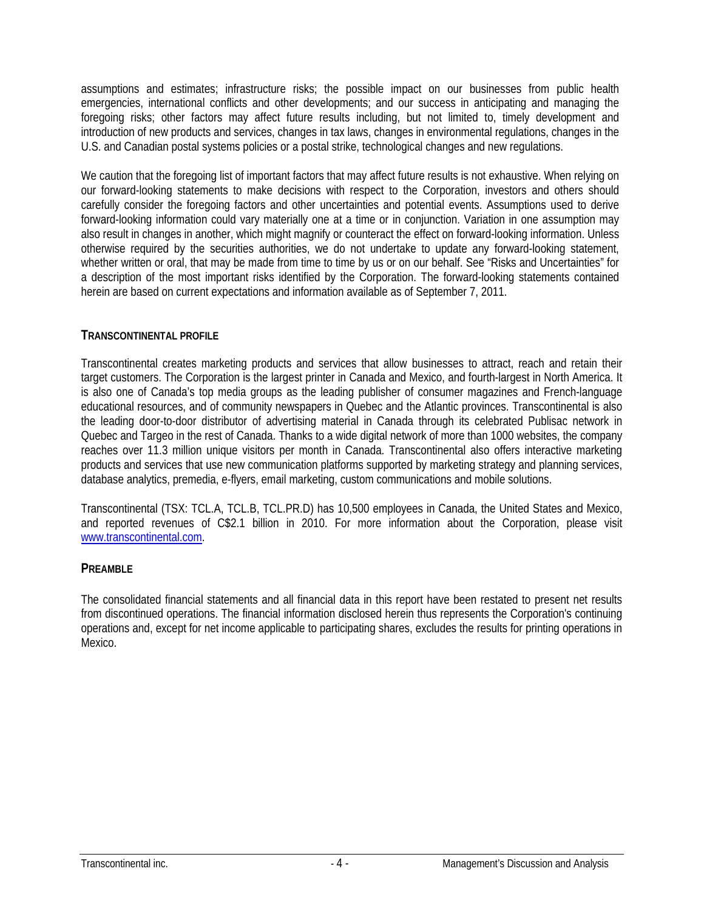assumptions and estimates; infrastructure risks; the possible impact on our businesses from public health emergencies, international conflicts and other developments; and our success in anticipating and managing the foregoing risks; other factors may affect future results including, but not limited to, timely development and introduction of new products and services, changes in tax laws, changes in environmental regulations, changes in the U.S. and Canadian postal systems policies or a postal strike, technological changes and new regulations.

We caution that the foregoing list of important factors that may affect future results is not exhaustive. When relying on our forward-looking statements to make decisions with respect to the Corporation, investors and others should carefully consider the foregoing factors and other uncertainties and potential events. Assumptions used to derive forward-looking information could vary materially one at a time or in conjunction. Variation in one assumption may also result in changes in another, which might magnify or counteract the effect on forward-looking information. Unless otherwise required by the securities authorities, we do not undertake to update any forward-looking statement, whether written or oral, that may be made from time to time by us or on our behalf. See "Risks and Uncertainties" for a description of the most important risks identified by the Corporation. The forward-looking statements contained herein are based on current expectations and information available as of September 7, 2011.

## TRANSCONTINENTAL PROFILE

Transcontinental creates marketing products and services that allow businesses to attract, reach and retain their target customers. The Corporation is the largest printer in Canada and Mexico, and fourth-largest in North America. It is also one of Canada's top media groups as the leading publisher of consumer magazines and French-language educational resources, and of community newspapers in Quebec and the Atlantic provinces. Transcontinental is also the leading door-to-door distributor of advertising material in Canada through its celebrated Publisac network in Quebec and Targeo in the rest of Canada. Thanks to a wide digital network of more than 1000 websites, the company reaches over 11.3 million unique visitors per month in Canada. Transcontinental also offers interactive marketing products and services that use new communication platforms supported by marketing strategy and planning services, database analytics, premedia, e-flyers, email marketing, custom communications and mobile solutions.

Transcontinental (TSX: TCL.A, TCL.B, TCL.PR.D) has 10,500 employees in Canada, the United States and Mexico, and reported revenues of C$2.1 billion in 2010. For more information about the Corporation, please visit www.transcontinental.com.

## PREAMBLE

The consolidated financial statements and all financial data in this report have been restated to present net results from discontinued operations. The financial information disclosed herein thus represents the Corporation's continuing operations and, except for net income applicable to participating shares, excludes the results for printing operations in Mexico.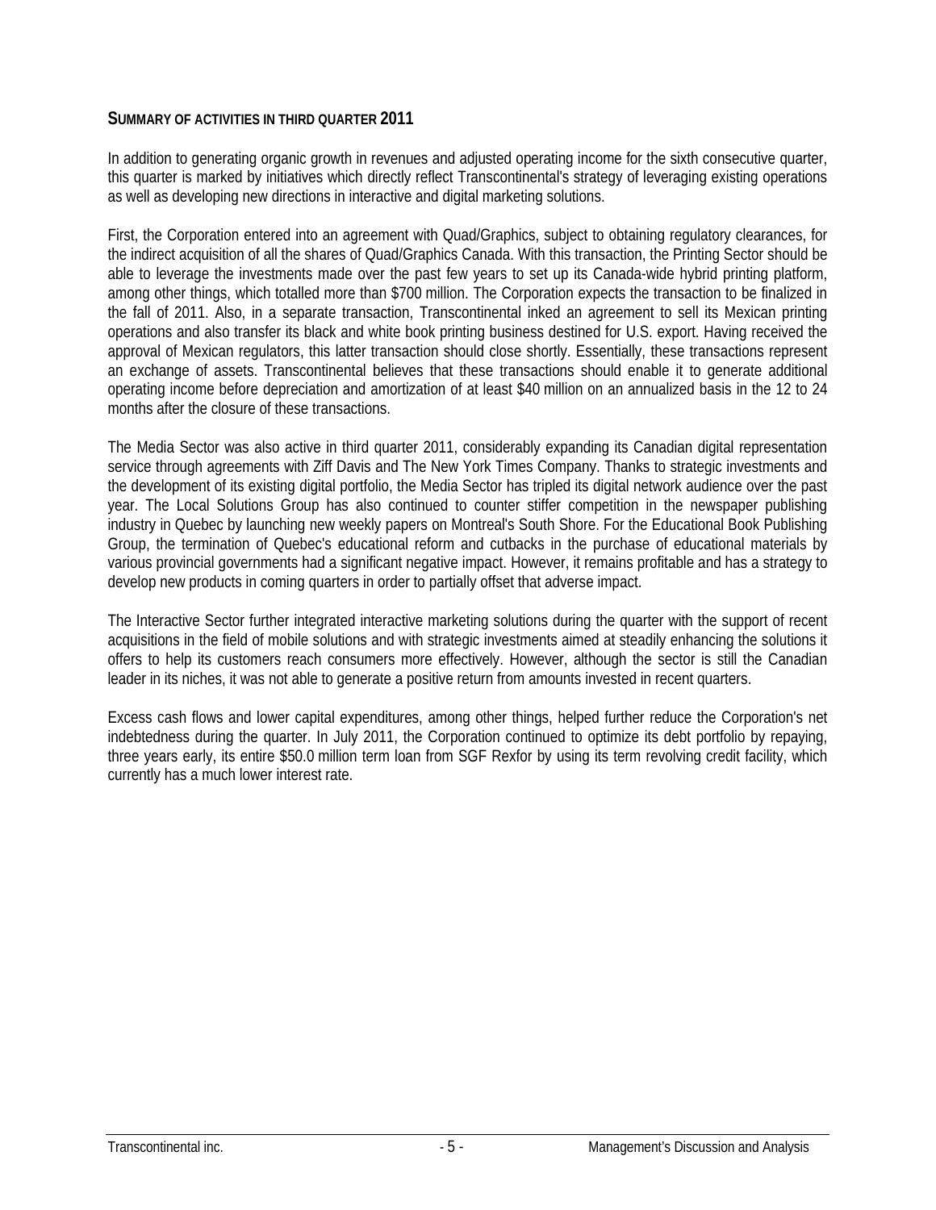## SUMMARY OF ACTIVITIES IN THIRD QUARTER 2011

In addition to generating organic growth in revenues and adjusted operating income for the sixth consecutive quarter, this quarter is marked by initiatives which directly reflect Transcontinental's strategy of leveraging existing operations as well as developing new directions in interactive and digital marketing solutions.

First, the Corporation entered into an agreement with Quad/Graphics, subject to obtaining regulatory clearances, for the indirect acquisition of all the shares of Quad/Graphics Canada. With this transaction, the Printing Sector should be able to leverage the investments made over the past few years to set up its Canada-wide hybrid printing platform, among other things, which totalled more than $700 million. The Corporation expects the transaction to be finalized in the fall of 2011. Also, in a separate transaction, Transcontinental inked an agreement to sell its Mexican printing operations and also transfer its black and white book printing business destined for U.S. export. Having received the approval of Mexican regulators, this latter transaction should close shortly. Essentially, these transactions represent an exchange of assets. Transcontinental believes that these transactions should enable it to generate additional operating income before depreciation and amortization of at least $40 million on an annualized basis in the 12 to 24 months after the closure of these transactions.

The Media Sector was also active in third quarter 2011, considerably expanding its Canadian digital representation service through agreements with Ziff Davis and The New York Times Company. Thanks to strategic investments and the development of its existing digital portfolio, the Media Sector has tripled its digital network audience over the past year. The Local Solutions Group has also continued to counter stiffer competition in the newspaper publishing industry in Quebec by launching new weekly papers on Montreal's South Shore. For the Educational Book Publishing Group, the termination of Quebec's educational reform and cutbacks in the purchase of educational materials by various provincial governments had a significant negative impact. However, it remains profitable and has a strategy to develop new products in coming quarters in order to partially offset that adverse impact.

The Interactive Sector further integrated interactive marketing solutions during the quarter with the support of recent acquisitions in the field of mobile solutions and with strategic investments aimed at steadily enhancing the solutions it offers to help its customers reach consumers more effectively. However, although the sector is still the Canadian leader in its niches, it was not able to generate a positive return from amounts invested in recent quarters.

Excess cash flows and lower capital expenditures, among other things, helped further reduce the Corporation's net indebtedness during the quarter. In July 2011, the Corporation continued to optimize its debt portfolio by repaying, three years early, its entire $50.0 million term loan from SGF Rexfor by using its term revolving credit facility, which currently has a much lower interest rate.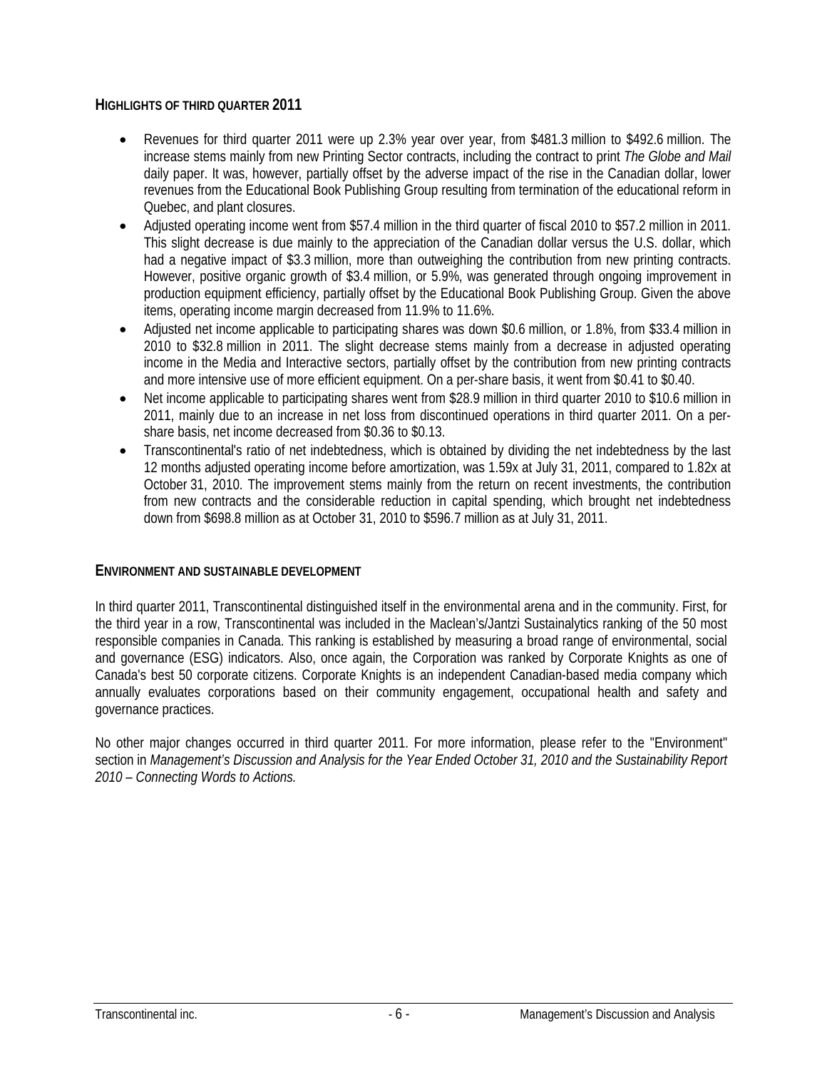## HIGHLIGHTS OF THIRD QUARTER 2011

- Revenues for third quarter 2011 were up 2.3% year over year, from \$481.3 million to \$492.6 million. The increase stems mainly from new Printing Sector contracts, including the contract to print *The Globe and Mail* daily paper. It was, however, partially offset by the adverse impact of the rise in the Canadian dollar, lower revenues from the Educational Book Publishing Group resulting from termination of the educational reform in Quebec, and plant closures.
- Adjusted operating income went from \$57.4 million in the third quarter of fiscal 2010 to \$57.2 million in 2011. This slight decrease is due mainly to the appreciation of the Canadian dollar versus the U.S. dollar, which had a negative impact of \$3.3 million, more than outweighing the contribution from new printing contracts. However, positive organic growth of \$3.4 million, or 5.9%, was generated through ongoing improvement in production equipment efficiency, partially offset by the Educational Book Publishing Group. Given the above items, operating income margin decreased from 11.9% to 11.6%.
- Adjusted net income applicable to participating shares was down \$0.6 million, or 1.8%, from \$33.4 million in 2010 to \$32.8 million in 2011. The slight decrease stems mainly from a decrease in adjusted operating income in the Media and Interactive sectors, partially offset by the contribution from new printing contracts and more intensive use of more efficient equipment. On a per-share basis, it went from \$0.41 to \$0.40.
- Net income applicable to participating shares went from \$28.9 million in third quarter 2010 to \$10.6 million in 2011, mainly due to an increase in net loss from discontinued operations in third quarter 2011. On a per-share basis, net income decreased from \$0.36 to \$0.13.
- Transcontinental's ratio of net indebtedness, which is obtained by dividing the net indebtedness by the last 12 months adjusted operating income before amortization, was 1.59x at July 31, 2011, compared to 1.82x at October 31, 2010. The improvement stems mainly from the return on recent investments, the contribution from new contracts and the considerable reduction in capital spending, which brought net indebtedness down from \$698.8 million as at October 31, 2010 to \$596.7 million as at July 31, 2011.

## ENVIRONMENT AND SUSTAINABLE DEVELOPMENT

In third quarter 2011, Transcontinental distinguished itself in the environmental arena and in the community. First, for the third year in a row, Transcontinental was included in the Maclean's/Jantzi Sustainalytics ranking of the 50 most responsible companies in Canada. This ranking is established by measuring a broad range of environmental, social and governance (ESG) indicators. Also, once again, the Corporation was ranked by Corporate Knights as one of Canada's best 50 corporate citizens. Corporate Knights is an independent Canadian-based media company which annually evaluates corporations based on their community engagement, occupational health and safety and governance practices.

No other major changes occurred in third quarter 2011. For more information, please refer to the "Environment" section in *Management's Discussion and Analysis for the Year Ended October 31, 2010 and the Sustainability Report 2010 – Connecting Words to Actions.*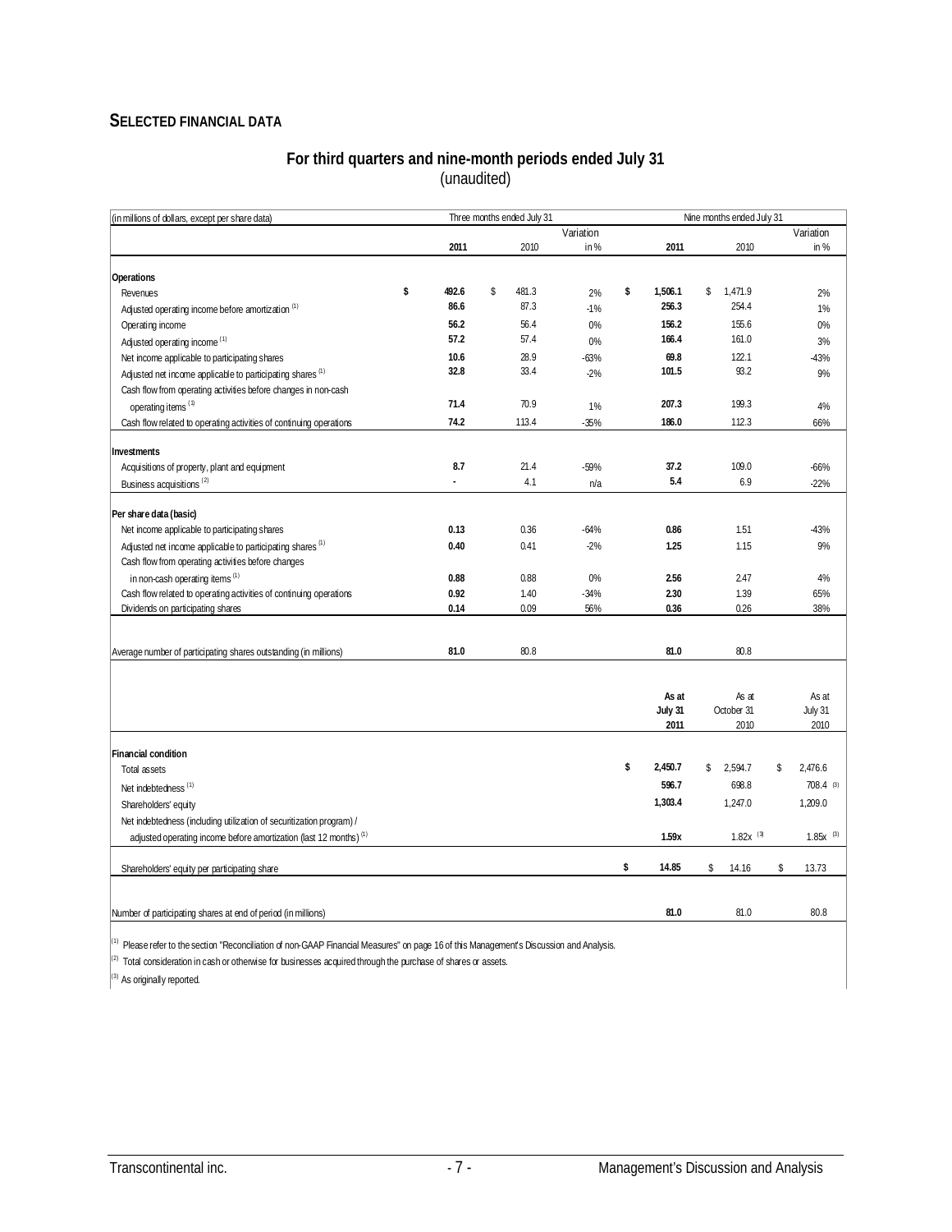## Selected Financial Data

### For third quarters and nine-month periods ended July 31
(unaudited)

| (in millions of dollars, except per share data) | Three months ended July 31 | | | Nine months ended July 31 | | |
|---|---|---|---|---|---|---|
| | 2011 | 2010 | Variation in % | 2011 | 2010 | Variation in % |
| **Operations** | | | | | | |
| Revenues | $ 492.6 | $ 481.3 | 2% | $ 1,506.1 | $ 1,471.9 | 2% |
| Adjusted operating income before amortization [1] | 86.6 | 87.3 | -1% | 256.3 | 254.4 | 1% |
| Operating income | 56.2 | 56.4 | 0% | 156.2 | 155.6 | 0% |
| Adjusted operating income [1] | 57.2 | 57.4 | 0% | 166.4 | 161.0 | 3% |
| Net income applicable to participating shares | 10.6 | 28.9 | -63% | 69.8 | 122.1 | -43% |
| Adjusted net income applicable to participating shares [1] | 32.8 | 33.4 | -2% | 101.5 | 93.2 | 9% |
| Cash flow from operating activities before changes in non-cash operating items [1] | 71.4 | 70.9 | 1% | 207.3 | 199.3 | 4% |
| Cash flow related to operating activities of continuing operations | 74.2 | 113.4 | -35% | 186.0 | 112.3 | 66% |
| **Investments** | | | | | | |
| Acquisitions of property, plant and equipment | 8.7 | 21.4 | -59% | 37.2 | 109.0 | -66% |
| Business acquisitions [2] | - | 4.1 | n/a | 5.4 | 6.9 | -22% |
| **Per share data (basic)** | | | | | | |
| Net income applicable to participating shares | 0.13 | 0.36 | -64% | 0.86 | 1.51 | -43% |
| Adjusted net income applicable to participating shares [1] | 0.40 | 0.41 | -2% | 1.25 | 1.15 | 9% |
| Cash flow from operating activities before changes in non-cash operating items [1] | 0.88 | 0.88 | 0% | 2.56 | 2.47 | 4% |
| Cash flow related to operating activities of continuing operations | 0.92 | 1.40 | -34% | 2.30 | 1.39 | 65% |
| Dividends on participating shares | 0.14 | 0.09 | 56% | 0.36 | 0.26 | 38% |
| Average number of participating shares outstanding (in millions) | 81.0 | 80.8 | | 81.0 | 80.8 | |

| | As at July 31 2011 | As at October 31 2010 | As at July 31 2010 |
|---|---|---|---|
| **Financial condition** | | | |
| Total assets | $ 2,450.7 | $ 2,594.7 | $ 2,476.6 |
| Net indebtedness [1] | 596.7 | 698.8 | 708.4 [3] |
| Shareholders' equity | 1,303.4 | 1,247.0 | 1,209.0 |
| Net indebtedness (including utilization of securitization program) / adjusted operating income before amortization (last 12 months) [1] | 1.59x | 1.82x [3] | 1.85x [3] |
| Shareholders' equity per participating share | $ 14.85 | $ 14.16 | $ 13.73 |
| Number of participating shares at end of period (in millions) | 81.0 | 81.0 | 80.8 |

[1] Please refer to the section "Reconciliation of non-GAAP Financial Measures" on page 16 of this Management's Discussion and Analysis.

[2] Total consideration in cash or otherwise for businesses acquired through the purchase of shares or assets.

[3] As originally reported.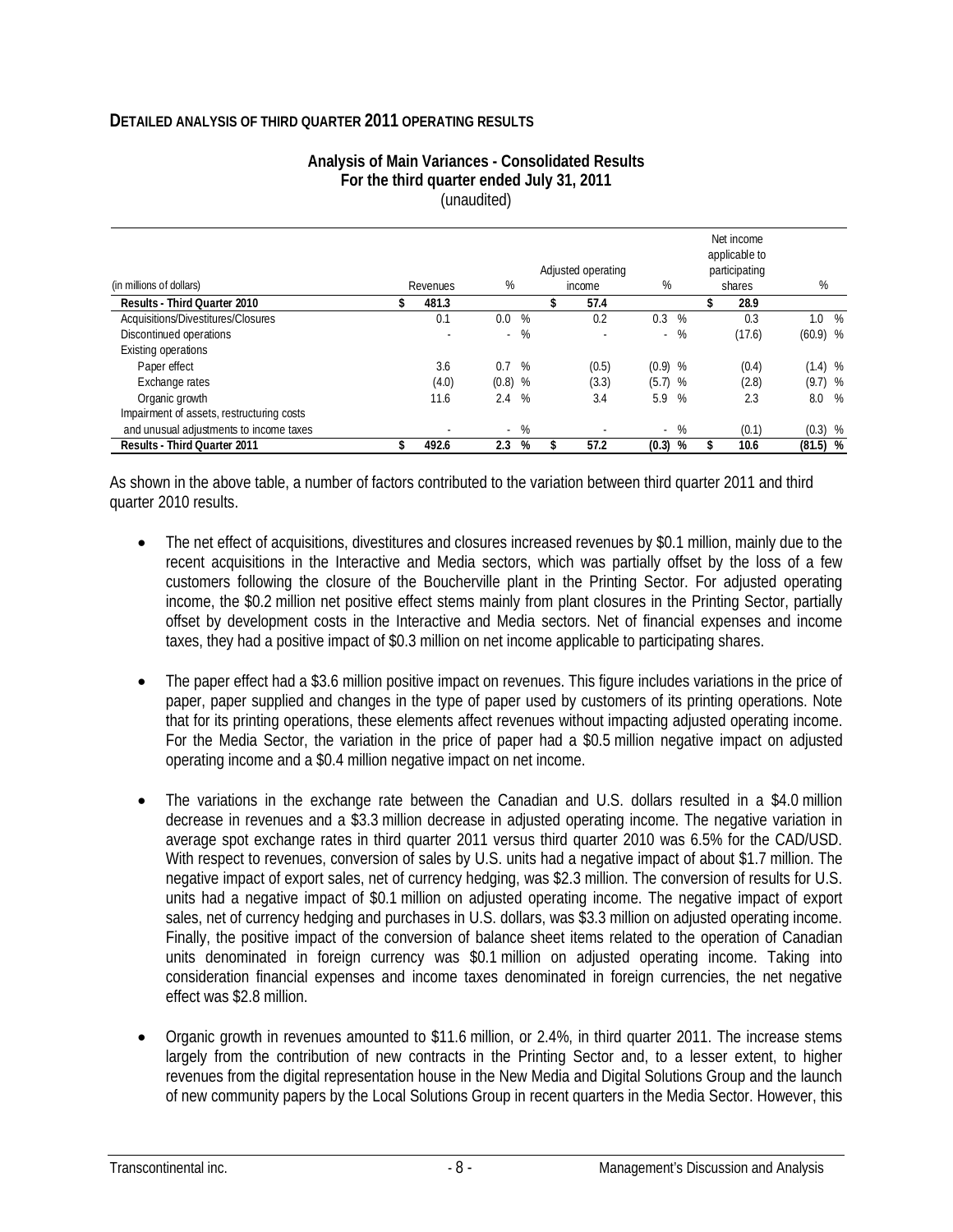## Detailed analysis of third quarter 2011 operating results

**Analysis of Main Variances - Consolidated Results**
**For the third quarter ended July 31, 2011**
(unaudited)

| (in millions of dollars) | Revenues | % | Adjusted operating income | % | Net income applicable to participating shares | % |
|---|---|---|---|---|---|---|
| **Results - Third Quarter 2010** | **$ 481.3** | | **$ 57.4** | | **$ 28.9** | |
| Acquisitions/Divestitures/Closures | 0.1 | 0.0 % | 0.2 | 0.3 % | 0.3 | 1.0 % |
| Discontinued operations | - | - % | - | - % | (17.6) | (60.9) % |
| Existing operations | | | | | | |
| Paper effect | 3.6 | 0.7 % | (0.5) | (0.9) % | (0.4) | (1.4) % |
| Exchange rates | (4.0) | (0.8) % | (3.3) | (5.7) % | (2.8) | (9.7) % |
| Organic growth | 11.6 | 2.4 % | 3.4 | 5.9 % | 2.3 | 8.0 % |
| Impairment of assets, restructuring costs and unusual adjustments to income taxes | - | - % | - | - % | (0.1) | (0.3) % |
| **Results - Third Quarter 2011** | **$ 492.6** | **2.3 %** | **$ 57.2** | **(0.3) %** | **$ 10.6** | **(81.5) %** |

As shown in the above table, a number of factors contributed to the variation between third quarter 2011 and third quarter 2010 results.

- The net effect of acquisitions, divestitures and closures increased revenues by $0.1 million, mainly due to the recent acquisitions in the Interactive and Media sectors, which was partially offset by the loss of a few customers following the closure of the Boucherville plant in the Printing Sector. For adjusted operating income, the $0.2 million net positive effect stems mainly from plant closures in the Printing Sector, partially offset by development costs in the Interactive and Media sectors. Net of financial expenses and income taxes, they had a positive impact of $0.3 million on net income applicable to participating shares.

- The paper effect had a $3.6 million positive impact on revenues. This figure includes variations in the price of paper, paper supplied and changes in the type of paper used by customers of its printing operations. Note that for its printing operations, these elements affect revenues without impacting adjusted operating income. For the Media Sector, the variation in the price of paper had a $0.5 million negative impact on adjusted operating income and a $0.4 million negative impact on net income.

- The variations in the exchange rate between the Canadian and U.S. dollars resulted in a $4.0 million decrease in revenues and a $3.3 million decrease in adjusted operating income. The negative variation in average spot exchange rates in third quarter 2011 versus third quarter 2010 was 6.5% for the CAD/USD. With respect to revenues, conversion of sales by U.S. units had a negative impact of about $1.7 million. The negative impact of export sales, net of currency hedging, was $2.3 million. The conversion of results for U.S. units had a negative impact of $0.1 million on adjusted operating income. The negative impact of export sales, net of currency hedging and purchases in U.S. dollars, was $3.3 million on adjusted operating income. Finally, the positive impact of the conversion of balance sheet items related to the operation of Canadian units denominated in foreign currency was $0.1 million on adjusted operating income. Taking into consideration financial expenses and income taxes denominated in foreign currencies, the net negative effect was $2.8 million.

- Organic growth in revenues amounted to $11.6 million, or 2.4%, in third quarter 2011. The increase stems largely from the contribution of new contracts in the Printing Sector and, to a lesser extent, to higher revenues from the digital representation house in the New Media and Digital Solutions Group and the launch of new community papers by the Local Solutions Group in recent quarters in the Media Sector. However, this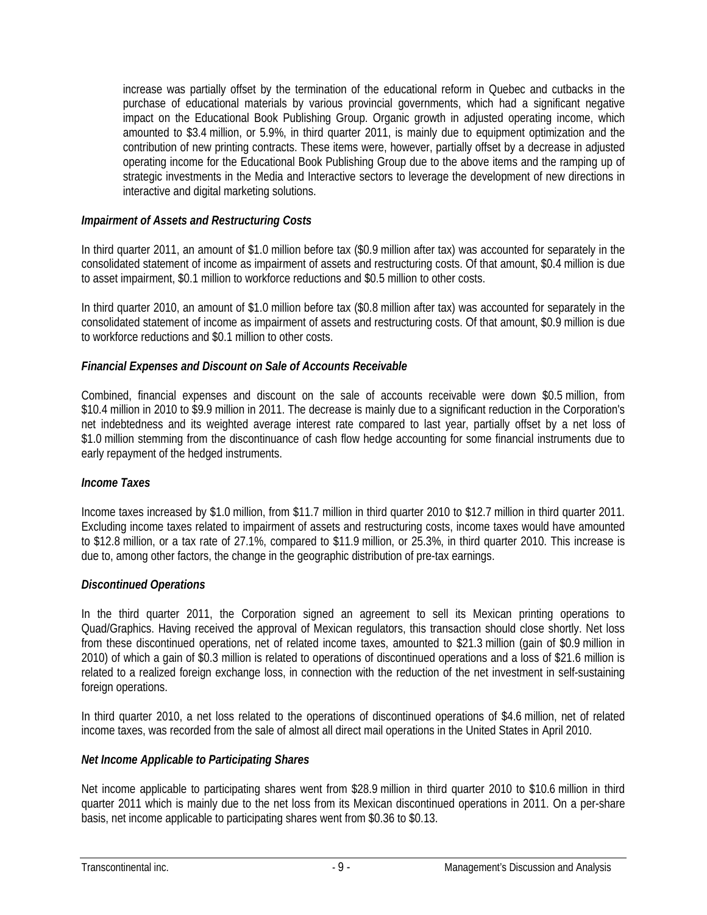increase was partially offset by the termination of the educational reform in Quebec and cutbacks in the purchase of educational materials by various provincial governments, which had a significant negative impact on the Educational Book Publishing Group. Organic growth in adjusted operating income, which amounted to $3.4 million, or 5.9%, in third quarter 2011, is mainly due to equipment optimization and the contribution of new printing contracts. These items were, however, partially offset by a decrease in adjusted operating income for the Educational Book Publishing Group due to the above items and the ramping up of strategic investments in the Media and Interactive sectors to leverage the development of new directions in interactive and digital marketing solutions.

### *Impairment of Assets and Restructuring Costs*

In third quarter 2011, an amount of $1.0 million before tax ($0.9 million after tax) was accounted for separately in the consolidated statement of income as impairment of assets and restructuring costs. Of that amount, $0.4 million is due to asset impairment, $0.1 million to workforce reductions and $0.5 million to other costs.

In third quarter 2010, an amount of $1.0 million before tax ($0.8 million after tax) was accounted for separately in the consolidated statement of income as impairment of assets and restructuring costs. Of that amount, $0.9 million is due to workforce reductions and $0.1 million to other costs.

### *Financial Expenses and Discount on Sale of Accounts Receivable*

Combined, financial expenses and discount on the sale of accounts receivable were down $0.5 million, from $10.4 million in 2010 to $9.9 million in 2011. The decrease is mainly due to a significant reduction in the Corporation's net indebtedness and its weighted average interest rate compared to last year, partially offset by a net loss of $1.0 million stemming from the discontinuance of cash flow hedge accounting for some financial instruments due to early repayment of the hedged instruments.

### *Income Taxes*

Income taxes increased by $1.0 million, from $11.7 million in third quarter 2010 to $12.7 million in third quarter 2011. Excluding income taxes related to impairment of assets and restructuring costs, income taxes would have amounted to $12.8 million, or a tax rate of 27.1%, compared to $11.9 million, or 25.3%, in third quarter 2010. This increase is due to, among other factors, the change in the geographic distribution of pre-tax earnings.

### *Discontinued Operations*

In the third quarter 2011, the Corporation signed an agreement to sell its Mexican printing operations to Quad/Graphics. Having received the approval of Mexican regulators, this transaction should close shortly. Net loss from these discontinued operations, net of related income taxes, amounted to $21.3 million (gain of $0.9 million in 2010) of which a gain of $0.3 million is related to operations of discontinued operations and a loss of $21.6 million is related to a realized foreign exchange loss, in connection with the reduction of the net investment in self-sustaining foreign operations.

In third quarter 2010, a net loss related to the operations of discontinued operations of $4.6 million, net of related income taxes, was recorded from the sale of almost all direct mail operations in the United States in April 2010.

### *Net Income Applicable to Participating Shares*

Net income applicable to participating shares went from $28.9 million in third quarter 2010 to $10.6 million in third quarter 2011 which is mainly due to the net loss from its Mexican discontinued operations in 2011. On a per-share basis, net income applicable to participating shares went from $0.36 to $0.13.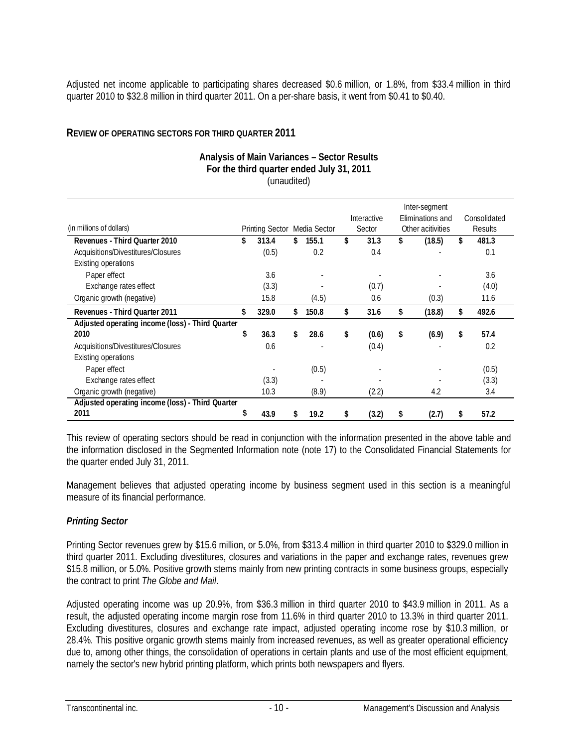Adjusted net income applicable to participating shares decreased $0.6 million, or 1.8%, from $33.4 million in third quarter 2010 to $32.8 million in third quarter 2011. On a per-share basis, it went from $0.41 to $0.40.

## REVIEW OF OPERATING SECTORS FOR THIRD QUARTER 2011

**Analysis of Main Variances – Sector Results**
**For the third quarter ended July 31, 2011**
(unaudited)

| (in millions of dollars) | Printing Sector | Media Sector | Interactive Sector | Inter-segment Eliminations and Other acitivities | Consolidated Results |
|---|---|---|---|---|---|
| **Revenues - Third Quarter 2010** | **$ 313.4** | **$ 155.1** | **$ 31.3** | **$ (18.5)** | **$ 481.3** |
| Acquisitions/Divestitures/Closures | (0.5) | 0.2 | 0.4 | - | 0.1 |
| Existing operations | | | | | |
| Paper effect | 3.6 | - | - | - | 3.6 |
| Exchange rates effect | (3.3) | - | (0.7) | - | (4.0) |
| Organic growth (negative) | 15.8 | (4.5) | 0.6 | (0.3) | 11.6 |
| **Revenues - Third Quarter 2011** | **$ 329.0** | **$ 150.8** | **$ 31.6** | **$ (18.8)** | **$ 492.6** |
| **Adjusted operating income (loss) - Third Quarter 2010** | **$ 36.3** | **$ 28.6** | **$ (0.6)** | **$ (6.9)** | **$ 57.4** |
| Acquisitions/Divestitures/Closures | 0.6 | - | (0.4) | - | 0.2 |
| Existing operations | | | | | |
| Paper effect | - | (0.5) | - | - | (0.5) |
| Exchange rates effect | (3.3) | - | - | - | (3.3) |
| Organic growth (negative) | 10.3 | (8.9) | (2.2) | 4.2 | 3.4 |
| **Adjusted operating income (loss) - Third Quarter 2011** | **$ 43.9** | **$ 19.2** | **$ (3.2)** | **$ (2.7)** | **$ 57.2** |

This review of operating sectors should be read in conjunction with the information presented in the above table and the information disclosed in the Segmented Information note (note 17) to the Consolidated Financial Statements for the quarter ended July 31, 2011.

Management believes that adjusted operating income by business segment used in this section is a meaningful measure of its financial performance.

### *Printing Sector*

Printing Sector revenues grew by $15.6 million, or 5.0%, from $313.4 million in third quarter 2010 to $329.0 million in third quarter 2011. Excluding divestitures, closures and variations in the paper and exchange rates, revenues grew $15.8 million, or 5.0%. Positive growth stems mainly from new printing contracts in some business groups, especially the contract to print *The Globe and Mail*.

Adjusted operating income was up 20.9%, from $36.3 million in third quarter 2010 to $43.9 million in 2011. As a result, the adjusted operating income margin rose from 11.6% in third quarter 2010 to 13.3% in third quarter 2011. Excluding divestitures, closures and exchange rate impact, adjusted operating income rose by $10.3 million, or 28.4%. This positive organic growth stems mainly from increased revenues, as well as greater operational efficiency due to, among other things, the consolidation of operations in certain plants and use of the most efficient equipment, namely the sector's new hybrid printing platform, which prints both newspapers and flyers.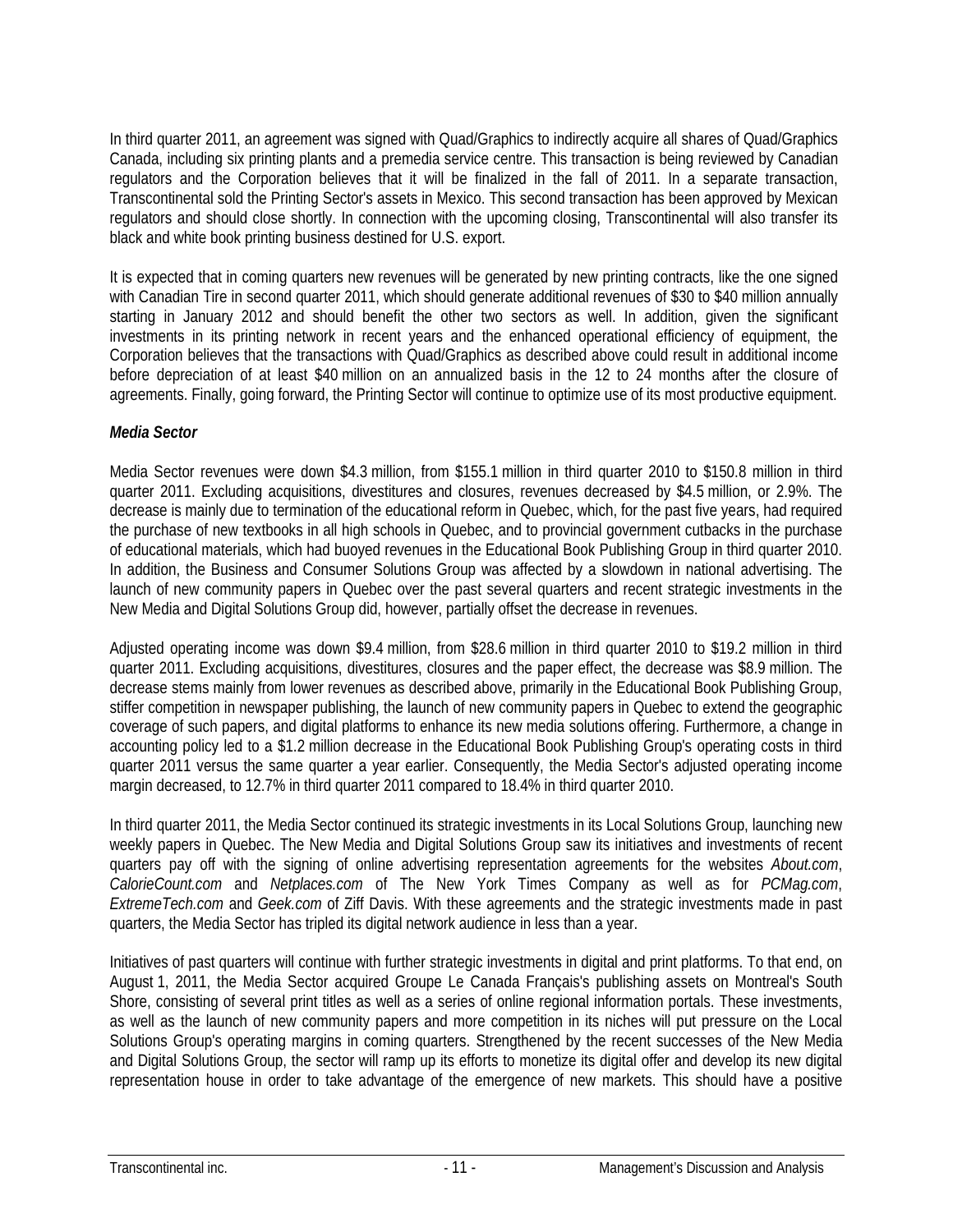In third quarter 2011, an agreement was signed with Quad/Graphics to indirectly acquire all shares of Quad/Graphics Canada, including six printing plants and a premedia service centre. This transaction is being reviewed by Canadian regulators and the Corporation believes that it will be finalized in the fall of 2011. In a separate transaction, Transcontinental sold the Printing Sector's assets in Mexico. This second transaction has been approved by Mexican regulators and should close shortly. In connection with the upcoming closing, Transcontinental will also transfer its black and white book printing business destined for U.S. export.

It is expected that in coming quarters new revenues will be generated by new printing contracts, like the one signed with Canadian Tire in second quarter 2011, which should generate additional revenues of $30 to $40 million annually starting in January 2012 and should benefit the other two sectors as well. In addition, given the significant investments in its printing network in recent years and the enhanced operational efficiency of equipment, the Corporation believes that the transactions with Quad/Graphics as described above could result in additional income before depreciation of at least $40 million on an annualized basis in the 12 to 24 months after the closure of agreements. Finally, going forward, the Printing Sector will continue to optimize use of its most productive equipment.

***Media Sector***

Media Sector revenues were down $4.3 million, from $155.1 million in third quarter 2010 to $150.8 million in third quarter 2011. Excluding acquisitions, divestitures and closures, revenues decreased by $4.5 million, or 2.9%. The decrease is mainly due to termination of the educational reform in Quebec, which, for the past five years, had required the purchase of new textbooks in all high schools in Quebec, and to provincial government cutbacks in the purchase of educational materials, which had buoyed revenues in the Educational Book Publishing Group in third quarter 2010. In addition, the Business and Consumer Solutions Group was affected by a slowdown in national advertising. The launch of new community papers in Quebec over the past several quarters and recent strategic investments in the New Media and Digital Solutions Group did, however, partially offset the decrease in revenues.

Adjusted operating income was down $9.4 million, from $28.6 million in third quarter 2010 to $19.2 million in third quarter 2011. Excluding acquisitions, divestitures, closures and the paper effect, the decrease was $8.9 million. The decrease stems mainly from lower revenues as described above, primarily in the Educational Book Publishing Group, stiffer competition in newspaper publishing, the launch of new community papers in Quebec to extend the geographic coverage of such papers, and digital platforms to enhance its new media solutions offering. Furthermore, a change in accounting policy led to a $1.2 million decrease in the Educational Book Publishing Group's operating costs in third quarter 2011 versus the same quarter a year earlier. Consequently, the Media Sector's adjusted operating income margin decreased, to 12.7% in third quarter 2011 compared to 18.4% in third quarter 2010.

In third quarter 2011, the Media Sector continued its strategic investments in its Local Solutions Group, launching new weekly papers in Quebec. The New Media and Digital Solutions Group saw its initiatives and investments of recent quarters pay off with the signing of online advertising representation agreements for the websites *About.com*, *CalorieCount.com* and *Netplaces.com* of The New York Times Company as well as for *PCMag.com*, *ExtremeTech.com* and *Geek.com* of Ziff Davis. With these agreements and the strategic investments made in past quarters, the Media Sector has tripled its digital network audience in less than a year.

Initiatives of past quarters will continue with further strategic investments in digital and print platforms. To that end, on August 1, 2011, the Media Sector acquired Groupe Le Canada Français's publishing assets on Montreal's South Shore, consisting of several print titles as well as a series of online regional information portals. These investments, as well as the launch of new community papers and more competition in its niches will put pressure on the Local Solutions Group's operating margins in coming quarters. Strengthened by the recent successes of the New Media and Digital Solutions Group, the sector will ramp up its efforts to monetize its digital offer and develop its new digital representation house in order to take advantage of the emergence of new markets. This should have a positive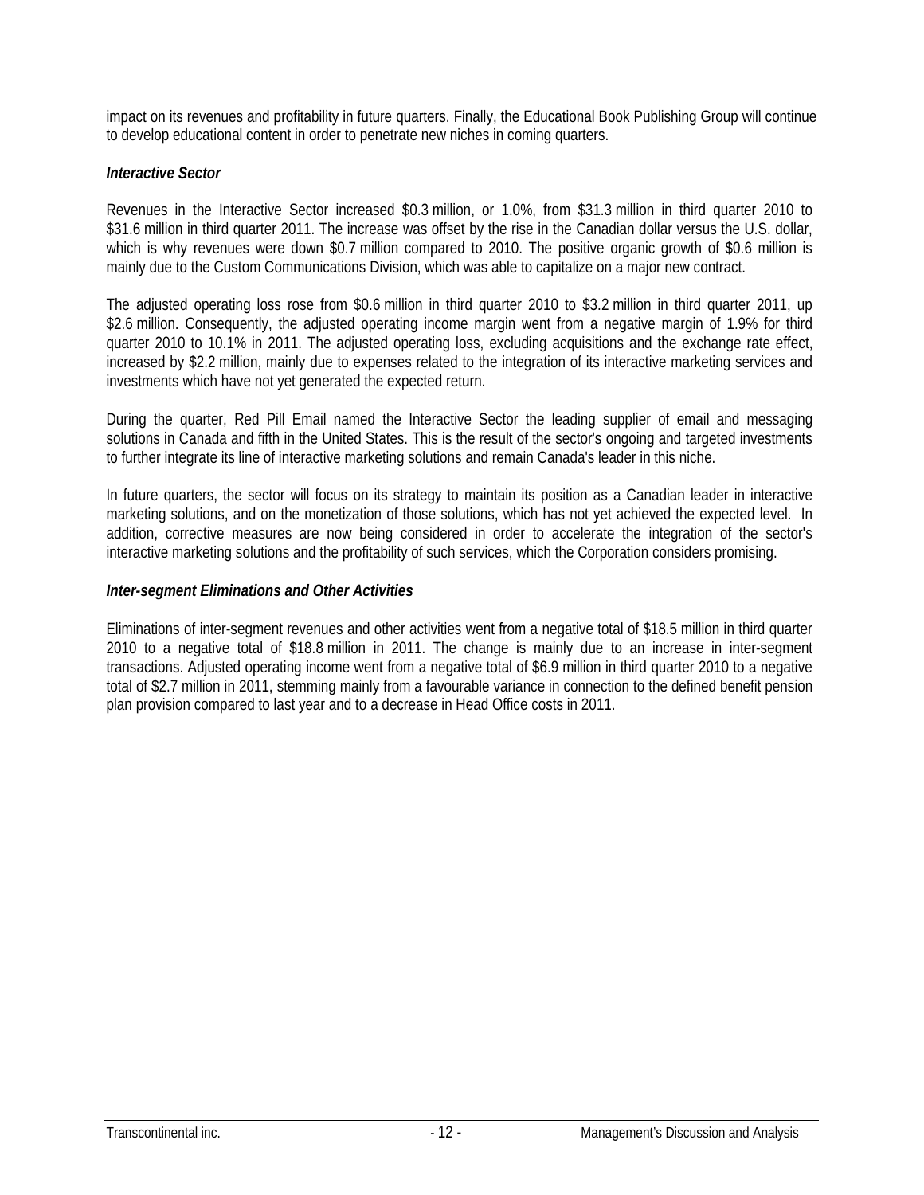impact on its revenues and profitability in future quarters. Finally, the Educational Book Publishing Group will continue to develop educational content in order to penetrate new niches in coming quarters.

### *Interactive Sector*

Revenues in the Interactive Sector increased $0.3 million, or 1.0%, from $31.3 million in third quarter 2010 to $31.6 million in third quarter 2011. The increase was offset by the rise in the Canadian dollar versus the U.S. dollar, which is why revenues were down $0.7 million compared to 2010. The positive organic growth of $0.6 million is mainly due to the Custom Communications Division, which was able to capitalize on a major new contract.

The adjusted operating loss rose from $0.6 million in third quarter 2010 to $3.2 million in third quarter 2011, up $2.6 million. Consequently, the adjusted operating income margin went from a negative margin of 1.9% for third quarter 2010 to 10.1% in 2011. The adjusted operating loss, excluding acquisitions and the exchange rate effect, increased by $2.2 million, mainly due to expenses related to the integration of its interactive marketing services and investments which have not yet generated the expected return.

During the quarter, Red Pill Email named the Interactive Sector the leading supplier of email and messaging solutions in Canada and fifth in the United States. This is the result of the sector's ongoing and targeted investments to further integrate its line of interactive marketing solutions and remain Canada's leader in this niche.

In future quarters, the sector will focus on its strategy to maintain its position as a Canadian leader in interactive marketing solutions, and on the monetization of those solutions, which has not yet achieved the expected level. In addition, corrective measures are now being considered in order to accelerate the integration of the sector's interactive marketing solutions and the profitability of such services, which the Corporation considers promising.

### *Inter-segment Eliminations and Other Activities*

Eliminations of inter-segment revenues and other activities went from a negative total of $18.5 million in third quarter 2010 to a negative total of $18.8 million in 2011. The change is mainly due to an increase in inter-segment transactions. Adjusted operating income went from a negative total of $6.9 million in third quarter 2010 to a negative total of $2.7 million in 2011, stemming mainly from a favourable variance in connection to the defined benefit pension plan provision compared to last year and to a decrease in Head Office costs in 2011.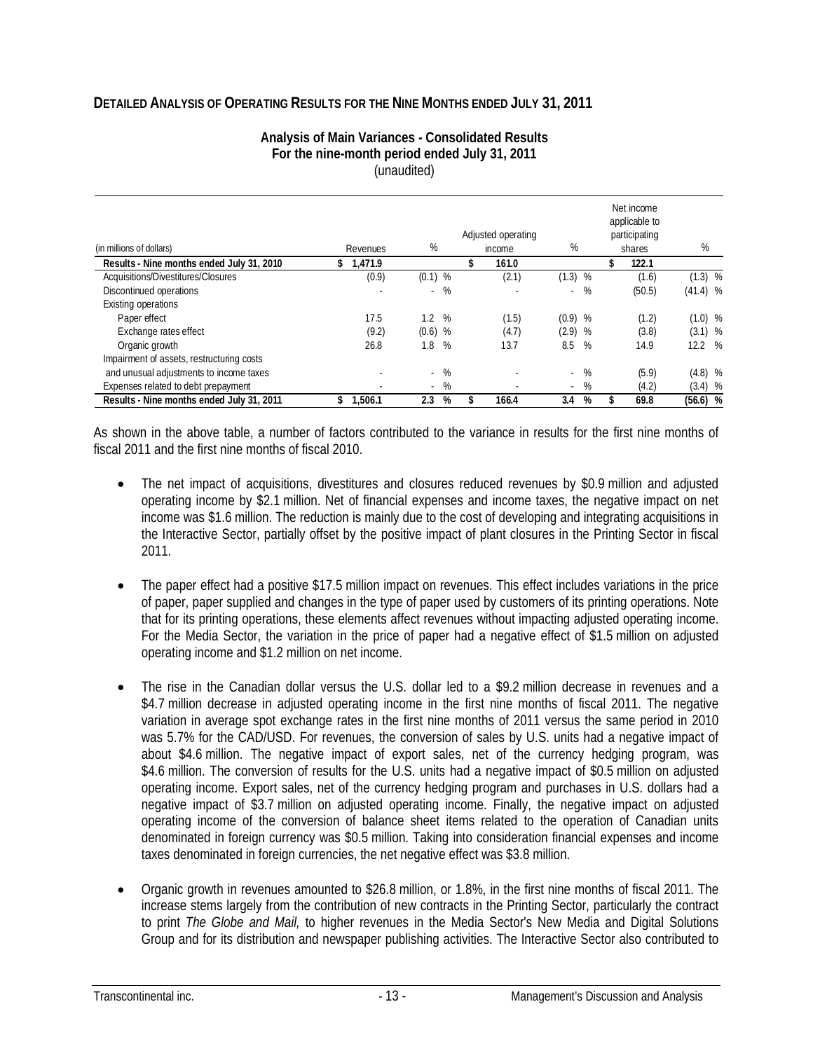## Detailed Analysis of Operating Results for the Nine Months ended July 31, 2011

**Analysis of Main Variances - Consolidated Results**
**For the nine-month period ended July 31, 2011**
(unaudited)

| (in millions of dollars) | Revenues | % | Adjusted operating income | % | Net income applicable to participating shares | % |
|---|---|---|---|---|---|---|
| **Results - Nine months ended July 31, 2010** | **$ 1,471.9** | | **$ 161.0** | | **$ 122.1** | |
| Acquisitions/Divestitures/Closures | (0.9) | (0.1) % | (2.1) | (1.3) % | (1.6) | (1.3) % |
| Discontinued operations | - | - % | - | - % | (50.5) | (41.4) % |
| Existing operations | | | | | | |
| Paper effect | 17.5 | 1.2 % | (1.5) | (0.9) % | (1.2) | (1.0) % |
| Exchange rates effect | (9.2) | (0.6) % | (4.7) | (2.9) % | (3.8) | (3.1) % |
| Organic growth | 26.8 | 1.8 % | 13.7 | 8.5 % | 14.9 | 12.2 % |
| Impairment of assets, restructuring costs and unusual adjustments to income taxes | - | - % | - | - % | (5.9) | (4.8) % |
| Expenses related to debt prepayment | - | - % | - | - % | (4.2) | (3.4) % |
| **Results - Nine months ended July 31, 2011** | **$ 1,506.1** | **2.3 %** | **$ 166.4** | **3.4 %** | **$ 69.8** | **(56.6) %** |

As shown in the above table, a number of factors contributed to the variance in results for the first nine months of fiscal 2011 and the first nine months of fiscal 2010.

- The net impact of acquisitions, divestitures and closures reduced revenues by $0.9 million and adjusted operating income by $2.1 million. Net of financial expenses and income taxes, the negative impact on net income was $1.6 million. The reduction is mainly due to the cost of developing and integrating acquisitions in the Interactive Sector, partially offset by the positive impact of plant closures in the Printing Sector in fiscal 2011.

- The paper effect had a positive $17.5 million impact on revenues. This effect includes variations in the price of paper, paper supplied and changes in the type of paper used by customers of its printing operations. Note that for its printing operations, these elements affect revenues without impacting adjusted operating income. For the Media Sector, the variation in the price of paper had a negative effect of $1.5 million on adjusted operating income and $1.2 million on net income.

- The rise in the Canadian dollar versus the U.S. dollar led to a $9.2 million decrease in revenues and a $4.7 million decrease in adjusted operating income in the first nine months of fiscal 2011. The negative variation in average spot exchange rates in the first nine months of 2011 versus the same period in 2010 was 5.7% for the CAD/USD. For revenues, the conversion of sales by U.S. units had a negative impact of about $4.6 million. The negative impact of export sales, net of the currency hedging program, was $4.6 million. The conversion of results for the U.S. units had a negative impact of $0.5 million on adjusted operating income. Export sales, net of the currency hedging program and purchases in U.S. dollars had a negative impact of $3.7 million on adjusted operating income. Finally, the negative impact on adjusted operating income of the conversion of balance sheet items related to the operation of Canadian units denominated in foreign currency was $0.5 million. Taking into consideration financial expenses and income taxes denominated in foreign currencies, the net negative effect was $3.8 million.

- Organic growth in revenues amounted to $26.8 million, or 1.8%, in the first nine months of fiscal 2011. The increase stems largely from the contribution of new contracts in the Printing Sector, particularly the contract to print *The Globe and Mail,* to higher revenues in the Media Sector's New Media and Digital Solutions Group and for its distribution and newspaper publishing activities. The Interactive Sector also contributed to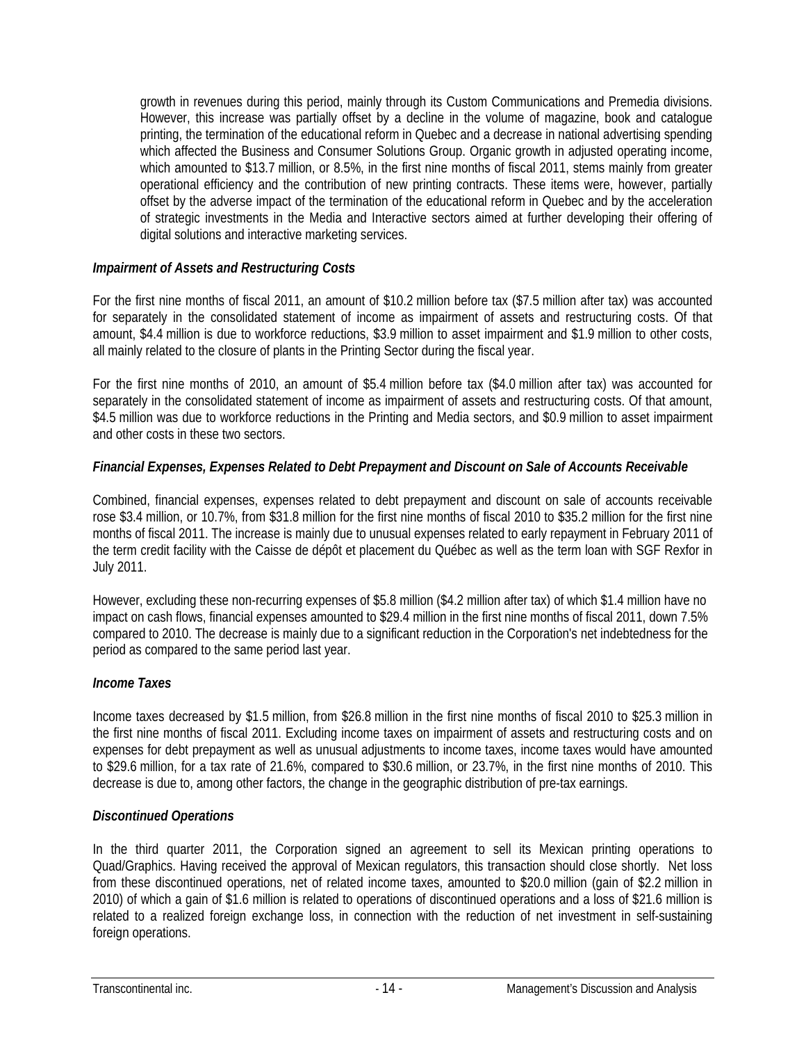growth in revenues during this period, mainly through its Custom Communications and Premedia divisions. However, this increase was partially offset by a decline in the volume of magazine, book and catalogue printing, the termination of the educational reform in Quebec and a decrease in national advertising spending which affected the Business and Consumer Solutions Group. Organic growth in adjusted operating income, which amounted to $13.7 million, or 8.5%, in the first nine months of fiscal 2011, stems mainly from greater operational efficiency and the contribution of new printing contracts. These items were, however, partially offset by the adverse impact of the termination of the educational reform in Quebec and by the acceleration of strategic investments in the Media and Interactive sectors aimed at further developing their offering of digital solutions and interactive marketing services.

***Impairment of Assets and Restructuring Costs***

For the first nine months of fiscal 2011, an amount of $10.2 million before tax ($7.5 million after tax) was accounted for separately in the consolidated statement of income as impairment of assets and restructuring costs. Of that amount, $4.4 million is due to workforce reductions, $3.9 million to asset impairment and $1.9 million to other costs, all mainly related to the closure of plants in the Printing Sector during the fiscal year.

For the first nine months of 2010, an amount of $5.4 million before tax ($4.0 million after tax) was accounted for separately in the consolidated statement of income as impairment of assets and restructuring costs. Of that amount, $4.5 million was due to workforce reductions in the Printing and Media sectors, and $0.9 million to asset impairment and other costs in these two sectors.

***Financial Expenses, Expenses Related to Debt Prepayment and Discount on Sale of Accounts Receivable***

Combined, financial expenses, expenses related to debt prepayment and discount on sale of accounts receivable rose $3.4 million, or 10.7%, from $31.8 million for the first nine months of fiscal 2010 to $35.2 million for the first nine months of fiscal 2011. The increase is mainly due to unusual expenses related to early repayment in February 2011 of the term credit facility with the Caisse de dépôt et placement du Québec as well as the term loan with SGF Rexfor in July 2011.

However, excluding these non-recurring expenses of $5.8 million ($4.2 million after tax) of which $1.4 million have no impact on cash flows, financial expenses amounted to $29.4 million in the first nine months of fiscal 2011, down 7.5% compared to 2010. The decrease is mainly due to a significant reduction in the Corporation's net indebtedness for the period as compared to the same period last year.

***Income Taxes***

Income taxes decreased by $1.5 million, from $26.8 million in the first nine months of fiscal 2010 to $25.3 million in the first nine months of fiscal 2011. Excluding income taxes on impairment of assets and restructuring costs and on expenses for debt prepayment as well as unusual adjustments to income taxes, income taxes would have amounted to $29.6 million, for a tax rate of 21.6%, compared to $30.6 million, or 23.7%, in the first nine months of 2010. This decrease is due to, among other factors, the change in the geographic distribution of pre-tax earnings.

***Discontinued Operations***

In the third quarter 2011, the Corporation signed an agreement to sell its Mexican printing operations to Quad/Graphics. Having received the approval of Mexican regulators, this transaction should close shortly. Net loss from these discontinued operations, net of related income taxes, amounted to $20.0 million (gain of $2.2 million in 2010) of which a gain of $1.6 million is related to operations of discontinued operations and a loss of $21.6 million is related to a realized foreign exchange loss, in connection with the reduction of net investment in self-sustaining foreign operations.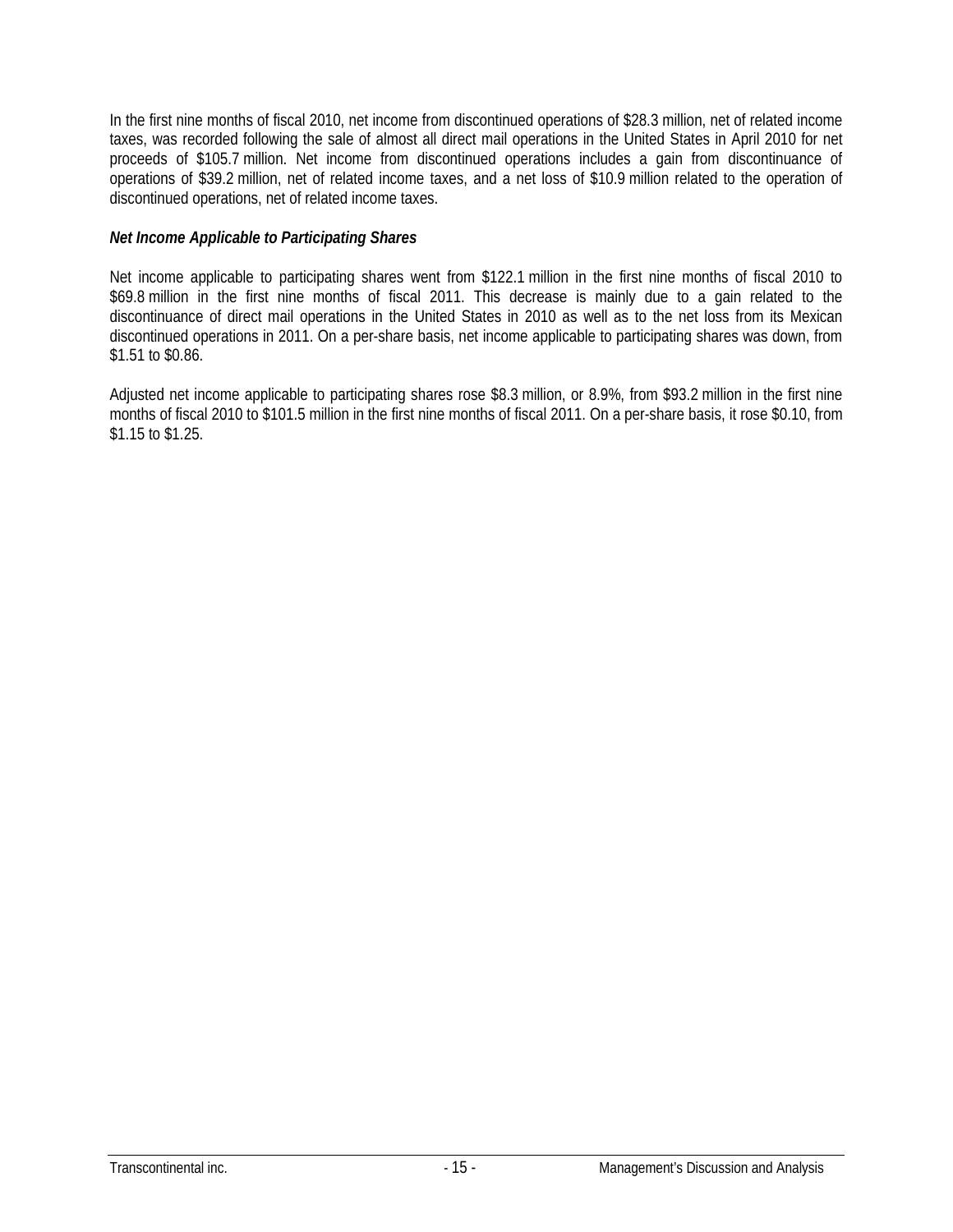In the first nine months of fiscal 2010, net income from discontinued operations of $28.3 million, net of related income taxes, was recorded following the sale of almost all direct mail operations in the United States in April 2010 for net proceeds of $105.7 million. Net income from discontinued operations includes a gain from discontinuance of operations of $39.2 million, net of related income taxes, and a net loss of $10.9 million related to the operation of discontinued operations, net of related income taxes.

***Net Income Applicable to Participating Shares***

Net income applicable to participating shares went from $122.1 million in the first nine months of fiscal 2010 to $69.8 million in the first nine months of fiscal 2011. This decrease is mainly due to a gain related to the discontinuance of direct mail operations in the United States in 2010 as well as to the net loss from its Mexican discontinued operations in 2011. On a per-share basis, net income applicable to participating shares was down, from $1.51 to $0.86.

Adjusted net income applicable to participating shares rose $8.3 million, or 8.9%, from $93.2 million in the first nine months of fiscal 2010 to $101.5 million in the first nine months of fiscal 2011. On a per-share basis, it rose $0.10, from $1.15 to $1.25.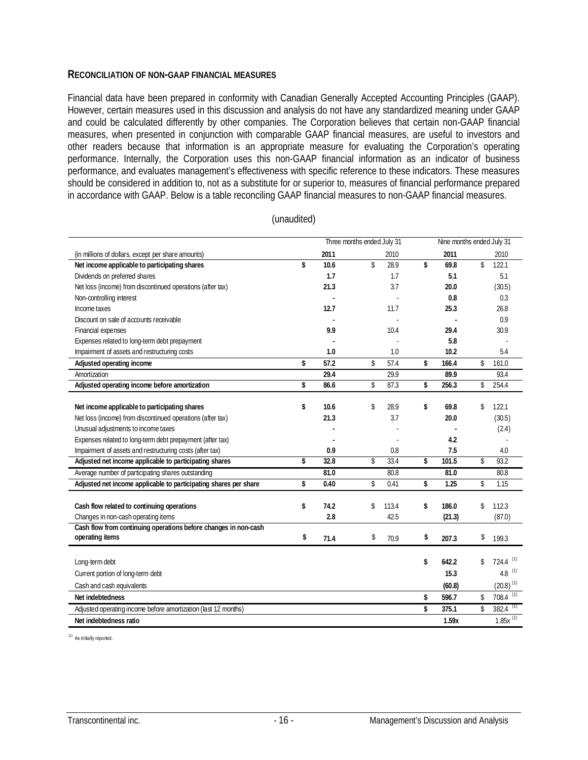## RECONCILIATION OF NON-GAAP FINANCIAL MEASURES

Financial data have been prepared in conformity with Canadian Generally Accepted Accounting Principles (GAAP). However, certain measures used in this discussion and analysis do not have any standardized meaning under GAAP and could be calculated differently by other companies. The Corporation believes that certain non-GAAP financial measures, when presented in conjunction with comparable GAAP financial measures, are useful to investors and other readers because that information is an appropriate measure for evaluating the Corporation's operating performance. Internally, the Corporation uses this non-GAAP financial information as an indicator of business performance, and evaluates management's effectiveness with specific reference to these indicators. These measures should be considered in addition to, not as a substitute for or superior to, measures of financial performance prepared in accordance with GAAP. Below is a table reconciling GAAP financial measures to non-GAAP financial measures.

(unaudited)

| | Three months ended July 31 | | Nine months ended July 31 | |
|---|---|---|---|---|
| (in millions of dollars, except per share amounts) | **2011** | 2010 | **2011** | 2010 |
| **Net income applicable to participating shares** | **$ 10.6** | $ 28.9 | **$ 69.8** | $ 122.1 |
| Dividends on preferred shares | **1.7** | 1.7 | **5.1** | 5.1 |
| Net loss (income) from discontinued operations (after tax) | **21.3** | 3.7 | **20.0** | (30.5) |
| Non-controlling interest | **-** | - | **0.8** | 0.3 |
| Income taxes | **12.7** | 11.7 | **25.3** | 26.8 |
| Discount on sale of accounts receivable | **-** | - | **-** | 0.9 |
| Financial expenses | **9.9** | 10.4 | **29.4** | 30.9 |
| Expenses related to long-term debt prepayment | **-** | - | **5.8** | - |
| Impairment of assets and restructuring costs | **1.0** | 1.0 | **10.2** | 5.4 |
| **Adjusted operating income** | **$ 57.2** | $ 57.4 | **$ 166.4** | $ 161.0 |
| Amortization | **29.4** | 29.9 | **89.9** | 93.4 |
| **Adjusted operating income before amortization** | **$ 86.6** | $ 87.3 | **$ 256.3** | $ 254.4 |
| | | | | |
| **Net income applicable to participating shares** | **$ 10.6** | $ 28.9 | **$ 69.8** | $ 122.1 |
| Net loss (income) from discontinued operations (after tax) | **21.3** | 3.7 | **20.0** | (30.5) |
| Unusual adjustments to income taxes | **-** | - | **-** | (2.4) |
| Expenses related to long-term debt prepayment (after tax) | **-** | - | **4.2** | - |
| Impairment of assets and restructuring costs (after tax) | **0.9** | 0.8 | **7.5** | 4.0 |
| **Adjusted net income applicable to participating shares** | **$ 32.8** | $ 33.4 | **$ 101.5** | $ 93.2 |
| Average number of participating shares outstanding | **81.0** | 80.8 | **81.0** | 80.8 |
| **Adjusted net income applicable to participating shares per share** | **$ 0.40** | $ 0.41 | **$ 1.25** | $ 1.15 |
| | | | | |
| **Cash flow related to continuing operations** | **$ 74.2** | $ 113.4 | **$ 186.0** | $ 112.3 |
| Changes in non-cash operating items | **2.8** | 42.5 | **(21.3)** | (87.0) |
| **Cash flow from continuing operations before changes in non-cash operating items** | **$ 71.4** | $ 70.9 | **$ 207.3** | $ 199.3 |
| | | | | |
| Long-term debt | | | **$ 642.2** | $ 724.4 [(1)] |
| Current portion of long-term debt | | | **15.3** | 4.8 [(1)] |
| Cash and cash equivalents | | | **(60.8)** | (20.8) [(1)] |
| **Net indebtedness** | | | **$ 596.7** | $ 708.4 [(1)] |
| Adjusted operating income before amortization (last 12 months) | | | **$ 375.1** | $ 382.4 [(1)] |
| **Net indebtedness ratio** | | | **1.59x** | 1.85x [(1)] |

(1) As initially reported.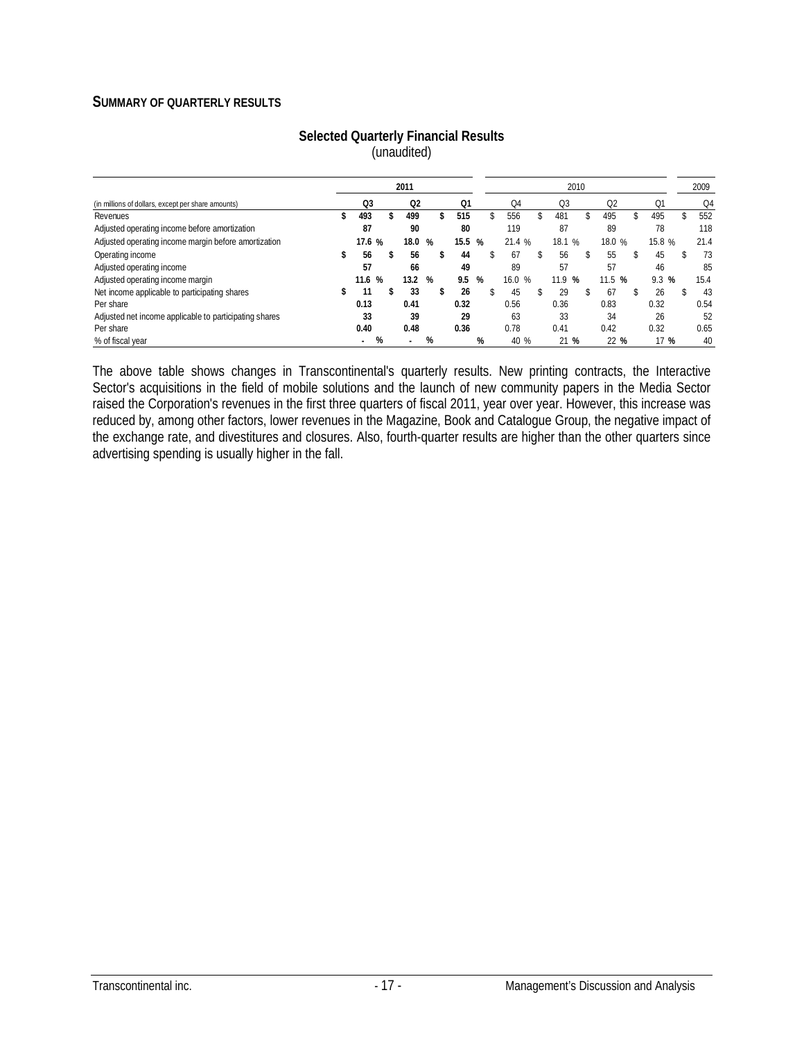## SUMMARY OF QUARTERLY RESULTS

**Selected Quarterly Financial Results**
(unaudited)

| (in millions of dollars, except per share amounts) | 2011 | | | 2010 | | | | 2009 |
|---|---|---|---|---|---|---|---|---|
| | **Q3** | **Q2** | **Q1** | Q4 | Q3 | Q2 | Q1 | Q4 |
| Revenues | **$ 493** | **$ 499** | **$ 515** | $ 556 | $ 481 | $ 495 | $ 495 | $ 552 |
| Adjusted operating income before amortization | **87** | **90** | **80** | 119 | 87 | 89 | 78 | 118 |
| Adjusted operating income margin before amortization | **17.6 %** | **18.0 %** | **15.5 %** | 21.4 % | 18.1 % | 18.0 % | 15.8 % | 21.4 |
| Operating income | **$ 56** | **$ 56** | **$ 44** | $ 67 | $ 56 | $ 55 | $ 45 | $ 73 |
| Adjusted operating income | **57** | **66** | **49** | 89 | 57 | 57 | 46 | 85 |
| Adjusted operating income margin | **11.6 %** | **13.2 %** | **9.5 %** | 16.0 % | 11.9 % | 11.5 % | 9.3 % | 15.4 |
| Net income applicable to participating shares | **$ 11** | **$ 33** | **$ 26** | $ 45 | $ 29 | $ 67 | $ 26 | $ 43 |
| Per share | **0.13** | **0.41** | **0.32** | 0.56 | 0.36 | 0.83 | 0.32 | 0.54 |
| Adjusted net income applicable to participating shares | **33** | **39** | **29** | 63 | 33 | 34 | 26 | 52 |
| Per share | **0.40** | **0.48** | **0.36** | 0.78 | 0.41 | 0.42 | 0.32 | 0.65 |
| % of fiscal year | **- %** | **- %** | **%** | 40 % | 21 % | 22 % | 17 % | 40 |

The above table shows changes in Transcontinental's quarterly results. New printing contracts, the Interactive Sector's acquisitions in the field of mobile solutions and the launch of new community papers in the Media Sector raised the Corporation's revenues in the first three quarters of fiscal 2011, year over year. However, this increase was reduced by, among other factors, lower revenues in the Magazine, Book and Catalogue Group, the negative impact of the exchange rate, and divestitures and closures. Also, fourth-quarter results are higher than the other quarters since advertising spending is usually higher in the fall.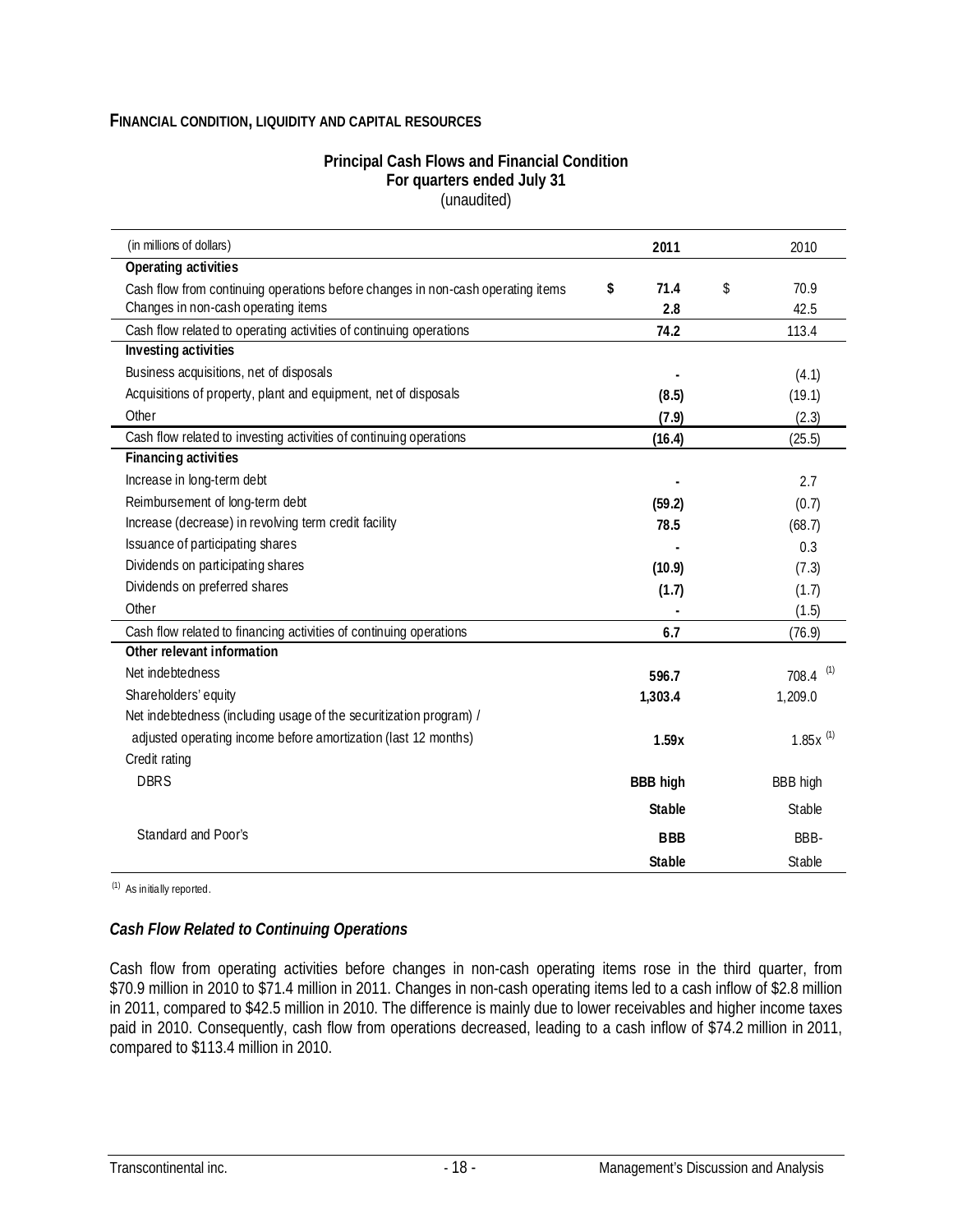## Financial condition, liquidity and capital resources

**Principal Cash Flows and Financial Condition**
**For quarters ended July 31**
(unaudited)

| (in millions of dollars) | 2011 | 2010 |
|---|---|---|
| **Operating activities** | | |
| Cash flow from continuing operations before changes in non-cash operating items | **$ 71.4** | $ 70.9 |
| Changes in non-cash operating items | **2.8** | 42.5 |
| Cash flow related to operating activities of continuing operations | **74.2** | 113.4 |
| **Investing activities** | | |
| Business acquisitions, net of disposals | **-** | (4.1) |
| Acquisitions of property, plant and equipment, net of disposals | **(8.5)** | (19.1) |
| Other | **(7.9)** | (2.3) |
| Cash flow related to investing activities of continuing operations | **(16.4)** | (25.5) |
| **Financing activities** | | |
| Increase in long-term debt | **-** | 2.7 |
| Reimbursement of long-term debt | **(59.2)** | (0.7) |
| Increase (decrease) in revolving term credit facility | **78.5** | (68.7) |
| Issuance of participating shares | **-** | 0.3 |
| Dividends on participating shares | **(10.9)** | (7.3) |
| Dividends on preferred shares | **(1.7)** | (1.7) |
| Other | **-** | (1.5) |
| Cash flow related to financing activities of continuing operations | **6.7** | (76.9) |
| **Other relevant information** | | |
| Net indebtedness | **596.7** | 708.4 [(1)] |
| Shareholders' equity | **1,303.4** | 1,209.0 |
| Net indebtedness (including usage of the securitization program) / adjusted operating income before amortization (last 12 months) | **1.59x** | 1.85x [(1)] |
| Credit rating | | |
| DBRS | **BBB high** | BBB high |
| | **Stable** | Stable |
| Standard and Poor's | **BBB** | BBB- |
| | **Stable** | Stable |

(1) As initially reported.

### *Cash Flow Related to Continuing Operations*

Cash flow from operating activities before changes in non-cash operating items rose in the third quarter, from $70.9 million in 2010 to $71.4 million in 2011. Changes in non-cash operating items led to a cash inflow of $2.8 million in 2011, compared to $42.5 million in 2010. The difference is mainly due to lower receivables and higher income taxes paid in 2010. Consequently, cash flow from operations decreased, leading to a cash inflow of $74.2 million in 2011, compared to $113.4 million in 2010.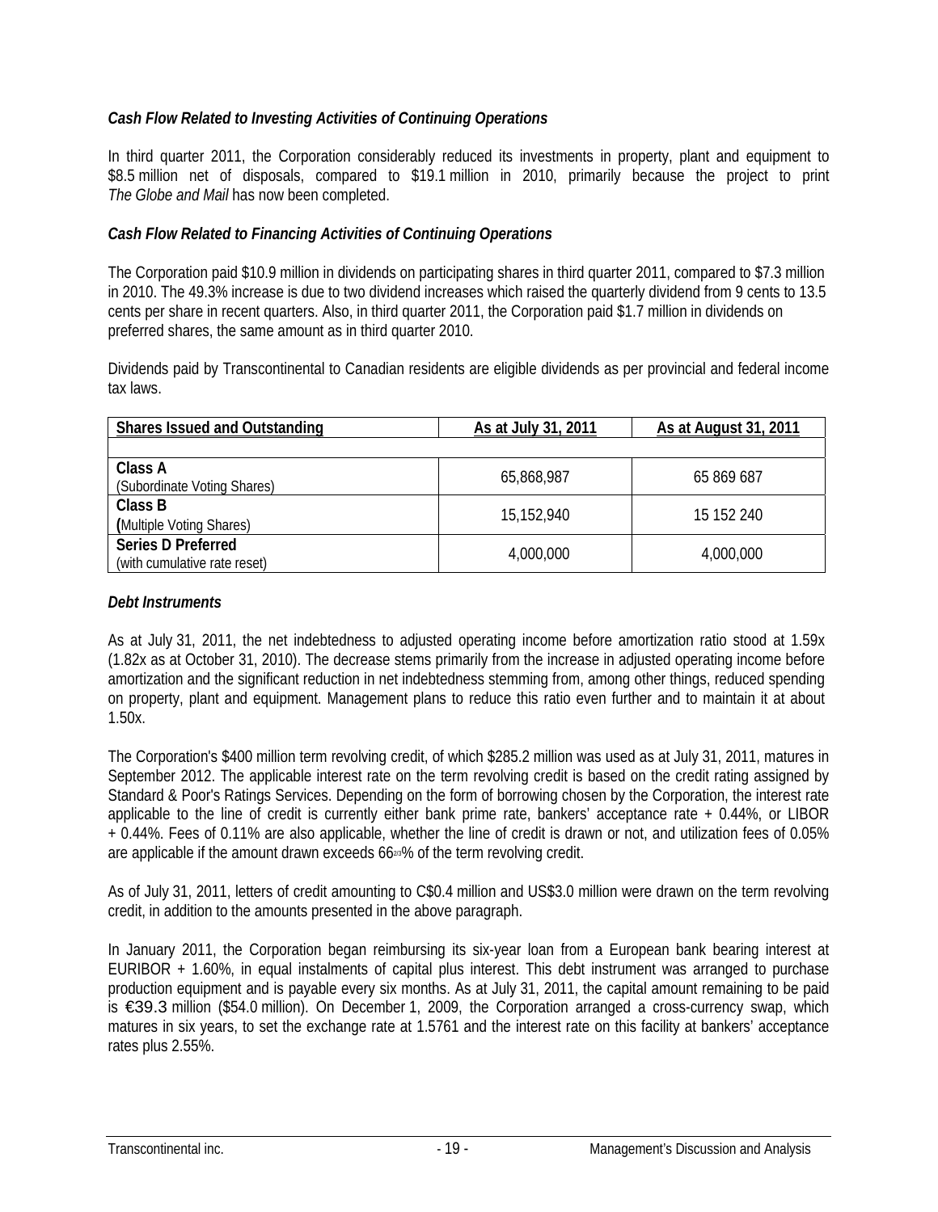### *Cash Flow Related to Investing Activities of Continuing Operations*

In third quarter 2011, the Corporation considerably reduced its investments in property, plant and equipment to \$8.5 million net of disposals, compared to \$19.1 million in 2010, primarily because the project to print *The Globe and Mail* has now been completed.

### *Cash Flow Related to Financing Activities of Continuing Operations*

The Corporation paid \$10.9 million in dividends on participating shares in third quarter 2011, compared to \$7.3 million in 2010. The 49.3% increase is due to two dividend increases which raised the quarterly dividend from 9 cents to 13.5 cents per share in recent quarters. Also, in third quarter 2011, the Corporation paid \$1.7 million in dividends on preferred shares, the same amount as in third quarter 2010.

Dividends paid by Transcontinental to Canadian residents are eligible dividends as per provincial and federal income tax laws.

| Shares Issued and Outstanding | As at July 31, 2011 | As at August 31, 2011 |
|---|---|---|
| | | |
| **Class A** (Subordinate Voting Shares) | 65,868,987 | 65 869 687 |
| **Class B** (Multiple Voting Shares) | 15,152,940 | 15 152 240 |
| **Series D Preferred** (with cumulative rate reset) | 4,000,000 | 4,000,000 |

### *Debt Instruments*

As at July 31, 2011, the net indebtedness to adjusted operating income before amortization ratio stood at 1.59x (1.82x as at October 31, 2010). The decrease stems primarily from the increase in adjusted operating income before amortization and the significant reduction in net indebtedness stemming from, among other things, reduced spending on property, plant and equipment. Management plans to reduce this ratio even further and to maintain it at about 1.50x.

The Corporation's \$400 million term revolving credit, of which \$285.2 million was used as at July 31, 2011, matures in September 2012. The applicable interest rate on the term revolving credit is based on the credit rating assigned by Standard & Poor's Ratings Services. Depending on the form of borrowing chosen by the Corporation, the interest rate applicable to the line of credit is currently either bank prime rate, bankers' acceptance rate + 0.44%, or LIBOR + 0.44%. Fees of 0.11% are also applicable, whether the line of credit is drawn or not, and utilization fees of 0.05% are applicable if the amount drawn exceeds 66⅔% of the term revolving credit.

As of July 31, 2011, letters of credit amounting to C\$0.4 million and US\$3.0 million were drawn on the term revolving credit, in addition to the amounts presented in the above paragraph.

In January 2011, the Corporation began reimbursing its six-year loan from a European bank bearing interest at EURIBOR + 1.60%, in equal instalments of capital plus interest. This debt instrument was arranged to purchase production equipment and is payable every six months. As at July 31, 2011, the capital amount remaining to be paid is €39.3 million (\$54.0 million). On December 1, 2009, the Corporation arranged a cross-currency swap, which matures in six years, to set the exchange rate at 1.5761 and the interest rate on this facility at bankers' acceptance rates plus 2.55%.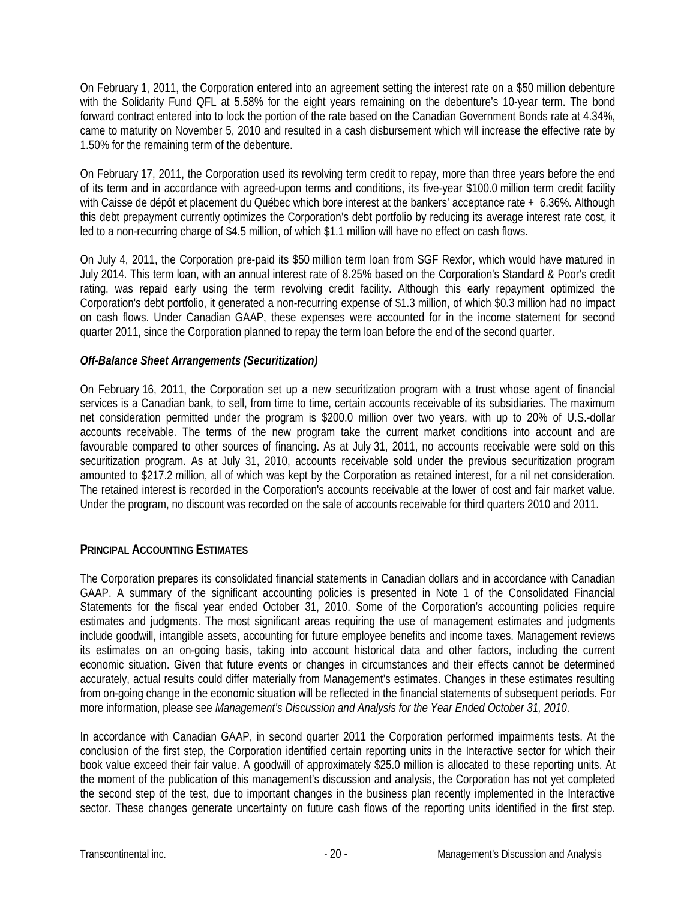On February 1, 2011, the Corporation entered into an agreement setting the interest rate on a $50 million debenture with the Solidarity Fund QFL at 5.58% for the eight years remaining on the debenture's 10-year term. The bond forward contract entered into to lock the portion of the rate based on the Canadian Government Bonds rate at 4.34%, came to maturity on November 5, 2010 and resulted in a cash disbursement which will increase the effective rate by 1.50% for the remaining term of the debenture.

On February 17, 2011, the Corporation used its revolving term credit to repay, more than three years before the end of its term and in accordance with agreed-upon terms and conditions, its five-year $100.0 million term credit facility with Caisse de dépôt et placement du Québec which bore interest at the bankers' acceptance rate + 6.36%. Although this debt prepayment currently optimizes the Corporation's debt portfolio by reducing its average interest rate cost, it led to a non-recurring charge of $4.5 million, of which $1.1 million will have no effect on cash flows.

On July 4, 2011, the Corporation pre-paid its $50 million term loan from SGF Rexfor, which would have matured in July 2014. This term loan, with an annual interest rate of 8.25% based on the Corporation's Standard & Poor's credit rating, was repaid early using the term revolving credit facility. Although this early repayment optimized the Corporation's debt portfolio, it generated a non-recurring expense of $1.3 million, of which $0.3 million had no impact on cash flows. Under Canadian GAAP, these expenses were accounted for in the income statement for second quarter 2011, since the Corporation planned to repay the term loan before the end of the second quarter.

***Off-Balance Sheet Arrangements (Securitization)***

On February 16, 2011, the Corporation set up a new securitization program with a trust whose agent of financial services is a Canadian bank, to sell, from time to time, certain accounts receivable of its subsidiaries. The maximum net consideration permitted under the program is $200.0 million over two years, with up to 20% of U.S.-dollar accounts receivable. The terms of the new program take the current market conditions into account and are favourable compared to other sources of financing. As at July 31, 2011, no accounts receivable were sold on this securitization program. As at July 31, 2010, accounts receivable sold under the previous securitization program amounted to $217.2 million, all of which was kept by the Corporation as retained interest, for a nil net consideration. The retained interest is recorded in the Corporation's accounts receivable at the lower of cost and fair market value. Under the program, no discount was recorded on the sale of accounts receivable for third quarters 2010 and 2011.

## PRINCIPAL ACCOUNTING ESTIMATES

The Corporation prepares its consolidated financial statements in Canadian dollars and in accordance with Canadian GAAP. A summary of the significant accounting policies is presented in Note 1 of the Consolidated Financial Statements for the fiscal year ended October 31, 2010. Some of the Corporation's accounting policies require estimates and judgments. The most significant areas requiring the use of management estimates and judgments include goodwill, intangible assets, accounting for future employee benefits and income taxes. Management reviews its estimates on an on-going basis, taking into account historical data and other factors, including the current economic situation. Given that future events or changes in circumstances and their effects cannot be determined accurately, actual results could differ materially from Management's estimates. Changes in these estimates resulting from on-going change in the economic situation will be reflected in the financial statements of subsequent periods. For more information, please see *Management's Discussion and Analysis for the Year Ended October 31, 2010*.

In accordance with Canadian GAAP, in second quarter 2011 the Corporation performed impairments tests. At the conclusion of the first step, the Corporation identified certain reporting units in the Interactive sector for which their book value exceed their fair value. A goodwill of approximately $25.0 million is allocated to these reporting units. At the moment of the publication of this management's discussion and analysis, the Corporation has not yet completed the second step of the test, due to important changes in the business plan recently implemented in the Interactive sector. These changes generate uncertainty on future cash flows of the reporting units identified in the first step.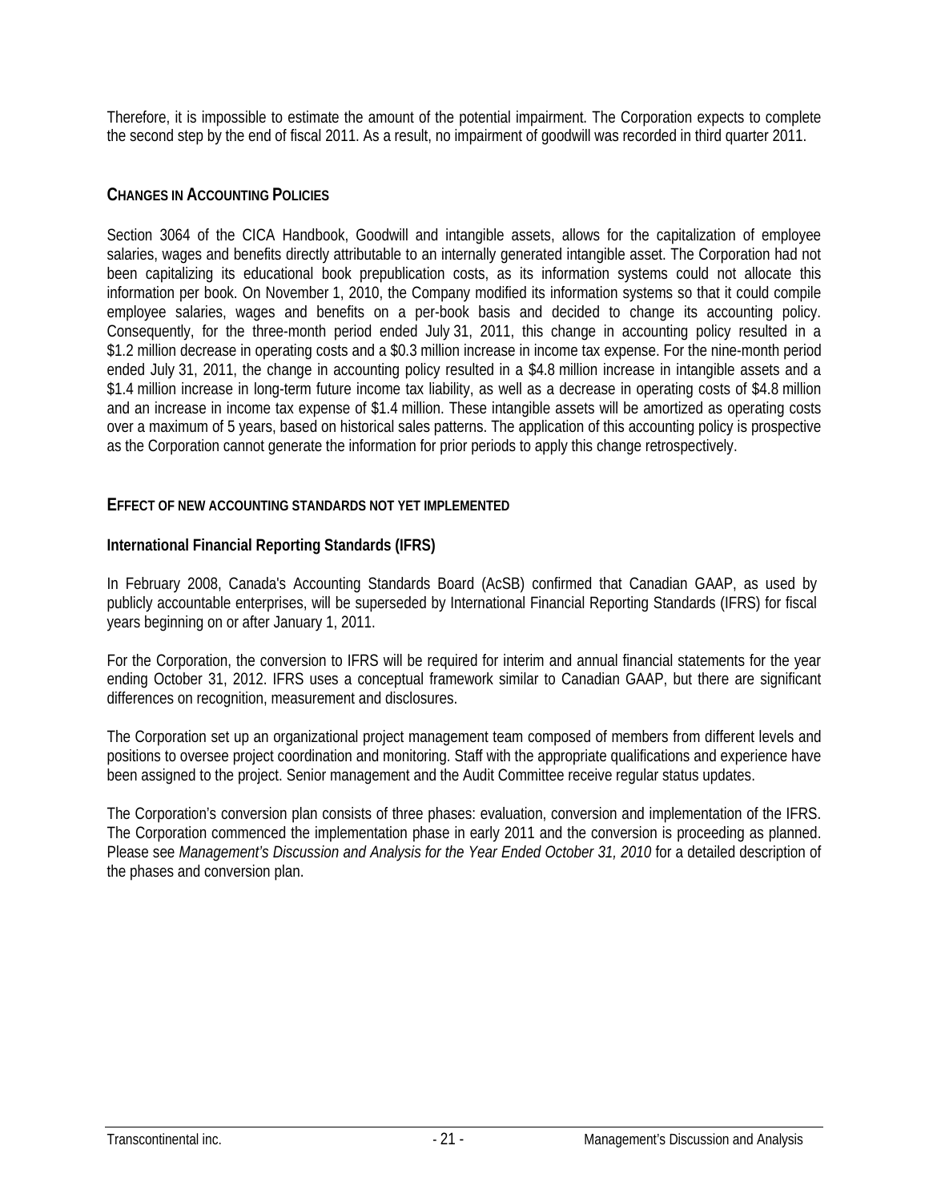Therefore, it is impossible to estimate the amount of the potential impairment. The Corporation expects to complete the second step by the end of fiscal 2011. As a result, no impairment of goodwill was recorded in third quarter 2011.

## CHANGES IN ACCOUNTING POLICIES

Section 3064 of the CICA Handbook, Goodwill and intangible assets, allows for the capitalization of employee salaries, wages and benefits directly attributable to an internally generated intangible asset. The Corporation had not been capitalizing its educational book prepublication costs, as its information systems could not allocate this information per book. On November 1, 2010, the Company modified its information systems so that it could compile employee salaries, wages and benefits on a per-book basis and decided to change its accounting policy. Consequently, for the three-month period ended July 31, 2011, this change in accounting policy resulted in a \$1.2 million decrease in operating costs and a \$0.3 million increase in income tax expense. For the nine-month period ended July 31, 2011, the change in accounting policy resulted in a \$4.8 million increase in intangible assets and a \$1.4 million increase in long-term future income tax liability, as well as a decrease in operating costs of \$4.8 million and an increase in income tax expense of \$1.4 million. These intangible assets will be amortized as operating costs over a maximum of 5 years, based on historical sales patterns. The application of this accounting policy is prospective as the Corporation cannot generate the information for prior periods to apply this change retrospectively.

## EFFECT OF NEW ACCOUNTING STANDARDS NOT YET IMPLEMENTED

### International Financial Reporting Standards (IFRS)

In February 2008, Canada's Accounting Standards Board (AcSB) confirmed that Canadian GAAP, as used by publicly accountable enterprises, will be superseded by International Financial Reporting Standards (IFRS) for fiscal years beginning on or after January 1, 2011.

For the Corporation, the conversion to IFRS will be required for interim and annual financial statements for the year ending October 31, 2012. IFRS uses a conceptual framework similar to Canadian GAAP, but there are significant differences on recognition, measurement and disclosures.

The Corporation set up an organizational project management team composed of members from different levels and positions to oversee project coordination and monitoring. Staff with the appropriate qualifications and experience have been assigned to the project. Senior management and the Audit Committee receive regular status updates.

The Corporation's conversion plan consists of three phases: evaluation, conversion and implementation of the IFRS. The Corporation commenced the implementation phase in early 2011 and the conversion is proceeding as planned. Please see *Management's Discussion and Analysis for the Year Ended October 31, 2010* for a detailed description of the phases and conversion plan.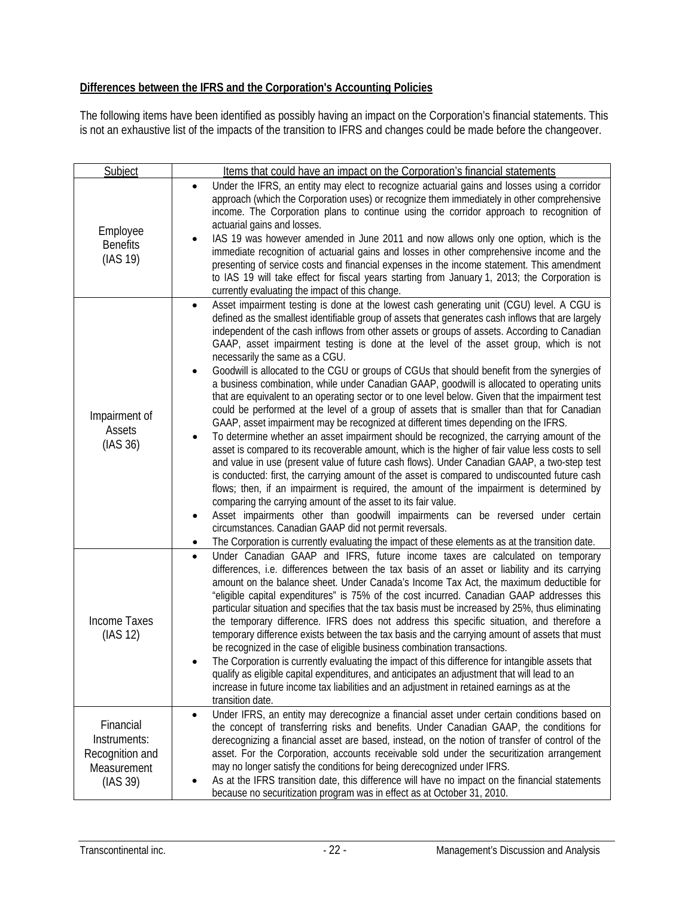**Differences between the IFRS and the Corporation's Accounting Policies**

The following items have been identified as possibly having an impact on the Corporation's financial statements. This is not an exhaustive list of the impacts of the transition to IFRS and changes could be made before the changeover.

| Subject | Items that could have an impact on the Corporation's financial statements |
|---|---|
| Employee Benefits (IAS 19) | • Under the IFRS, an entity may elect to recognize actuarial gains and losses using a corridor approach (which the Corporation uses) or recognize them immediately in other comprehensive income. The Corporation plans to continue using the corridor approach to recognition of actuarial gains and losses.<br>• IAS 19 was however amended in June 2011 and now allows only one option, which is the immediate recognition of actuarial gains and losses in other comprehensive income and the presenting of service costs and financial expenses in the income statement. This amendment to IAS 19 will take effect for fiscal years starting from January 1, 2013; the Corporation is currently evaluating the impact of this change. |
| Impairment of Assets (IAS 36) | • Asset impairment testing is done at the lowest cash generating unit (CGU) level. A CGU is defined as the smallest identifiable group of assets that generates cash inflows that are largely independent of the cash inflows from other assets or groups of assets. According to Canadian GAAP, asset impairment testing is done at the level of the asset group, which is not necessarily the same as a CGU.<br>• Goodwill is allocated to the CGU or groups of CGUs that should benefit from the synergies of a business combination, while under Canadian GAAP, goodwill is allocated to operating units that are equivalent to an operating sector or to one level below. Given that the impairment test could be performed at the level of a group of assets that is smaller than that for Canadian GAAP, asset impairment may be recognized at different times depending on the IFRS.<br>• To determine whether an asset impairment should be recognized, the carrying amount of the asset is compared to its recoverable amount, which is the higher of fair value less costs to sell and value in use (present value of future cash flows). Under Canadian GAAP, a two-step test is conducted: first, the carrying amount of the asset is compared to undiscounted future cash flows; then, if an impairment is required, the amount of the impairment is determined by comparing the carrying amount of the asset to its fair value.<br>• Asset impairments other than goodwill impairments can be reversed under certain circumstances. Canadian GAAP did not permit reversals.<br>• The Corporation is currently evaluating the impact of these elements as at the transition date. |
| Income Taxes (IAS 12) | • Under Canadian GAAP and IFRS, future income taxes are calculated on temporary differences, i.e. differences between the tax basis of an asset or liability and its carrying amount on the balance sheet. Under Canada's Income Tax Act, the maximum deductible for "eligible capital expenditures" is 75% of the cost incurred. Canadian GAAP addresses this particular situation and specifies that the tax basis must be increased by 25%, thus eliminating the temporary difference. IFRS does not address this specific situation, and therefore a temporary difference exists between the tax basis and the carrying amount of assets that must be recognized in the case of eligible business combination transactions.<br>• The Corporation is currently evaluating the impact of this difference for intangible assets that qualify as eligible capital expenditures, and anticipates an adjustment that will lead to an increase in future income tax liabilities and an adjustment in retained earnings as at the transition date. |
| Financial Instruments: Recognition and Measurement (IAS 39) | • Under IFRS, an entity may derecognize a financial asset under certain conditions based on the concept of transferring risks and benefits. Under Canadian GAAP, the conditions for derecognizing a financial asset are based, instead, on the notion of transfer of control of the asset. For the Corporation, accounts receivable sold under the securitization arrangement may no longer satisfy the conditions for being derecognized under IFRS.<br>• As at the IFRS transition date, this difference will have no impact on the financial statements because no securitization program was in effect as at October 31, 2010. |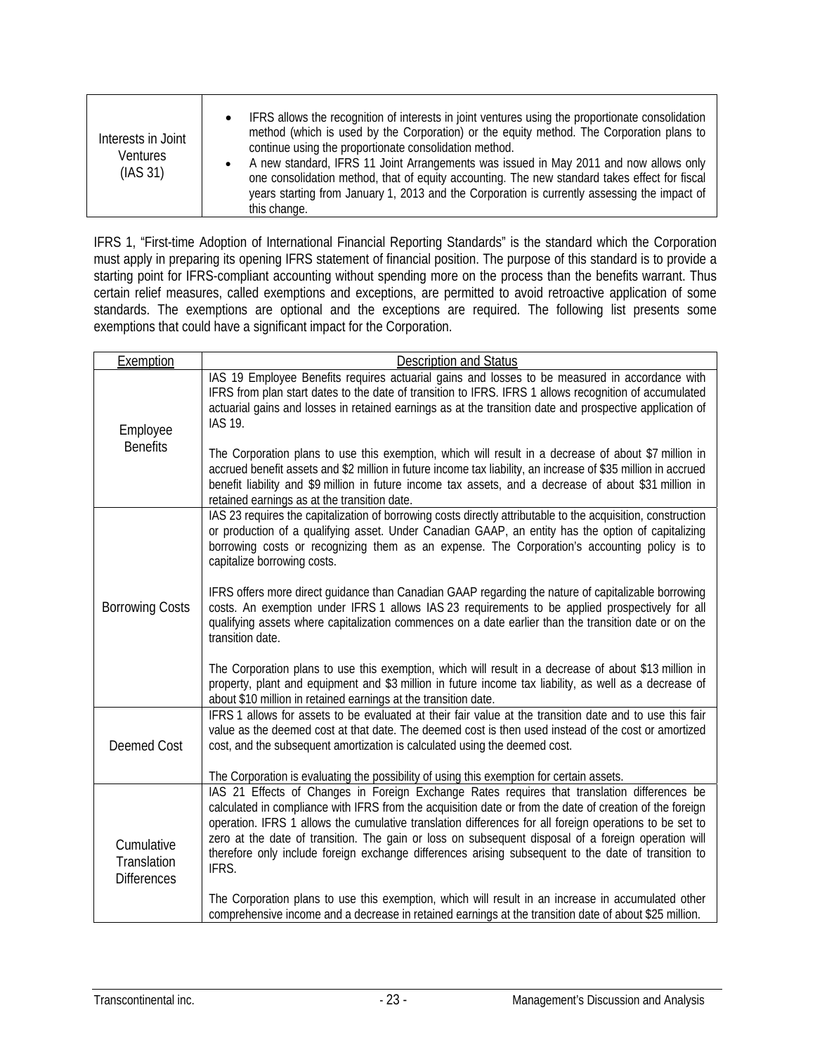| | |
|---|---|
| Interests in Joint Ventures (IAS 31) | • IFRS allows the recognition of interests in joint ventures using the proportionate consolidation method (which is used by the Corporation) or the equity method. The Corporation plans to continue using the proportionate consolidation method.<br>• A new standard, IFRS 11 Joint Arrangements was issued in May 2011 and now allows only one consolidation method, that of equity accounting. The new standard takes effect for fiscal years starting from January 1, 2013 and the Corporation is currently assessing the impact of this change. |

IFRS 1, "First-time Adoption of International Financial Reporting Standards" is the standard which the Corporation must apply in preparing its opening IFRS statement of financial position. The purpose of this standard is to provide a starting point for IFRS-compliant accounting without spending more on the process than the benefits warrant. Thus certain relief measures, called exemptions and exceptions, are permitted to avoid retroactive application of some standards. The exemptions are optional and the exceptions are required. The following list presents some exemptions that could have a significant impact for the Corporation.

| Exemption | Description and Status |
|---|---|
| Employee Benefits | IAS 19 Employee Benefits requires actuarial gains and losses to be measured in accordance with IFRS from plan start dates to the date of transition to IFRS. IFRS 1 allows recognition of accumulated actuarial gains and losses in retained earnings as at the transition date and prospective application of IAS 19.<br><br>The Corporation plans to use this exemption, which will result in a decrease of about $7 million in accrued benefit assets and $2 million in future income tax liability, an increase of $35 million in accrued benefit liability and $9 million in future income tax assets, and a decrease of about $31 million in retained earnings as at the transition date. |
| Borrowing Costs | IAS 23 requires the capitalization of borrowing costs directly attributable to the acquisition, construction or production of a qualifying asset. Under Canadian GAAP, an entity has the option of capitalizing borrowing costs or recognizing them as an expense. The Corporation's accounting policy is to capitalize borrowing costs.<br><br>IFRS offers more direct guidance than Canadian GAAP regarding the nature of capitalizable borrowing costs. An exemption under IFRS 1 allows IAS 23 requirements to be applied prospectively for all qualifying assets where capitalization commences on a date earlier than the transition date or on the transition date.<br><br>The Corporation plans to use this exemption, which will result in a decrease of about $13 million in property, plant and equipment and $3 million in future income tax liability, as well as a decrease of about $10 million in retained earnings at the transition date. |
| Deemed Cost | IFRS 1 allows for assets to be evaluated at their fair value at the transition date and to use this fair value as the deemed cost at that date. The deemed cost is then used instead of the cost or amortized cost, and the subsequent amortization is calculated using the deemed cost.<br><br>The Corporation is evaluating the possibility of using this exemption for certain assets. |
| Cumulative Translation Differences | IAS 21 Effects of Changes in Foreign Exchange Rates requires that translation differences be calculated in compliance with IFRS from the acquisition date or from the date of creation of the foreign operation. IFRS 1 allows the cumulative translation differences for all foreign operations to be set to zero at the date of transition. The gain or loss on subsequent disposal of a foreign operation will therefore only include foreign exchange differences arising subsequent to the date of transition to IFRS.<br><br>The Corporation plans to use this exemption, which will result in an increase in accumulated other comprehensive income and a decrease in retained earnings at the transition date of about $25 million. |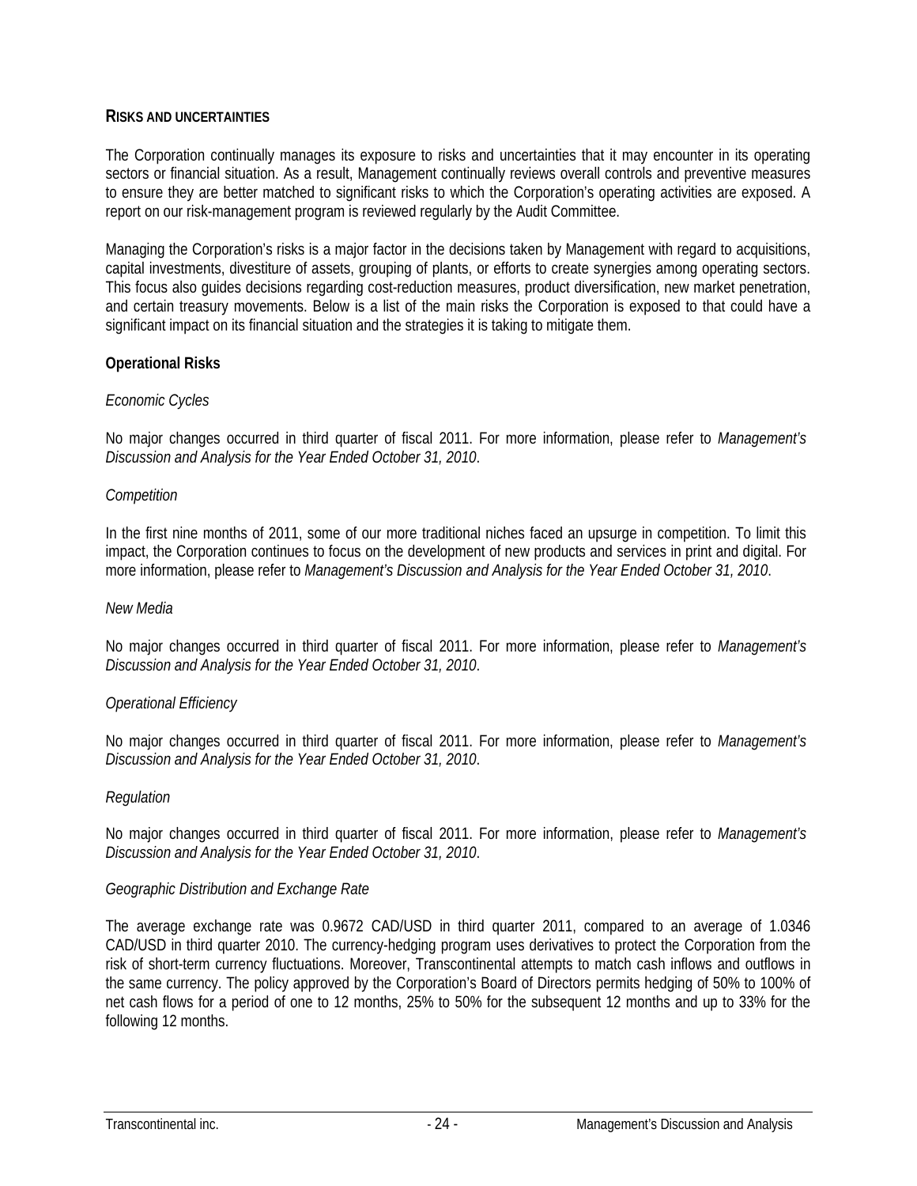## RISKS AND UNCERTAINTIES

The Corporation continually manages its exposure to risks and uncertainties that it may encounter in its operating sectors or financial situation. As a result, Management continually reviews overall controls and preventive measures to ensure they are better matched to significant risks to which the Corporation's operating activities are exposed. A report on our risk-management program is reviewed regularly by the Audit Committee.

Managing the Corporation's risks is a major factor in the decisions taken by Management with regard to acquisitions, capital investments, divestiture of assets, grouping of plants, or efforts to create synergies among operating sectors. This focus also guides decisions regarding cost-reduction measures, product diversification, new market penetration, and certain treasury movements. Below is a list of the main risks the Corporation is exposed to that could have a significant impact on its financial situation and the strategies it is taking to mitigate them.

### Operational Risks

*Economic Cycles*

No major changes occurred in third quarter of fiscal 2011. For more information, please refer to *Management's Discussion and Analysis for the Year Ended October 31, 2010*.

*Competition*

In the first nine months of 2011, some of our more traditional niches faced an upsurge in competition. To limit this impact, the Corporation continues to focus on the development of new products and services in print and digital. For more information, please refer to *Management's Discussion and Analysis for the Year Ended October 31, 2010*.

*New Media*

No major changes occurred in third quarter of fiscal 2011. For more information, please refer to *Management's Discussion and Analysis for the Year Ended October 31, 2010*.

*Operational Efficiency*

No major changes occurred in third quarter of fiscal 2011. For more information, please refer to *Management's Discussion and Analysis for the Year Ended October 31, 2010*.

*Regulation*

No major changes occurred in third quarter of fiscal 2011. For more information, please refer to *Management's Discussion and Analysis for the Year Ended October 31, 2010*.

*Geographic Distribution and Exchange Rate*

The average exchange rate was 0.9672 CAD/USD in third quarter 2011, compared to an average of 1.0346 CAD/USD in third quarter 2010. The currency-hedging program uses derivatives to protect the Corporation from the risk of short-term currency fluctuations. Moreover, Transcontinental attempts to match cash inflows and outflows in the same currency. The policy approved by the Corporation's Board of Directors permits hedging of 50% to 100% of net cash flows for a period of one to 12 months, 25% to 50% for the subsequent 12 months and up to 33% for the following 12 months.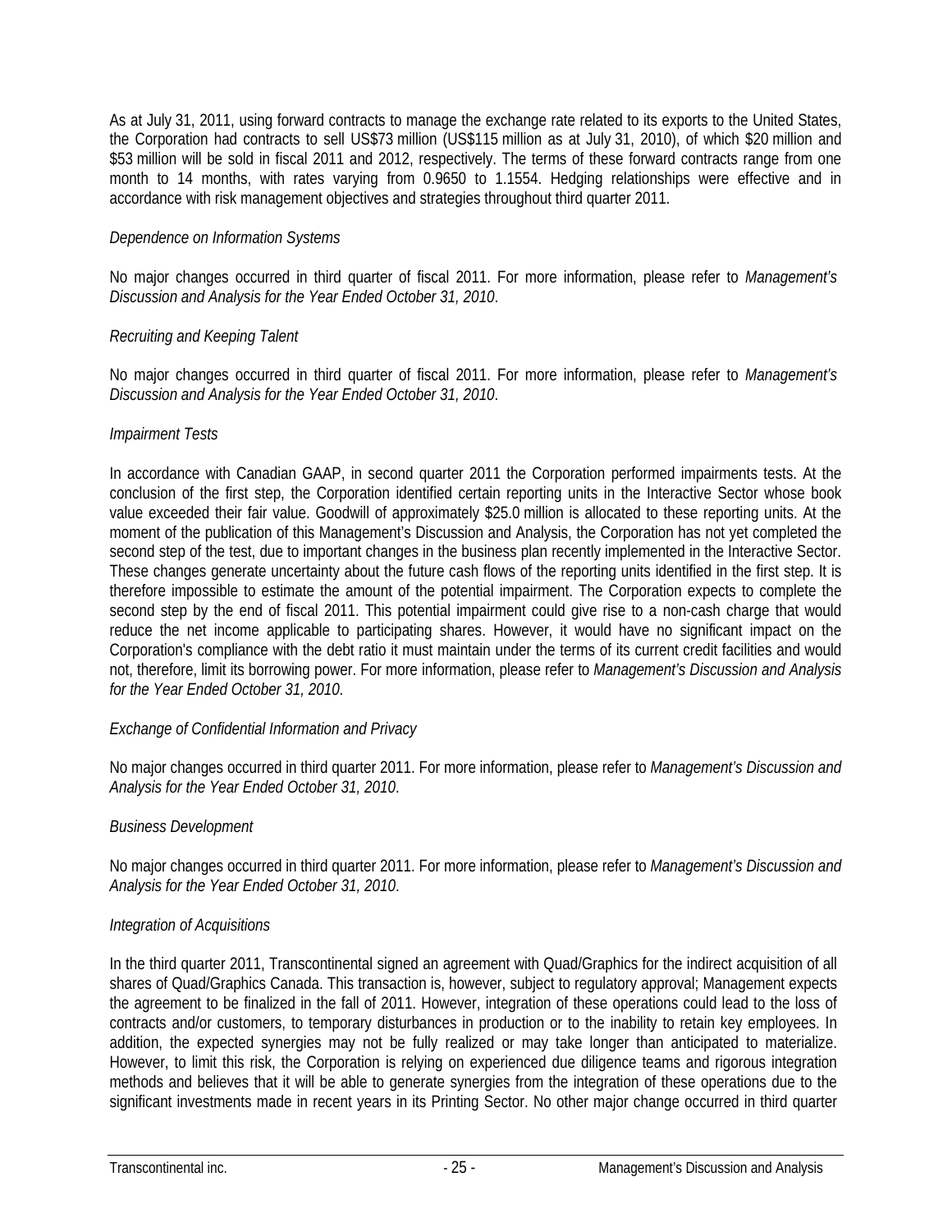As at July 31, 2011, using forward contracts to manage the exchange rate related to its exports to the United States, the Corporation had contracts to sell US$73 million (US$115 million as at July 31, 2010), of which $20 million and $53 million will be sold in fiscal 2011 and 2012, respectively. The terms of these forward contracts range from one month to 14 months, with rates varying from 0.9650 to 1.1554. Hedging relationships were effective and in accordance with risk management objectives and strategies throughout third quarter 2011.

*Dependence on Information Systems*

No major changes occurred in third quarter of fiscal 2011. For more information, please refer to *Management's Discussion and Analysis for the Year Ended October 31, 2010*.

*Recruiting and Keeping Talent*

No major changes occurred in third quarter of fiscal 2011. For more information, please refer to *Management's Discussion and Analysis for the Year Ended October 31, 2010*.

*Impairment Tests*

In accordance with Canadian GAAP, in second quarter 2011 the Corporation performed impairments tests. At the conclusion of the first step, the Corporation identified certain reporting units in the Interactive Sector whose book value exceeded their fair value. Goodwill of approximately $25.0 million is allocated to these reporting units. At the moment of the publication of this Management's Discussion and Analysis, the Corporation has not yet completed the second step of the test, due to important changes in the business plan recently implemented in the Interactive Sector. These changes generate uncertainty about the future cash flows of the reporting units identified in the first step. It is therefore impossible to estimate the amount of the potential impairment. The Corporation expects to complete the second step by the end of fiscal 2011. This potential impairment could give rise to a non-cash charge that would reduce the net income applicable to participating shares. However, it would have no significant impact on the Corporation's compliance with the debt ratio it must maintain under the terms of its current credit facilities and would not, therefore, limit its borrowing power. For more information, please refer to *Management's Discussion and Analysis for the Year Ended October 31, 2010*.

*Exchange of Confidential Information and Privacy*

No major changes occurred in third quarter 2011. For more information, please refer to *Management's Discussion and Analysis for the Year Ended October 31, 2010*.

*Business Development*

No major changes occurred in third quarter 2011. For more information, please refer to *Management's Discussion and Analysis for the Year Ended October 31, 2010*.

*Integration of Acquisitions*

In the third quarter 2011, Transcontinental signed an agreement with Quad/Graphics for the indirect acquisition of all shares of Quad/Graphics Canada. This transaction is, however, subject to regulatory approval; Management expects the agreement to be finalized in the fall of 2011. However, integration of these operations could lead to the loss of contracts and/or customers, to temporary disturbances in production or to the inability to retain key employees. In addition, the expected synergies may not be fully realized or may take longer than anticipated to materialize. However, to limit this risk, the Corporation is relying on experienced due diligence teams and rigorous integration methods and believes that it will be able to generate synergies from the integration of these operations due to the significant investments made in recent years in its Printing Sector. No other major change occurred in third quarter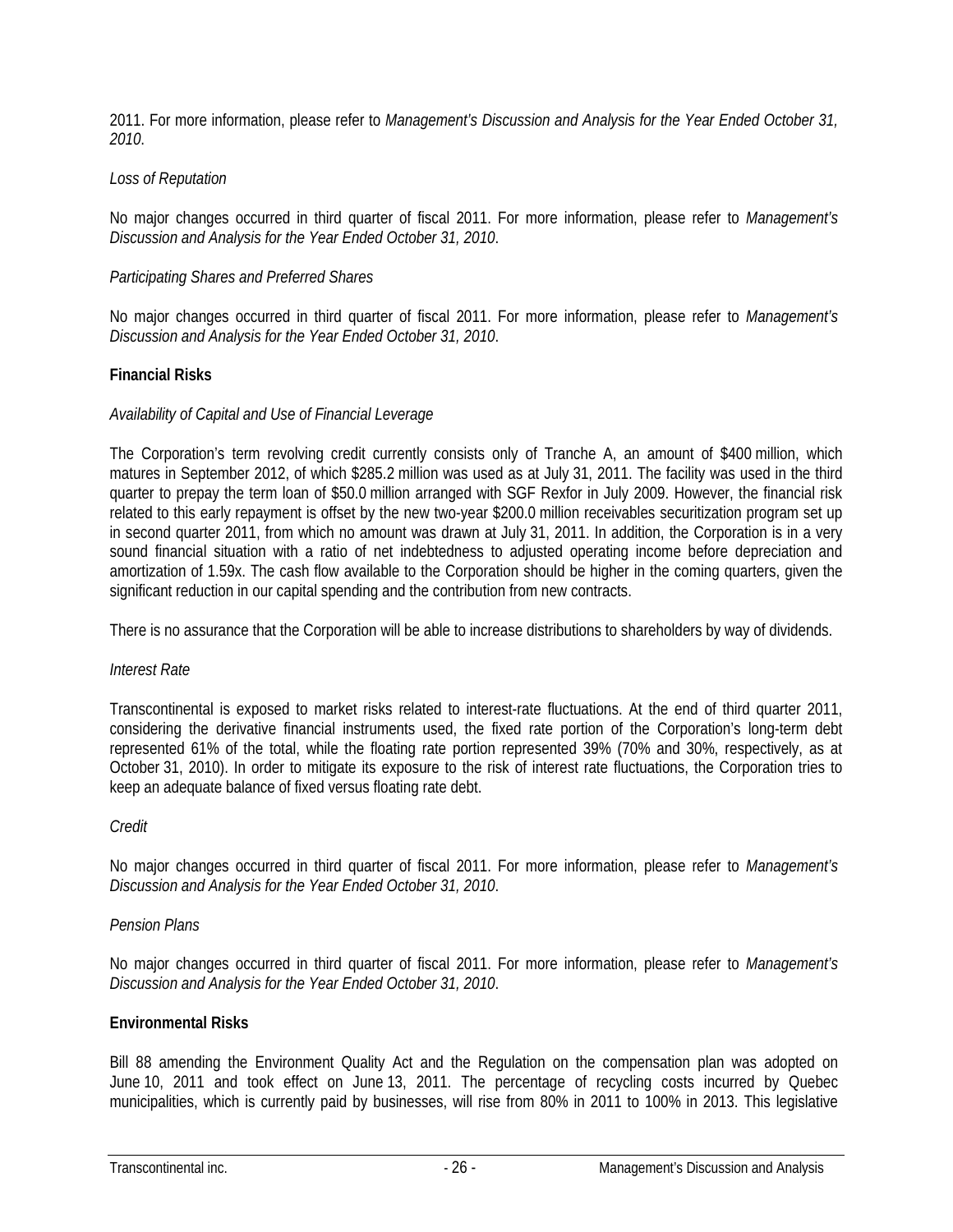2011. For more information, please refer to *Management's Discussion and Analysis for the Year Ended October 31, 2010*.

*Loss of Reputation*

No major changes occurred in third quarter of fiscal 2011. For more information, please refer to *Management's Discussion and Analysis for the Year Ended October 31, 2010*.

*Participating Shares and Preferred Shares*

No major changes occurred in third quarter of fiscal 2011. For more information, please refer to *Management's Discussion and Analysis for the Year Ended October 31, 2010*.

**Financial Risks**

*Availability of Capital and Use of Financial Leverage*

The Corporation's term revolving credit currently consists only of Tranche A, an amount of $400 million, which matures in September 2012, of which $285.2 million was used as at July 31, 2011. The facility was used in the third quarter to prepay the term loan of $50.0 million arranged with SGF Rexfor in July 2009. However, the financial risk related to this early repayment is offset by the new two-year $200.0 million receivables securitization program set up in second quarter 2011, from which no amount was drawn at July 31, 2011. In addition, the Corporation is in a very sound financial situation with a ratio of net indebtedness to adjusted operating income before depreciation and amortization of 1.59x. The cash flow available to the Corporation should be higher in the coming quarters, given the significant reduction in our capital spending and the contribution from new contracts.

There is no assurance that the Corporation will be able to increase distributions to shareholders by way of dividends.

*Interest Rate*

Transcontinental is exposed to market risks related to interest-rate fluctuations. At the end of third quarter 2011, considering the derivative financial instruments used, the fixed rate portion of the Corporation's long-term debt represented 61% of the total, while the floating rate portion represented 39% (70% and 30%, respectively, as at October 31, 2010). In order to mitigate its exposure to the risk of interest rate fluctuations, the Corporation tries to keep an adequate balance of fixed versus floating rate debt.

*Credit*

No major changes occurred in third quarter of fiscal 2011. For more information, please refer to *Management's Discussion and Analysis for the Year Ended October 31, 2010*.

*Pension Plans*

No major changes occurred in third quarter of fiscal 2011. For more information, please refer to *Management's Discussion and Analysis for the Year Ended October 31, 2010*.

**Environmental Risks**

Bill 88 amending the Environment Quality Act and the Regulation on the compensation plan was adopted on June 10, 2011 and took effect on June 13, 2011. The percentage of recycling costs incurred by Quebec municipalities, which is currently paid by businesses, will rise from 80% in 2011 to 100% in 2013. This legislative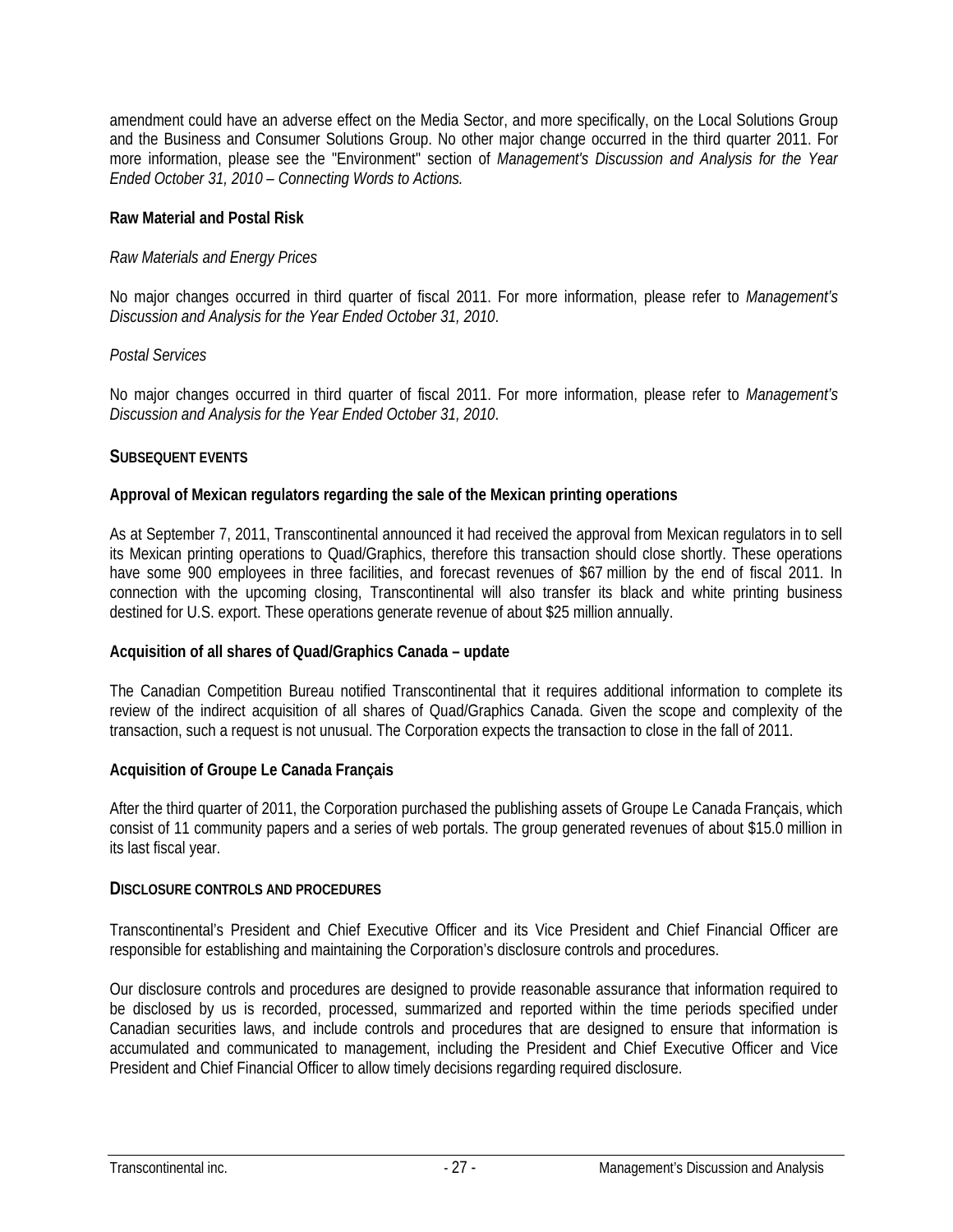amendment could have an adverse effect on the Media Sector, and more specifically, on the Local Solutions Group and the Business and Consumer Solutions Group. No other major change occurred in the third quarter 2011. For more information, please see the "Environment" section of *Management's Discussion and Analysis for the Year Ended October 31, 2010 – Connecting Words to Actions.*

**Raw Material and Postal Risk**

*Raw Materials and Energy Prices*

No major changes occurred in third quarter of fiscal 2011. For more information, please refer to *Management's Discussion and Analysis for the Year Ended October 31, 2010*.

*Postal Services*

No major changes occurred in third quarter of fiscal 2011. For more information, please refer to *Management's Discussion and Analysis for the Year Ended October 31, 2010*.

## SUBSEQUENT EVENTS

**Approval of Mexican regulators regarding the sale of the Mexican printing operations**

As at September 7, 2011, Transcontinental announced it had received the approval from Mexican regulators in to sell its Mexican printing operations to Quad/Graphics, therefore this transaction should close shortly. These operations have some 900 employees in three facilities, and forecast revenues of $67 million by the end of fiscal 2011. In connection with the upcoming closing, Transcontinental will also transfer its black and white printing business destined for U.S. export. These operations generate revenue of about $25 million annually.

**Acquisition of all shares of Quad/Graphics Canada – update**

The Canadian Competition Bureau notified Transcontinental that it requires additional information to complete its review of the indirect acquisition of all shares of Quad/Graphics Canada. Given the scope and complexity of the transaction, such a request is not unusual. The Corporation expects the transaction to close in the fall of 2011.

**Acquisition of Groupe Le Canada Français**

After the third quarter of 2011, the Corporation purchased the publishing assets of Groupe Le Canada Français, which consist of 11 community papers and a series of web portals. The group generated revenues of about $15.0 million in its last fiscal year.

## DISCLOSURE CONTROLS AND PROCEDURES

Transcontinental's President and Chief Executive Officer and its Vice President and Chief Financial Officer are responsible for establishing and maintaining the Corporation's disclosure controls and procedures.

Our disclosure controls and procedures are designed to provide reasonable assurance that information required to be disclosed by us is recorded, processed, summarized and reported within the time periods specified under Canadian securities laws, and include controls and procedures that are designed to ensure that information is accumulated and communicated to management, including the President and Chief Executive Officer and Vice President and Chief Financial Officer to allow timely decisions regarding required disclosure.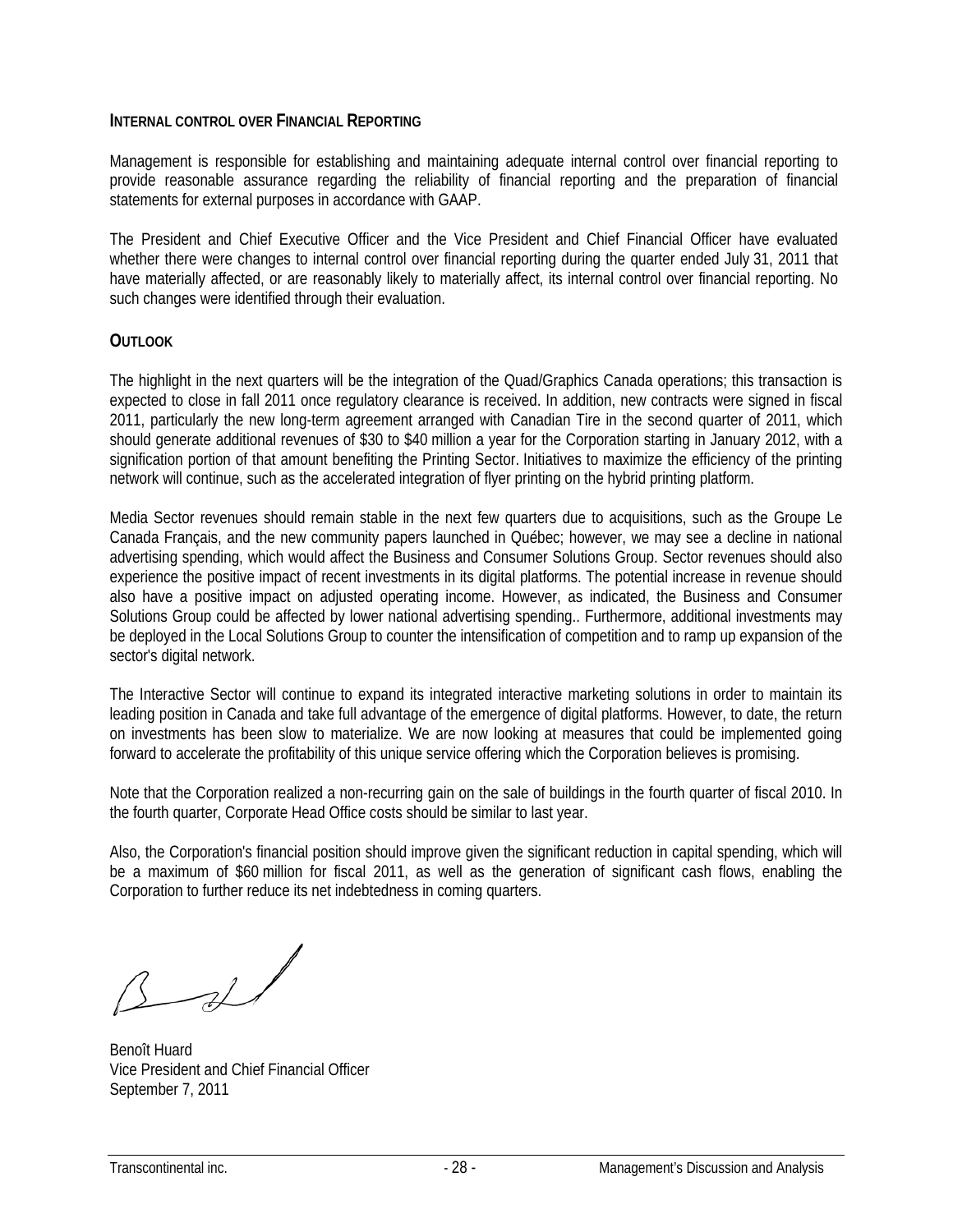## INTERNAL CONTROL OVER FINANCIAL REPORTING

Management is responsible for establishing and maintaining adequate internal control over financial reporting to provide reasonable assurance regarding the reliability of financial reporting and the preparation of financial statements for external purposes in accordance with GAAP.

The President and Chief Executive Officer and the Vice President and Chief Financial Officer have evaluated whether there were changes to internal control over financial reporting during the quarter ended July 31, 2011 that have materially affected, or are reasonably likely to materially affect, its internal control over financial reporting. No such changes were identified through their evaluation.

## OUTLOOK

The highlight in the next quarters will be the integration of the Quad/Graphics Canada operations; this transaction is expected to close in fall 2011 once regulatory clearance is received. In addition, new contracts were signed in fiscal 2011, particularly the new long-term agreement arranged with Canadian Tire in the second quarter of 2011, which should generate additional revenues of $30 to $40 million a year for the Corporation starting in January 2012, with a signification portion of that amount benefiting the Printing Sector. Initiatives to maximize the efficiency of the printing network will continue, such as the accelerated integration of flyer printing on the hybrid printing platform.

Media Sector revenues should remain stable in the next few quarters due to acquisitions, such as the Groupe Le Canada Français, and the new community papers launched in Québec; however, we may see a decline in national advertising spending, which would affect the Business and Consumer Solutions Group. Sector revenues should also experience the positive impact of recent investments in its digital platforms. The potential increase in revenue should also have a positive impact on adjusted operating income. However, as indicated, the Business and Consumer Solutions Group could be affected by lower national advertising spending.. Furthermore, additional investments may be deployed in the Local Solutions Group to counter the intensification of competition and to ramp up expansion of the sector's digital network.

The Interactive Sector will continue to expand its integrated interactive marketing solutions in order to maintain its leading position in Canada and take full advantage of the emergence of digital platforms. However, to date, the return on investments has been slow to materialize. We are now looking at measures that could be implemented going forward to accelerate the profitability of this unique service offering which the Corporation believes is promising.

Note that the Corporation realized a non-recurring gain on the sale of buildings in the fourth quarter of fiscal 2010. In the fourth quarter, Corporate Head Office costs should be similar to last year.

Also, the Corporation's financial position should improve given the significant reduction in capital spending, which will be a maximum of $60 million for fiscal 2011, as well as the generation of significant cash flows, enabling the Corporation to further reduce its net indebtedness in coming quarters.

Benoît Huard
Vice President and Chief Financial Officer
September 7, 2011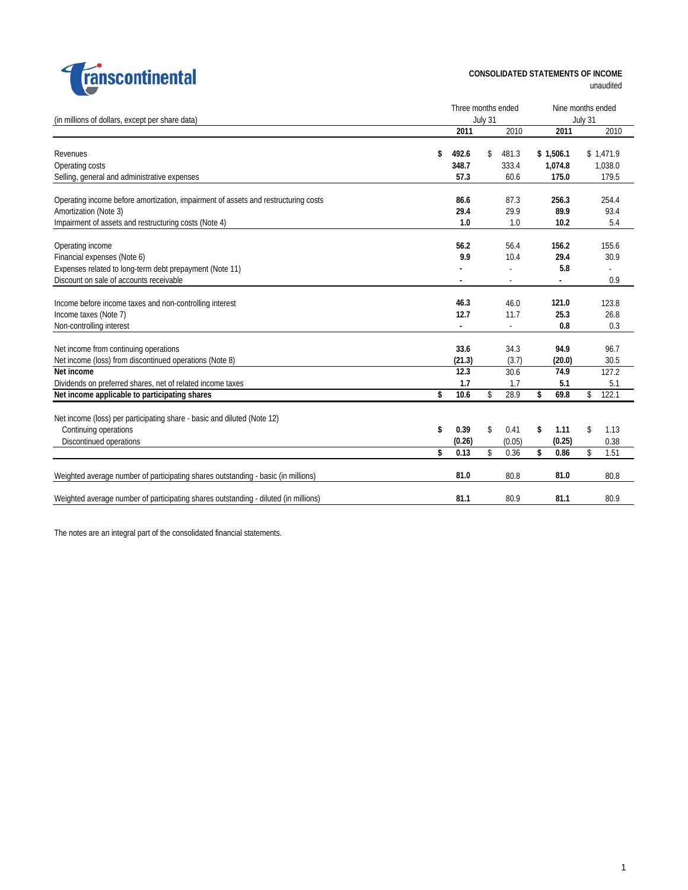transcontinental

## CONSOLIDATED STATEMENTS OF INCOME

unaudited

| (in millions of dollars, except per share data) | Three months ended July 31 2011 | Three months ended July 31 2010 | Nine months ended July 31 2011 | Nine months ended July 31 2010 |
|---|---|---|---|---|
| Revenues | $ 492.6 | $ 481.3 | $ 1,506.1 | $ 1,471.9 |
| Operating costs | 348.7 | 333.4 | 1,074.8 | 1,038.0 |
| Selling, general and administrative expenses | 57.3 | 60.6 | 175.0 | 179.5 |
| Operating income before amortization, impairment of assets and restructuring costs | 86.6 | 87.3 | 256.3 | 254.4 |
| Amortization (Note 3) | 29.4 | 29.9 | 89.9 | 93.4 |
| Impairment of assets and restructuring costs (Note 4) | 1.0 | 1.0 | 10.2 | 5.4 |
| Operating income | 56.2 | 56.4 | 156.2 | 155.6 |
| Financial expenses (Note 6) | 9.9 | 10.4 | 29.4 | 30.9 |
| Expenses related to long-term debt prepayment (Note 11) | - | - | 5.8 | - |
| Discount on sale of accounts receivable | - | - | - | 0.9 |
| Income before income taxes and non-controlling interest | 46.3 | 46.0 | 121.0 | 123.8 |
| Income taxes (Note 7) | 12.7 | 11.7 | 25.3 | 26.8 |
| Non-controlling interest | - | - | 0.8 | 0.3 |
| Net income from continuing operations | 33.6 | 34.3 | 94.9 | 96.7 |
| Net income (loss) from discontinued operations (Note 8) | (21.3) | (3.7) | (20.0) | 30.5 |
| **Net income** | 12.3 | 30.6 | 74.9 | 127.2 |
| Dividends on preferred shares, net of related income taxes | 1.7 | 1.7 | 5.1 | 5.1 |
| **Net income applicable to participating shares** | $ 10.6 | $ 28.9 | $ 69.8 | $ 122.1 |
| Net income (loss) per participating share - basic and diluted (Note 12) | | | | |
| Continuing operations | $ 0.39 | $ 0.41 | $ 1.11 | $ 1.13 |
| Discontinued operations | (0.26) | (0.05) | (0.25) | 0.38 |
| | $ 0.13 | $ 0.36 | $ 0.86 | $ 1.51 |
| Weighted average number of participating shares outstanding - basic (in millions) | 81.0 | 80.8 | 81.0 | 80.8 |
| Weighted average number of participating shares outstanding - diluted (in millions) | 81.1 | 80.9 | 81.1 | 80.9 |

The notes are an integral part of the consolidated financial statements.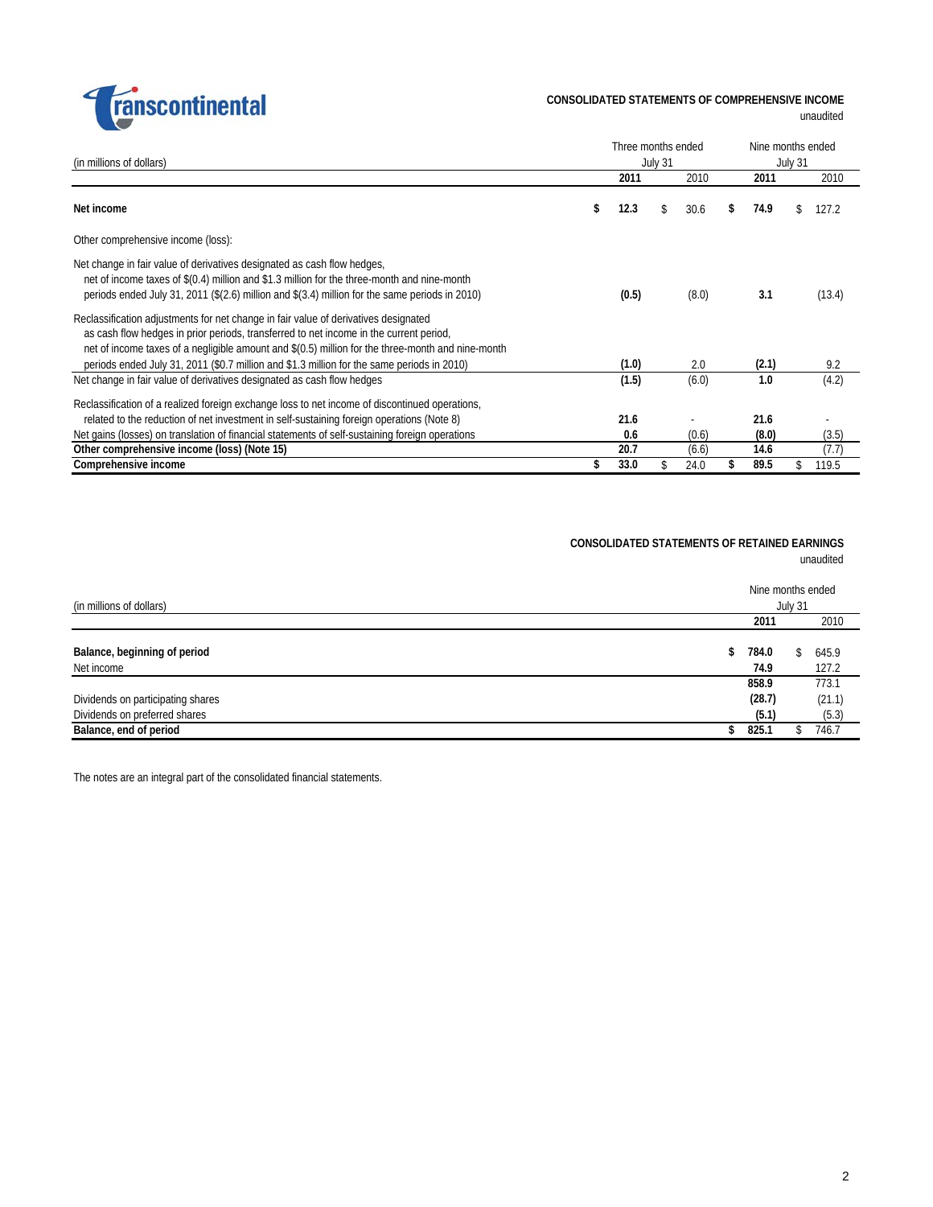## CONSOLIDATED STATEMENTS OF COMPREHENSIVE INCOME

unaudited

| (in millions of dollars) | Three months ended July 31 | | Nine months ended July 31 | |
|---|---|---|---|---|
| | **2011** | 2010 | **2011** | 2010 |
| **Net income** | **$ 12.3** | $ 30.6 | **$ 74.9** | $ 127.2 |
| Other comprehensive income (loss): | | | | |
| Net change in fair value of derivatives designated as cash flow hedges, net of income taxes of $(0.4) million and $1.3 million for the three-month and nine-month periods ended July 31, 2011 ($(2.6) million and $(3.4) million for the same periods in 2010) | **(0.5)** | (8.0) | **3.1** | (13.4) |
| Reclassification adjustments for net change in fair value of derivatives designated as cash flow hedges in prior periods, transferred to net income in the current period, net of income taxes of a negligible amount and $(0.5) million for the three-month and nine-month periods ended July 31, 2011 ($0.7 million and $1.3 million for the same periods in 2010) | **(1.0)** | 2.0 | **(2.1)** | 9.2 |
| Net change in fair value of derivatives designated as cash flow hedges | **(1.5)** | (6.0) | **1.0** | (4.2) |
| Reclassification of a realized foreign exchange loss to net income of discontinued operations, related to the reduction of net investment in self-sustaining foreign operations (Note 8) | **21.6** | - | **21.6** | - |
| Net gains (losses) on translation of financial statements of self-sustaining foreign operations | **0.6** | (0.6) | **(8.0)** | (3.5) |
| **Other comprehensive income (loss) (Note 15)** | **20.7** | (6.6) | **14.6** | (7.7) |
| **Comprehensive income** | **$ 33.0** | $ 24.0 | **$ 89.5** | $ 119.5 |

## CONSOLIDATED STATEMENTS OF RETAINED EARNINGS

unaudited

| (in millions of dollars) | Nine months ended July 31 | |
|---|---|---|
| | **2011** | 2010 |
| **Balance, beginning of period** | **$ 784.0** | $ 645.9 |
| Net income | **74.9** | 127.2 |
| | **858.9** | 773.1 |
| Dividends on participating shares | **(28.7)** | (21.1) |
| Dividends on preferred shares | **(5.1)** | (5.3) |
| **Balance, end of period** | **$ 825.1** | $ 746.7 |

The notes are an integral part of the consolidated financial statements.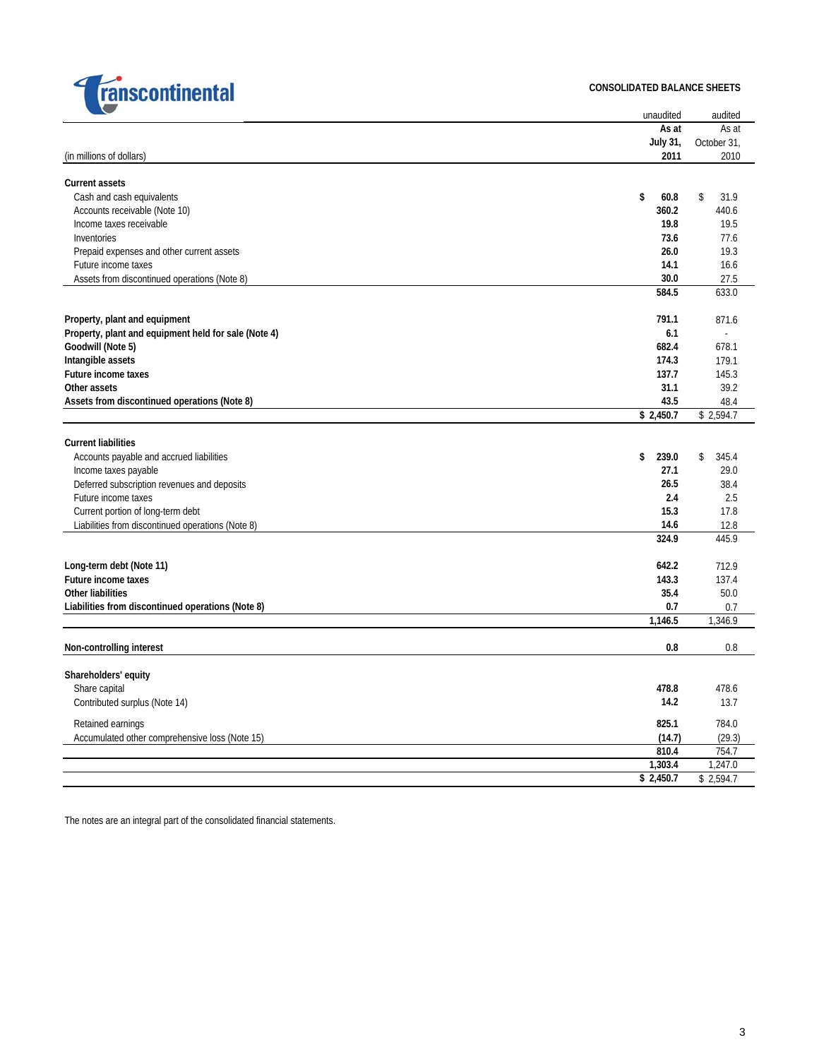transcontinental

## CONSOLIDATED BALANCE SHEETS

| (in millions of dollars) | unaudited<br>As at<br>July 31,<br>2011 | audited<br>As at<br>October 31,<br>2010 |
|---|---|---|
| **Current assets** | | |
| Cash and cash equivalents | $ 60.8 | $ 31.9 |
| Accounts receivable (Note 10) | 360.2 | 440.6 |
| Income taxes receivable | 19.8 | 19.5 |
| Inventories | 73.6 | 77.6 |
| Prepaid expenses and other current assets | 26.0 | 19.3 |
| Future income taxes | 14.1 | 16.6 |
| Assets from discontinued operations (Note 8) | 30.0 | 27.5 |
| | 584.5 | 633.0 |
| **Property, plant and equipment** | 791.1 | 871.6 |
| **Property, plant and equipment held for sale (Note 4)** | 6.1 | - |
| **Goodwill (Note 5)** | 682.4 | 678.1 |
| **Intangible assets** | 174.3 | 179.1 |
| **Future income taxes** | 137.7 | 145.3 |
| **Other assets** | 31.1 | 39.2 |
| **Assets from discontinued operations (Note 8)** | 43.5 | 48.4 |
| | $ 2,450.7 | $ 2,594.7 |
| **Current liabilities** | | |
| Accounts payable and accrued liabilities | $ 239.0 | $ 345.4 |
| Income taxes payable | 27.1 | 29.0 |
| Deferred subscription revenues and deposits | 26.5 | 38.4 |
| Future income taxes | 2.4 | 2.5 |
| Current portion of long-term debt | 15.3 | 17.8 |
| Liabilities from discontinued operations (Note 8) | 14.6 | 12.8 |
| | 324.9 | 445.9 |
| **Long-term debt (Note 11)** | 642.2 | 712.9 |
| **Future income taxes** | 143.3 | 137.4 |
| **Other liabilities** | 35.4 | 50.0 |
| **Liabilities from discontinued operations (Note 8)** | 0.7 | 0.7 |
| | 1,146.5 | 1,346.9 |
| **Non-controlling interest** | 0.8 | 0.8 |
| **Shareholders' equity** | | |
| Share capital | 478.8 | 478.6 |
| Contributed surplus (Note 14) | 14.2 | 13.7 |
| Retained earnings | 825.1 | 784.0 |
| Accumulated other comprehensive loss (Note 15) | (14.7) | (29.3) |
| | 810.4 | 754.7 |
| | 1,303.4 | 1,247.0 |
| | $ 2,450.7 | $ 2,594.7 |

The notes are an integral part of the consolidated financial statements.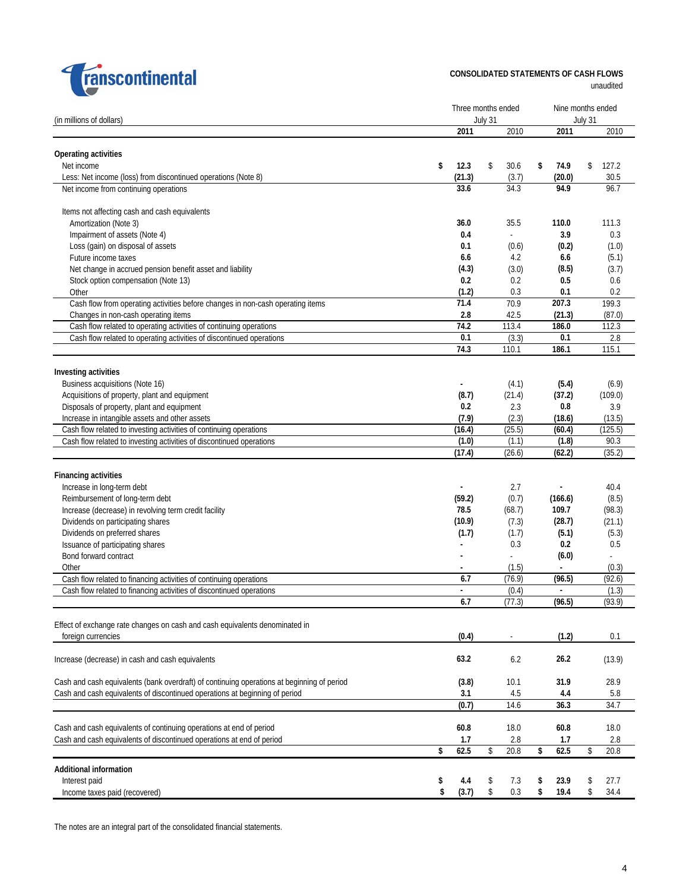**transcontinental**

**CONSOLIDATED STATEMENTS OF CASH FLOWS**
unaudited

| (in millions of dollars) | Three months ended July 31 2011 | Three months ended July 31 2010 | Nine months ended July 31 2011 | Nine months ended July 31 2010 |
|---|---|---|---|---|
| **Operating activities** | | | | |
| Net income | **$ 12.3** | $ 30.6 | **$ 74.9** | $ 127.2 |
| Less: Net income (loss) from discontinued operations (Note 8) | **(21.3)** | (3.7) | **(20.0)** | 30.5 |
| Net income from continuing operations | **33.6** | 34.3 | **94.9** | 96.7 |
| Items not affecting cash and cash equivalents | | | | |
| Amortization (Note 3) | **36.0** | 35.5 | **110.0** | 111.3 |
| Impairment of assets (Note 4) | **0.4** | - | **3.9** | 0.3 |
| Loss (gain) on disposal of assets | **0.1** | (0.6) | **(0.2)** | (1.0) |
| Future income taxes | **6.6** | 4.2 | **6.6** | (5.1) |
| Net change in accrued pension benefit asset and liability | **(4.3)** | (3.0) | **(8.5)** | (3.7) |
| Stock option compensation (Note 13) | **0.2** | 0.2 | **0.5** | 0.6 |
| Other | **(1.2)** | 0.3 | **0.1** | 0.2 |
| Cash flow from operating activities before changes in non-cash operating items | **71.4** | 70.9 | **207.3** | 199.3 |
| Changes in non-cash operating items | **2.8** | 42.5 | **(21.3)** | (87.0) |
| Cash flow related to operating activities of continuing operations | **74.2** | 113.4 | **186.0** | 112.3 |
| Cash flow related to operating activities of discontinued operations | **0.1** | (3.3) | **0.1** | 2.8 |
| | **74.3** | 110.1 | **186.1** | 115.1 |
| **Investing activities** | | | | |
| Business acquisitions (Note 16) | **-** | (4.1) | **(5.4)** | (6.9) |
| Acquisitions of property, plant and equipment | **(8.7)** | (21.4) | **(37.2)** | (109.0) |
| Disposals of property, plant and equipment | **0.2** | 2.3 | **0.8** | 3.9 |
| Increase in intangible assets and other assets | **(7.9)** | (2.3) | **(18.6)** | (13.5) |
| Cash flow related to investing activities of continuing operations | **(16.4)** | (25.5) | **(60.4)** | (125.5) |
| Cash flow related to investing activities of discontinued operations | **(1.0)** | (1.1) | **(1.8)** | 90.3 |
| | **(17.4)** | (26.6) | **(62.2)** | (35.2) |
| **Financing activities** | | | | |
| Increase in long-term debt | **-** | 2.7 | **-** | 40.4 |
| Reimbursement of long-term debt | **(59.2)** | (0.7) | **(166.6)** | (8.5) |
| Increase (decrease) in revolving term credit facility | **78.5** | (68.7) | **109.7** | (98.3) |
| Dividends on participating shares | **(10.9)** | (7.3) | **(28.7)** | (21.1) |
| Dividends on preferred shares | **(1.7)** | (1.7) | **(5.1)** | (5.3) |
| Issuance of participating shares | **-** | 0.3 | **0.2** | 0.5 |
| Bond forward contract | **-** | - | **(6.0)** | - |
| Other | **-** | (1.5) | **-** | (0.3) |
| Cash flow related to financing activities of continuing operations | **6.7** | (76.9) | **(96.5)** | (92.6) |
| Cash flow related to financing activities of discontinued operations | **-** | (0.4) | **-** | (1.3) |
| | **6.7** | (77.3) | **(96.5)** | (93.9) |
| Effect of exchange rate changes on cash and cash equivalents denominated in foreign currencies | **(0.4)** | - | **(1.2)** | 0.1 |
| Increase (decrease) in cash and cash equivalents | **63.2** | 6.2 | **26.2** | (13.9) |
| Cash and cash equivalents (bank overdraft) of continuing operations at beginning of period | **(3.8)** | 10.1 | **31.9** | 28.9 |
| Cash and cash equivalents of discontinued operations at beginning of period | **3.1** | 4.5 | **4.4** | 5.8 |
| | **(0.7)** | 14.6 | **36.3** | 34.7 |
| Cash and cash equivalents of continuing operations at end of period | **60.8** | 18.0 | **60.8** | 18.0 |
| Cash and cash equivalents of discontinued operations at end of period | **1.7** | 2.8 | **1.7** | 2.8 |
| | **$ 62.5** | $ 20.8 | **$ 62.5** | $ 20.8 |
| **Additional information** | | | | |
| Interest paid | **$ 4.4** | $ 7.3 | **$ 23.9** | $ 27.7 |
| Income taxes paid (recovered) | **$ (3.7)** | $ 0.3 | **$ 19.4** | $ 34.4 |

The notes are an integral part of the consolidated financial statements.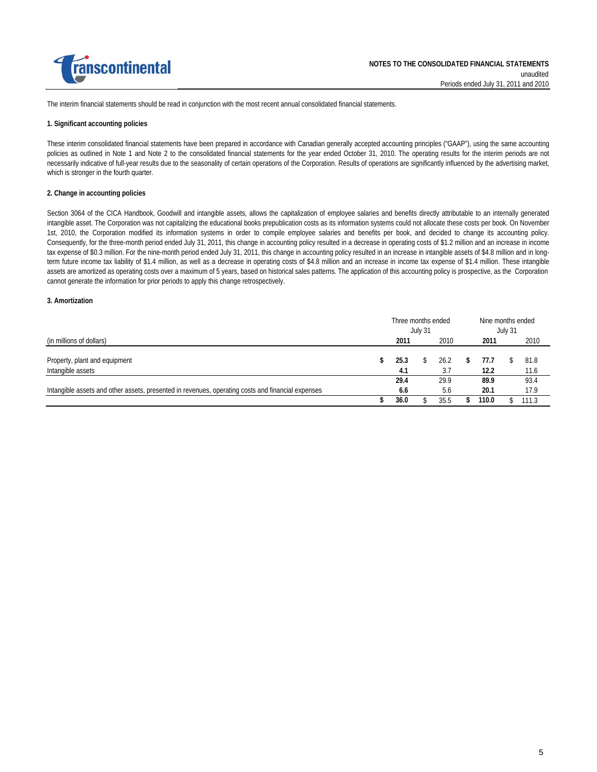The interim financial statements should be read in conjunction with the most recent annual consolidated financial statements.

### 1. Significant accounting policies

These interim consolidated financial statements have been prepared in accordance with Canadian generally accepted accounting principles ("GAAP"), using the same accounting policies as outlined in Note 1 and Note 2 to the consolidated financial statements for the year ended October 31, 2010. The operating results for the interim periods are not necessarily indicative of full-year results due to the seasonality of certain operations of the Corporation. Results of operations are significantly influenced by the advertising market, which is stronger in the fourth quarter.

### 2. Change in accounting policies

Section 3064 of the CICA Handbook, Goodwill and intangible assets, allows the capitalization of employee salaries and benefits directly attributable to an internally generated intangible asset. The Corporation was not capitalizing the educational books prepublication costs as its information systems could not allocate these costs per book. On November 1st, 2010, the Corporation modified its information systems in order to compile employee salaries and benefits per book, and decided to change its accounting policy. Consequently, for the three-month period ended July 31, 2011, this change in accounting policy resulted in a decrease in operating costs of $1.2 million and an increase in income tax expense of $0.3 million. For the nine-month period ended July 31, 2011, this change in accounting policy resulted in an increase in intangible assets of $4.8 million and in long-term future income tax liability of $1.4 million, as well as a decrease in operating costs of $4.8 million and an increase in income tax expense of $1.4 million. These intangible assets are amortized as operating costs over a maximum of 5 years, based on historical sales patterns. The application of this accounting policy is prospective, as the Corporation cannot generate the information for prior periods to apply this change retrospectively.

### 3. Amortization

| | Three months ended July 31 | | Nine months ended July 31 | |
|---|---|---|---|---|
| (in millions of dollars) | **2011** | 2010 | **2011** | 2010 |
| Property, plant and equipment | **$ 25.3** | $ 26.2 | **$ 77.7** | $ 81.8 |
| Intangible assets | **4.1** | 3.7 | **12.2** | 11.6 |
| | **29.4** | 29.9 | **89.9** | 93.4 |
| Intangible assets and other assets, presented in revenues, operating costs and financial expenses | **6.6** | 5.6 | **20.1** | 17.9 |
| | **$ 36.0** | $ 35.5 | **$ 110.0** | $ 111.3 |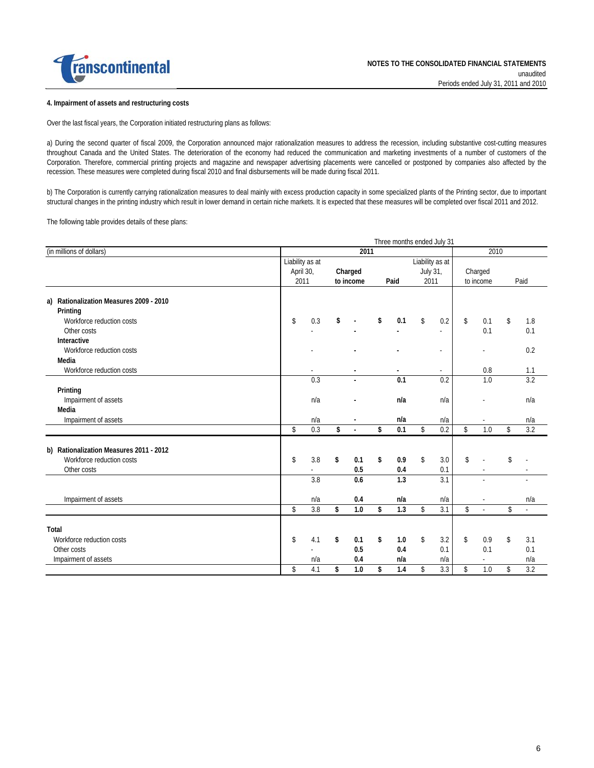### 4. Impairment of assets and restructuring costs

Over the last fiscal years, the Corporation initiated restructuring plans as follows:

a) During the second quarter of fiscal 2009, the Corporation announced major rationalization measures to address the recession, including substantive cost-cutting measures throughout Canada and the United States. The deterioration of the economy had reduced the communication and marketing investments of a number of customers of the Corporation. Therefore, commercial printing projects and magazine and newspaper advertising placements were cancelled or postponed by companies also affected by the recession. These measures were completed during fiscal 2010 and final disbursements will be made during fiscal 2011.

b) The Corporation is currently carrying rationalization measures to deal mainly with excess production capacity in some specialized plants of the Printing sector, due to important structural changes in the printing industry which result in lower demand in certain niche markets. It is expected that these measures will be completed over fiscal 2011 and 2012.

The following table provides details of these plans:

| (in millions of dollars) | Three months ended July 31 | | | | | |
|---|---|---|---|---|---|---|
| | **2011** | | | | 2010 | |
| | Liability as at April 30, 2011 | **Charged to income** | **Paid** | Liability as at July 31, 2011 | Charged to income | Paid |
| **a) Rationalization Measures 2009 - 2010** | | | | | | |
| **Printing** | | | | | | |
| Workforce reduction costs | $ 0.3 | **$ -** | **$ 0.1** | $ 0.2 | $ 0.1 | $ 1.8 |
| Other costs | - | **-** | **-** | - | 0.1 | 0.1 |
| **Interactive** | | | | | | |
| Workforce reduction costs | - | **-** | **-** | - | - | 0.2 |
| **Media** | | | | | | |
| Workforce reduction costs | - | **-** | **-** | - | 0.8 | 1.1 |
| | 0.3 | **-** | **0.1** | 0.2 | 1.0 | 3.2 |
| **Printing** | | | | | | |
| Impairment of assets | n/a | **-** | **n/a** | n/a | - | n/a |
| **Media** | | | | | | |
| Impairment of assets | n/a | **-** | **n/a** | n/a | - | n/a |
| | $ 0.3 | **$ -** | **$ 0.1** | $ 0.2 | $ 1.0 | $ 3.2 |
| **b) Rationalization Measures 2011 - 2012** | | | | | | |
| Workforce reduction costs | $ 3.8 | **$ 0.1** | **$ 0.9** | $ 3.0 | $ - | $ - |
| Other costs | - | **0.5** | **0.4** | 0.1 | - | - |
| | 3.8 | **0.6** | **1.3** | 3.1 | - | - |
| Impairment of assets | n/a | **0.4** | **n/a** | n/a | - | n/a |
| | $ 3.8 | **$ 1.0** | **$ 1.3** | $ 3.1 | $ - | $ - |
| **Total** | | | | | | |
| Workforce reduction costs | $ 4.1 | **$ 0.1** | **$ 1.0** | $ 3.2 | $ 0.9 | $ 3.1 |
| Other costs | - | **0.5** | **0.4** | 0.1 | 0.1 | 0.1 |
| Impairment of assets | n/a | **0.4** | **n/a** | n/a | - | n/a |
| | $ 4.1 | **$ 1.0** | **$ 1.4** | $ 3.3 | $ 1.0 | $ 3.2 |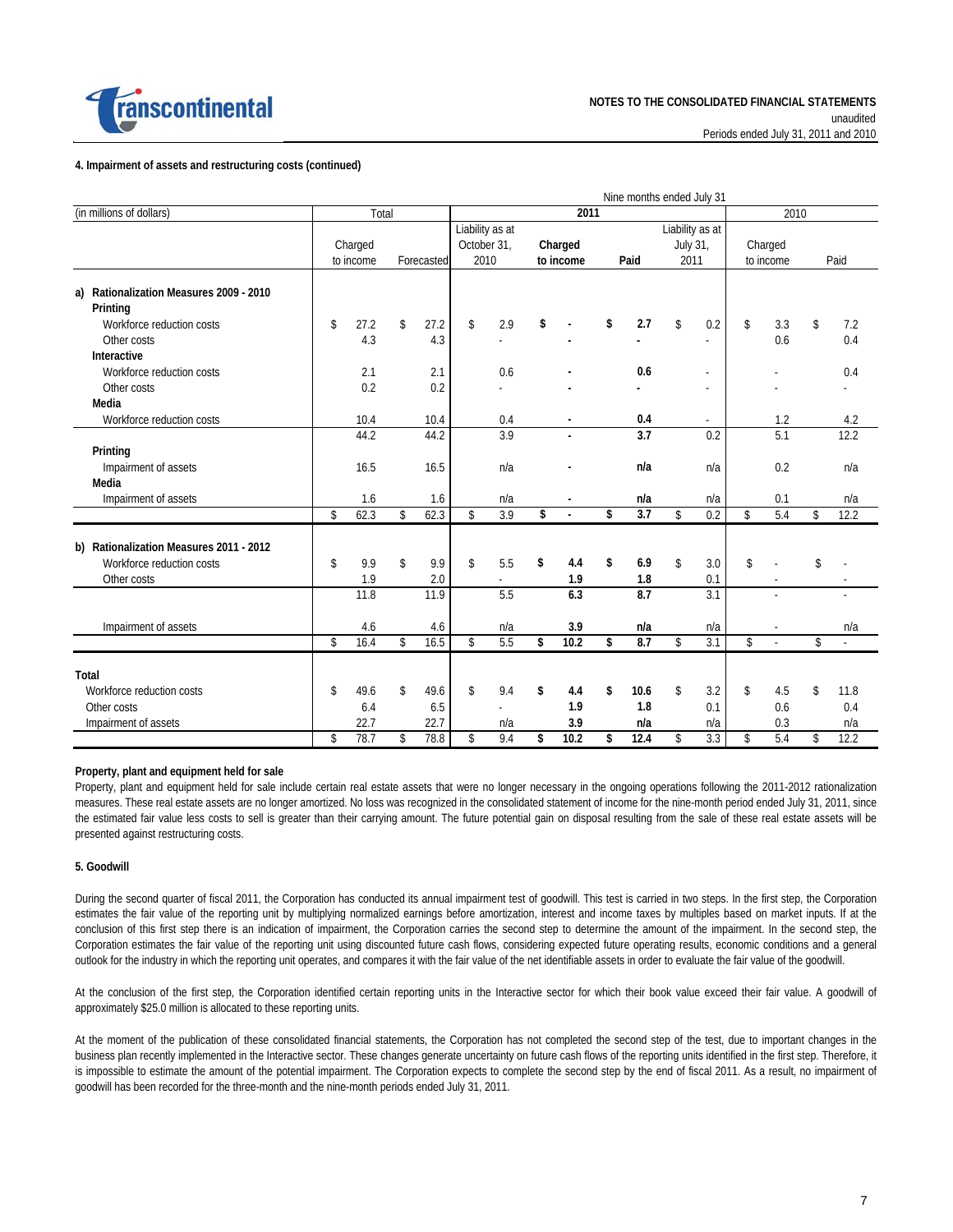**4. Impairment of assets and restructuring costs (continued)**

| (in millions of dollars) | Total | | 2011 | | | | 2010 | |
|---|---|---|---|---|---|---|---|---|
| | | | Nine months ended July 31 | | | | | |
| | Charged to income | Forecasted | Liability as at October 31, 2010 | **Charged to income** | **Paid** | Liability as at July 31, 2011 | Charged to income | Paid |
| **a) Rationalization Measures 2009 - 2010** | | | | | | | | |
| **Printing** | | | | | | | | |
| Workforce reduction costs | $ 27.2 | $ 27.2 | $ 2.9 | **$ -** | **$ 2.7** | $ 0.2 | $ 3.3 | $ 7.2 |
| Other costs | 4.3 | 4.3 | - | **-** | **-** | - | 0.6 | 0.4 |
| **Interactive** | | | | | | | | |
| Workforce reduction costs | 2.1 | 2.1 | 0.6 | **-** | **0.6** | - | - | 0.4 |
| Other costs | 0.2 | 0.2 | - | **-** | **-** | - | - | - |
| **Media** | | | | | | | | |
| Workforce reduction costs | 10.4 | 10.4 | 0.4 | **-** | **0.4** | - | 1.2 | 4.2 |
| | 44.2 | 44.2 | 3.9 | **-** | **3.7** | 0.2 | 5.1 | 12.2 |
| **Printing** | | | | | | | | |
| Impairment of assets | 16.5 | 16.5 | n/a | **-** | **n/a** | n/a | 0.2 | n/a |
| **Media** | | | | | | | | |
| Impairment of assets | 1.6 | 1.6 | n/a | **-** | **n/a** | n/a | 0.1 | n/a |
| | $ 62.3 | $ 62.3 | $ 3.9 | **$ -** | **$ 3.7** | $ 0.2 | $ 5.4 | $ 12.2 |
| **b) Rationalization Measures 2011 - 2012** | | | | | | | | |
| Workforce reduction costs | $ 9.9 | $ 9.9 | $ 5.5 | **$ 4.4** | **$ 6.9** | $ 3.0 | $ - | $ - |
| Other costs | 1.9 | 2.0 | - | **1.9** | **1.8** | 0.1 | - | - |
| | 11.8 | 11.9 | 5.5 | **6.3** | **8.7** | 3.1 | - | - |
| Impairment of assets | 4.6 | 4.6 | n/a | **3.9** | **n/a** | n/a | - | n/a |
| | $ 16.4 | $ 16.5 | $ 5.5 | **$ 10.2** | **$ 8.7** | $ 3.1 | $ - | $ - |
| **Total** | | | | | | | | |
| Workforce reduction costs | $ 49.6 | $ 49.6 | $ 9.4 | **$ 4.4** | **$ 10.6** | $ 3.2 | $ 4.5 | $ 11.8 |
| Other costs | 6.4 | 6.5 | - | **1.9** | **1.8** | 0.1 | 0.6 | 0.4 |
| Impairment of assets | 22.7 | 22.7 | n/a | **3.9** | **n/a** | n/a | 0.3 | n/a |
| | $ 78.7 | $ 78.8 | $ 9.4 | **$ 10.2** | **$ 12.4** | $ 3.3 | $ 5.4 | $ 12.2 |

**Property, plant and equipment held for sale**

Property, plant and equipment held for sale include certain real estate assets that were no longer necessary in the ongoing operations following the 2011-2012 rationalization measures. These real estate assets are no longer amortized. No loss was recognized in the consolidated statement of income for the nine-month period ended July 31, 2011, since the estimated fair value less costs to sell is greater than their carrying amount. The future potential gain on disposal resulting from the sale of these real estate assets will be presented against restructuring costs.

**5. Goodwill**

During the second quarter of fiscal 2011, the Corporation has conducted its annual impairment test of goodwill. This test is carried in two steps. In the first step, the Corporation estimates the fair value of the reporting unit by multiplying normalized earnings before amortization, interest and income taxes by multiples based on market inputs. If at the conclusion of this first step there is an indication of impairment, the Corporation carries the second step to determine the amount of the impairment. In the second step, the Corporation estimates the fair value of the reporting unit using discounted future cash flows, considering expected future operating results, economic conditions and a general outlook for the industry in which the reporting unit operates, and compares it with the fair value of the net identifiable assets in order to evaluate the fair value of the goodwill.

At the conclusion of the first step, the Corporation identified certain reporting units in the Interactive sector for which their book value exceed their fair value. A goodwill of approximately $25.0 million is allocated to these reporting units.

At the moment of the publication of these consolidated financial statements, the Corporation has not completed the second step of the test, due to important changes in the business plan recently implemented in the Interactive sector. These changes generate uncertainty on future cash flows of the reporting units identified in the first step. Therefore, it is impossible to estimate the amount of the potential impairment. The Corporation expects to complete the second step by the end of fiscal 2011. As a result, no impairment of goodwill has been recorded for the three-month and the nine-month periods ended July 31, 2011.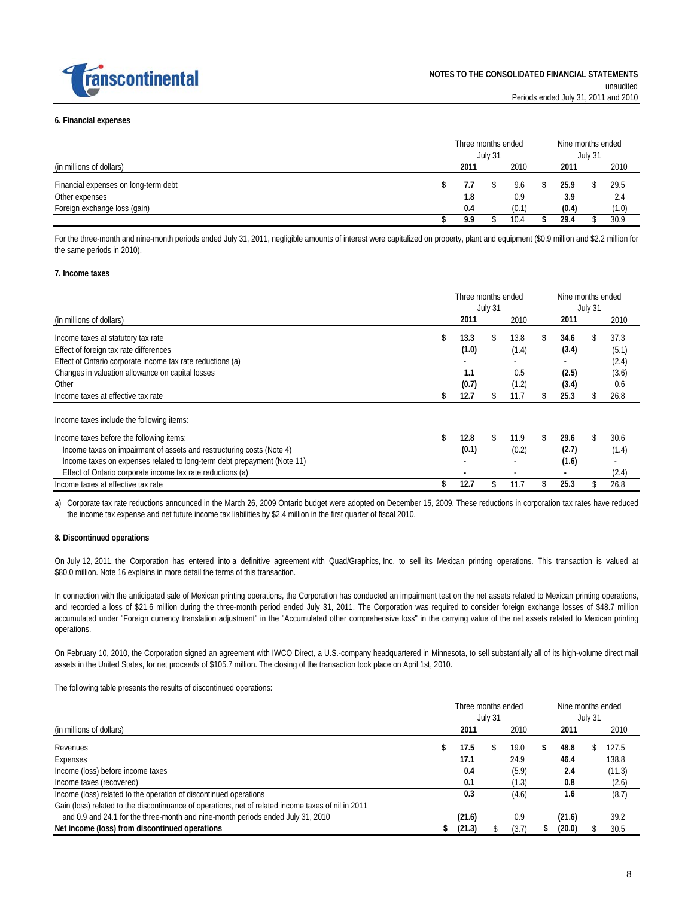### 6. Financial expenses

| (in millions of dollars) | Three months ended July 31 2011 | 2010 | Nine months ended July 31 2011 | 2010 |
|---|---|---|---|---|
| Financial expenses on long-term debt | **$ 7.7** | $ 9.6 | **$ 25.9** | $ 29.5 |
| Other expenses | **1.8** | 0.9 | **3.9** | 2.4 |
| Foreign exchange loss (gain) | **0.4** | (0.1) | **(0.4)** | (1.0) |
| | **$ 9.9** | $ 10.4 | **$ 29.4** | $ 30.9 |

For the three-month and nine-month periods ended July 31, 2011, negligible amounts of interest were capitalized on property, plant and equipment ($0.9 million and $2.2 million for the same periods in 2010).

### 7. Income taxes

| (in millions of dollars) | Three months ended July 31 2011 | 2010 | Nine months ended July 31 2011 | 2010 |
|---|---|---|---|---|
| Income taxes at statutory tax rate | **$ 13.3** | $ 13.8 | **$ 34.6** | $ 37.3 |
| Effect of foreign tax rate differences | **(1.0)** | (1.4) | **(3.4)** | (5.1) |
| Effect of Ontario corporate income tax rate reductions (a) | **-** | - | **-** | (2.4) |
| Changes in valuation allowance on capital losses | **1.1** | 0.5 | **(2.5)** | (3.6) |
| Other | **(0.7)** | (1.2) | **(3.4)** | 0.6 |
| Income taxes at effective tax rate | **$ 12.7** | $ 11.7 | **$ 25.3** | $ 26.8 |
| Income taxes include the following items: | | | | |
| Income taxes before the following items: | **$ 12.8** | $ 11.9 | **$ 29.6** | $ 30.6 |
| Income taxes on impairment of assets and restructuring costs (Note 4) | **(0.1)** | (0.2) | **(2.7)** | (1.4) |
| Income taxes on expenses related to long-term debt prepayment (Note 11) | **-** | - | **(1.6)** | - |
| Effect of Ontario corporate income tax rate reductions (a) | **-** | - | **-** | (2.4) |
| Income taxes at effective tax rate | **$ 12.7** | $ 11.7 | **$ 25.3** | $ 26.8 |

a) Corporate tax rate reductions announced in the March 26, 2009 Ontario budget were adopted on December 15, 2009. These reductions in corporation tax rates have reduced the income tax expense and net future income tax liabilities by $2.4 million in the first quarter of fiscal 2010.

### 8. Discontinued operations

On July 12, 2011, the Corporation has entered into a definitive agreement with Quad/Graphics, Inc. to sell its Mexican printing operations. This transaction is valued at $80.0 million. Note 16 explains in more detail the terms of this transaction.

In connection with the anticipated sale of Mexican printing operations, the Corporation has conducted an impairment test on the net assets related to Mexican printing operations, and recorded a loss of $21.6 million during the three-month period ended July 31, 2011. The Corporation was required to consider foreign exchange losses of $48.7 million accumulated under "Foreign currency translation adjustment" in the "Accumulated other comprehensive loss" in the carrying value of the net assets related to Mexican printing operations.

On February 10, 2010, the Corporation signed an agreement with IWCO Direct, a U.S.-company headquartered in Minnesota, to sell substantially all of its high-volume direct mail assets in the United States, for net proceeds of $105.7 million. The closing of the transaction took place on April 1st, 2010.

The following table presents the results of discontinued operations:

| (in millions of dollars) | Three months ended July 31 2011 | 2010 | Nine months ended July 31 2011 | 2010 |
|---|---|---|---|---|
| Revenues | **$ 17.5** | $ 19.0 | **$ 48.8** | $ 127.5 |
| Expenses | **17.1** | 24.9 | **46.4** | 138.8 |
| Income (loss) before income taxes | **0.4** | (5.9) | **2.4** | (11.3) |
| Income taxes (recovered) | **0.1** | (1.3) | **0.8** | (2.6) |
| Income (loss) related to the operation of discontinued operations | **0.3** | (4.6) | **1.6** | (8.7) |
| Gain (loss) related to the discontinuance of operations, net of related income taxes of nil in 2011 and 0.9 and 24.1 for the three-month and nine-month periods ended July 31, 2010 | **(21.6)** | 0.9 | **(21.6)** | 39.2 |
| **Net income (loss) from discontinued operations** | **$ (21.3)** | $ (3.7) | **$ (20.0)** | $ 30.5 |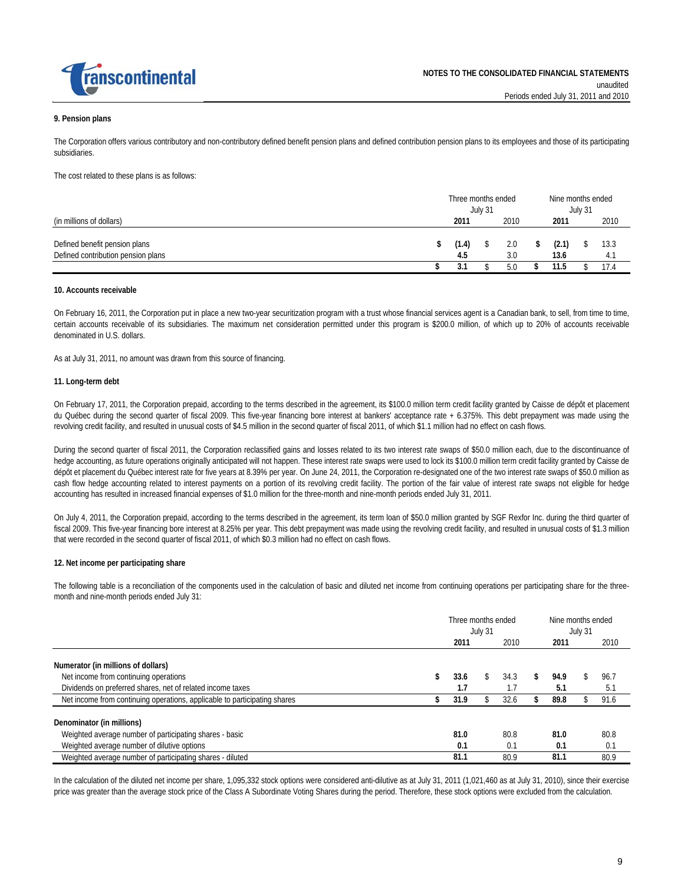## 9. Pension plans

The Corporation offers various contributory and non-contributory defined benefit pension plans and defined contribution pension plans to its employees and those of its participating subsidiaries.

The cost related to these plans is as follows:

| (in millions of dollars) | Three months ended July 31 2011 | Three months ended July 31 2010 | Nine months ended July 31 2011 | Nine months ended July 31 2010 |
|---|---|---|---|---|
| Defined benefit pension plans | $ **(1.4)** | $ 2.0 | $ **(2.1)** | $ 13.3 |
| Defined contribution pension plans | **4.5** | 3.0 | **13.6** | 4.1 |
| | $ **3.1** | $ 5.0 | $ **11.5** | $ 17.4 |

## 10. Accounts receivable

On February 16, 2011, the Corporation put in place a new two-year securitization program with a trust whose financial services agent is a Canadian bank, to sell, from time to time, certain accounts receivable of its subsidiaries. The maximum net consideration permitted under this program is $200.0 million, of which up to 20% of accounts receivable denominated in U.S. dollars.

As at July 31, 2011, no amount was drawn from this source of financing.

## 11. Long-term debt

On February 17, 2011, the Corporation prepaid, according to the terms described in the agreement, its $100.0 million term credit facility granted by Caisse de dépôt et placement du Québec during the second quarter of fiscal 2009. This five-year financing bore interest at bankers' acceptance rate + 6.375%. This debt prepayment was made using the revolving credit facility, and resulted in unusual costs of $4.5 million in the second quarter of fiscal 2011, of which $1.1 million had no effect on cash flows.

During the second quarter of fiscal 2011, the Corporation reclassified gains and losses related to its two interest rate swaps of $50.0 million each, due to the discontinuance of hedge accounting, as future operations originally anticipated will not happen. These interest rate swaps were used to lock its $100.0 million term credit facility granted by Caisse de dépôt et placement du Québec interest rate for five years at 8.39% per year. On June 24, 2011, the Corporation re-designated one of the two interest rate swaps of $50.0 million as cash flow hedge accounting related to interest payments on a portion of its revolving credit facility. The portion of the fair value of interest rate swaps not eligible for hedge accounting has resulted in increased financial expenses of $1.0 million for the three-month and nine-month periods ended July 31, 2011.

On July 4, 2011, the Corporation prepaid, according to the terms described in the agreement, its term loan of $50.0 million granted by SGF Rexfor Inc. during the third quarter of fiscal 2009. This five-year financing bore interest at 8.25% per year. This debt prepayment was made using the revolving credit facility, and resulted in unusual costs of $1.3 million that were recorded in the second quarter of fiscal 2011, of which $0.3 million had no effect on cash flows.

## 12. Net income per participating share

The following table is a reconciliation of the components used in the calculation of basic and diluted net income from continuing operations per participating share for the three-month and nine-month periods ended July 31:

| | Three months ended July 31 2011 | Three months ended July 31 2010 | Nine months ended July 31 2011 | Nine months ended July 31 2010 |
|---|---|---|---|---|
| **Numerator (in millions of dollars)** | | | | |
| Net income from continuing operations | $ **33.6** | $ 34.3 | $ **94.9** | $ 96.7 |
| Dividends on preferred shares, net of related income taxes | **1.7** | 1.7 | **5.1** | 5.1 |
| Net income from continuing operations, applicable to participating shares | $ **31.9** | $ 32.6 | $ **89.8** | $ 91.6 |
| **Denominator (in millions)** | | | | |
| Weighted average number of participating shares - basic | **81.0** | 80.8 | **81.0** | 80.8 |
| Weighted average number of dilutive options | **0.1** | 0.1 | **0.1** | 0.1 |
| Weighted average number of participating shares - diluted | **81.1** | 80.9 | **81.1** | 80.9 |

In the calculation of the diluted net income per share, 1,095,332 stock options were considered anti-dilutive as at July 31, 2011 (1,021,460 as at July 31, 2010), since their exercise price was greater than the average stock price of the Class A Subordinate Voting Shares during the period. Therefore, these stock options were excluded from the calculation.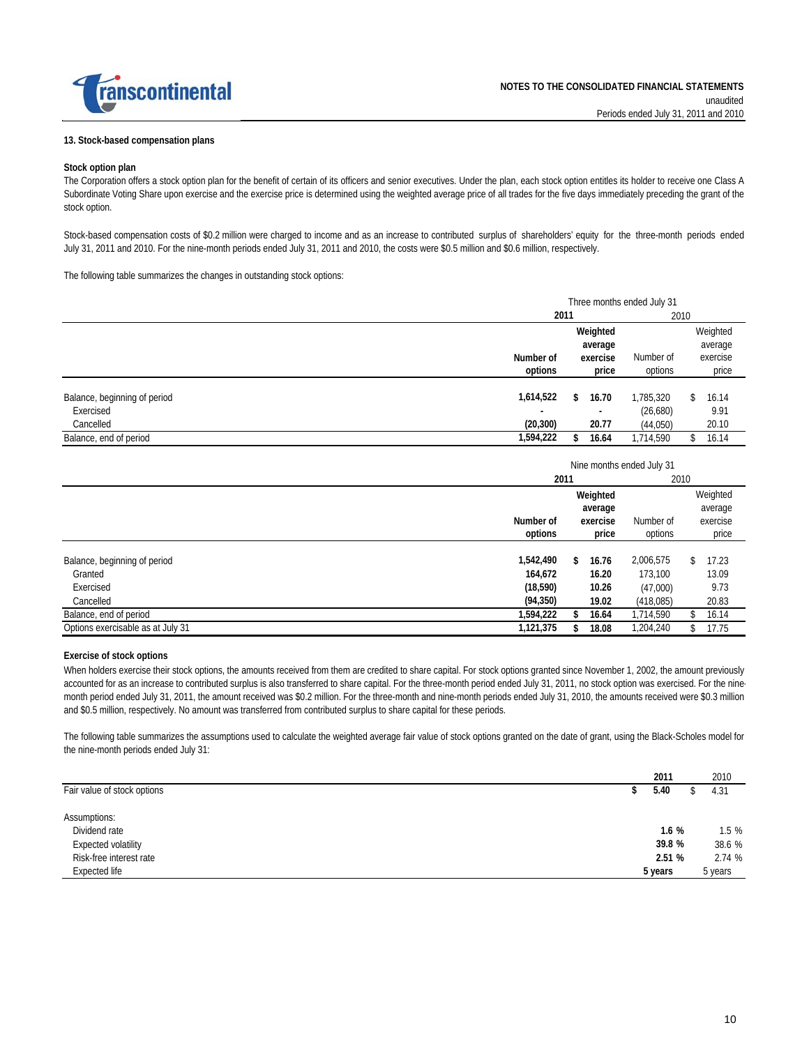### 13. Stock-based compensation plans

**Stock option plan**

The Corporation offers a stock option plan for the benefit of certain of its officers and senior executives. Under the plan, each stock option entitles its holder to receive one Class A Subordinate Voting Share upon exercise and the exercise price is determined using the weighted average price of all trades for the five days immediately preceding the grant of the stock option.

Stock-based compensation costs of $0.2 million were charged to income and as an increase to contributed surplus of shareholders' equity for the three-month periods ended July 31, 2011 and 2010. For the nine-month periods ended July 31, 2011 and 2010, the costs were $0.5 million and $0.6 million, respectively.

The following table summarizes the changes in outstanding stock options:

| | Three months ended July 31 | | | |
|---|---|---|---|---|
| | **2011** | | 2010 | |
| | **Number of options** | **Weighted average exercise price** | Number of options | Weighted average exercise price |
| Balance, beginning of period | **1,614,522** | **$ 16.70** | 1,785,320 | $ 16.14 |
| Exercised | **-** | **-** | (26,680) | 9.91 |
| Cancelled | **(20,300)** | **20.77** | (44,050) | 20.10 |
| Balance, end of period | **1,594,222** | **$ 16.64** | 1,714,590 | $ 16.14 |

| | Nine months ended July 31 | | | |
|---|---|---|---|---|
| | **2011** | | 2010 | |
| | **Number of options** | **Weighted average exercise price** | Number of options | Weighted average exercise price |
| Balance, beginning of period | **1,542,490** | **$ 16.76** | 2,006,575 | $ 17.23 |
| Granted | **164,672** | **16.20** | 173,100 | 13.09 |
| Exercised | **(18,590)** | **10.26** | (47,000) | 9.73 |
| Cancelled | **(94,350)** | **19.02** | (418,085) | 20.83 |
| Balance, end of period | **1,594,222** | **$ 16.64** | 1,714,590 | $ 16.14 |
| Options exercisable as at July 31 | **1,121,375** | **$ 18.08** | 1,204,240 | $ 17.75 |

**Exercise of stock options**

When holders exercise their stock options, the amounts received from them are credited to share capital. For stock options granted since November 1, 2002, the amount previously accounted for as an increase to contributed surplus is also transferred to share capital. For the three-month period ended July 31, 2011, no stock option was exercised. For the nine-month period ended July 31, 2011, the amount received was $0.2 million. For the three-month and nine-month periods ended July 31, 2010, the amounts received were $0.3 million and $0.5 million, respectively. No amount was transferred from contributed surplus to share capital for these periods.

The following table summarizes the assumptions used to calculate the weighted average fair value of stock options granted on the date of grant, using the Black-Scholes model for the nine-month periods ended July 31:

| | **2011** | 2010 |
|---|---|---|
| Fair value of stock options | **$ 5.40** | $ 4.31 |
| Assumptions: | | |
| Dividend rate | **1.6 %** | 1.5 % |
| Expected volatility | **39.8 %** | 38.6 % |
| Risk-free interest rate | **2.51 %** | 2.74 % |
| Expected life | **5 years** | 5 years |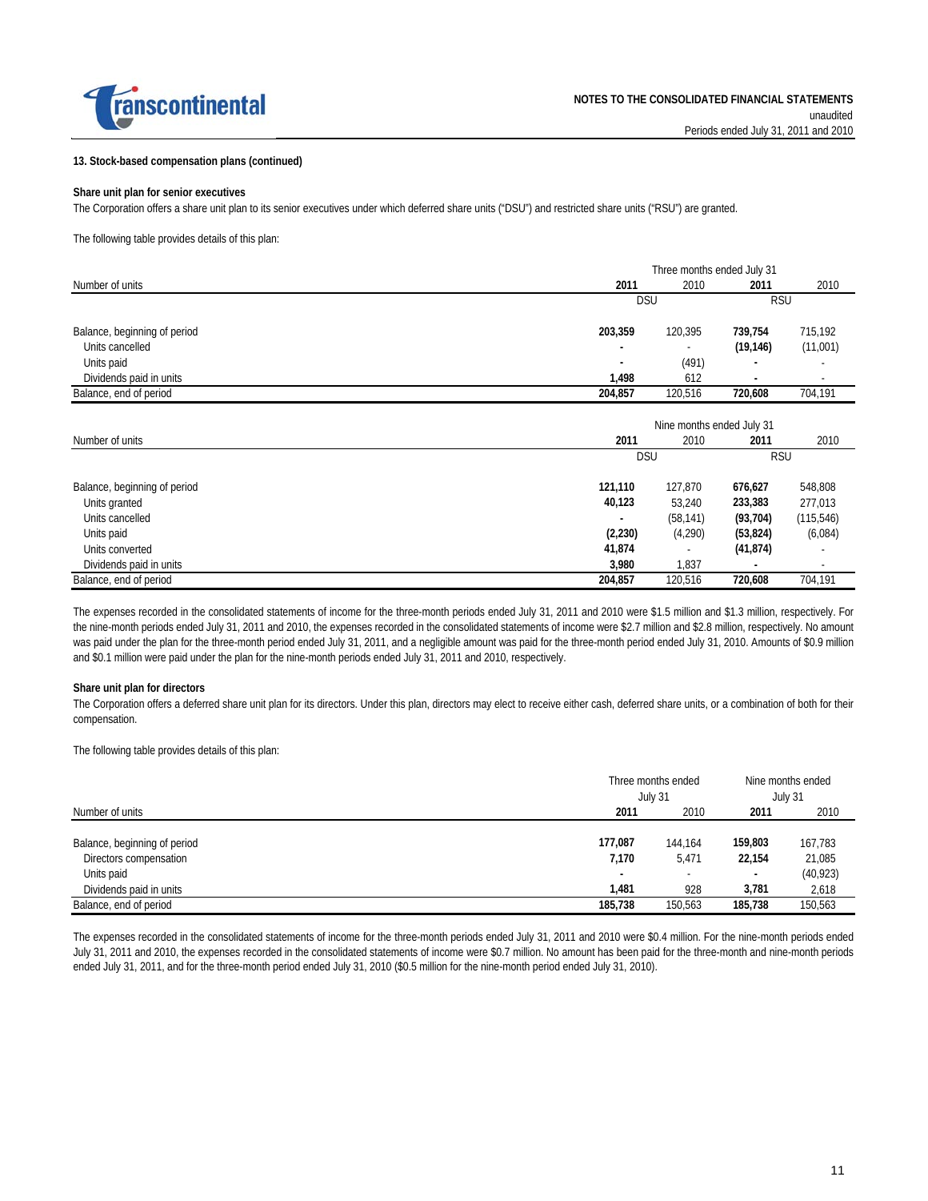### 13. Stock-based compensation plans (continued)

#### Share unit plan for senior executives

The Corporation offers a share unit plan to its senior executives under which deferred share units ("DSU") and restricted share units ("RSU") are granted.

The following table provides details of this plan:

| | Three months ended July 31 | | | |
|---|---|---|---|---|
| Number of units | **2011** | 2010 | **2011** | 2010 |
| | DSU | | RSU | |
| Balance, beginning of period | **203,359** | 120,395 | **739,754** | 715,192 |
| Units cancelled | **-** | - | **(19,146)** | (11,001) |
| Units paid | **-** | (491) | **-** | - |
| Dividends paid in units | **1,498** | 612 | **-** | - |
| Balance, end of period | **204,857** | 120,516 | **720,608** | 704,191 |

| | Nine months ended July 31 | | | |
|---|---|---|---|---|
| Number of units | **2011** | 2010 | **2011** | 2010 |
| | DSU | | RSU | |
| Balance, beginning of period | **121,110** | 127,870 | **676,627** | 548,808 |
| Units granted | **40,123** | 53,240 | **233,383** | 277,013 |
| Units cancelled | **-** | (58,141) | **(93,704)** | (115,546) |
| Units paid | **(2,230)** | (4,290) | **(53,824)** | (6,084) |
| Units converted | **41,874** | - | **(41,874)** | - |
| Dividends paid in units | **3,980** | 1,837 | **-** | - |
| Balance, end of period | **204,857** | 120,516 | **720,608** | 704,191 |

The expenses recorded in the consolidated statements of income for the three-month periods ended July 31, 2011 and 2010 were $1.5 million and $1.3 million, respectively. For the nine-month periods ended July 31, 2011 and 2010, the expenses recorded in the consolidated statements of income were $2.7 million and $2.8 million, respectively. No amount was paid under the plan for the three-month period ended July 31, 2011, and a negligible amount was paid for the three-month period ended July 31, 2010. Amounts of $0.9 million and $0.1 million were paid under the plan for the nine-month periods ended July 31, 2011 and 2010, respectively.

#### Share unit plan for directors

The Corporation offers a deferred share unit plan for its directors. Under this plan, directors may elect to receive either cash, deferred share units, or a combination of both for their compensation.

The following table provides details of this plan:

| | Three months ended July 31 | | Nine months ended July 31 | |
|---|---|---|---|---|
| Number of units | **2011** | 2010 | **2011** | 2010 |
| Balance, beginning of period | **177,087** | 144,164 | **159,803** | 167,783 |
| Directors compensation | **7,170** | 5,471 | **22,154** | 21,085 |
| Units paid | **-** | - | **-** | (40,923) |
| Dividends paid in units | **1,481** | 928 | **3,781** | 2,618 |
| Balance, end of period | **185,738** | 150,563 | **185,738** | 150,563 |

The expenses recorded in the consolidated statements of income for the three-month periods ended July 31, 2011 and 2010 were $0.4 million. For the nine-month periods ended July 31, 2011 and 2010, the expenses recorded in the consolidated statements of income were $0.7 million. No amount has been paid for the three-month and nine-month periods ended July 31, 2011, and for the three-month period ended July 31, 2010 ($0.5 million for the nine-month period ended July 31, 2010).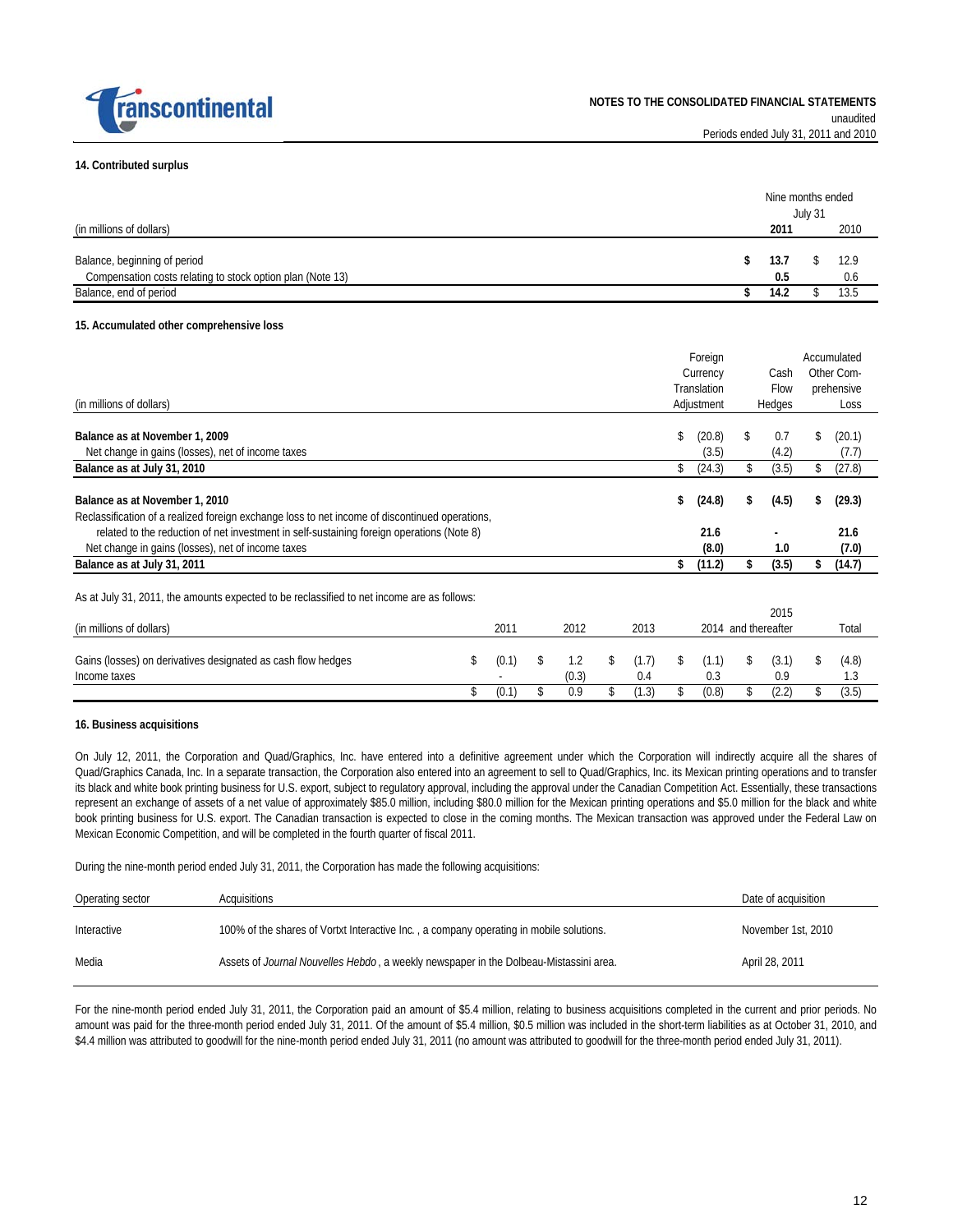### 14. Contributed surplus

| (in millions of dollars) | Nine months ended July 31 2011 | 2010 |
|---|---|---|
| Balance, beginning of period | **$ 13.7** | $ 12.9 |
| Compensation costs relating to stock option plan (Note 13) | **0.5** | 0.6 |
| Balance, end of period | **$ 14.2** | $ 13.5 |

### 15. Accumulated other comprehensive loss

| (in millions of dollars) | Foreign Currency Translation Adjustment | Cash Flow Hedges | Accumulated Other Comprehensive Loss |
|---|---|---|---|
| **Balance as at November 1, 2009** | $ (20.8) | $ 0.7 | $ (20.1) |
| Net change in gains (losses), net of income taxes | (3.5) | (4.2) | (7.7) |
| **Balance as at July 31, 2010** | $ (24.3) | $ (3.5) | $ (27.8) |
| **Balance as at November 1, 2010** | **$ (24.8)** | **$ (4.5)** | **$ (29.3)** |
| Reclassification of a realized foreign exchange loss to net income of discontinued operations, related to the reduction of net investment in self-sustaining foreign operations (Note 8) | **21.6** | **-** | **21.6** |
| Net change in gains (losses), net of income taxes | **(8.0)** | **1.0** | **(7.0)** |
| **Balance as at July 31, 2011** | **$ (11.2)** | **$ (3.5)** | **$ (14.7)** |

As at July 31, 2011, the amounts expected to be reclassified to net income are as follows:

| (in millions of dollars) | 2011 | 2012 | 2013 | 2014 | 2015 and thereafter | Total |
|---|---|---|---|---|---|---|
| Gains (losses) on derivatives designated as cash flow hedges | $ (0.1) | $ 1.2 | $ (1.7) | $ (1.1) | $ (3.1) | $ (4.8) |
| Income taxes | - | (0.3) | 0.4 | 0.3 | 0.9 | 1.3 |
| | $ (0.1) | $ 0.9 | $ (1.3) | $ (0.8) | $ (2.2) | $ (3.5) |

### 16. Business acquisitions

On July 12, 2011, the Corporation and Quad/Graphics, Inc. have entered into a definitive agreement under which the Corporation will indirectly acquire all the shares of Quad/Graphics Canada, Inc. In a separate transaction, the Corporation also entered into an agreement to sell to Quad/Graphics, Inc. its Mexican printing operations and to transfer its black and white book printing business for U.S. export, subject to regulatory approval, including the approval under the Canadian Competition Act. Essentially, these transactions represent an exchange of assets of a net value of approximately $85.0 million, including $80.0 million for the Mexican printing operations and $5.0 million for the black and white book printing business for U.S. export. The Canadian transaction is expected to close in the coming months. The Mexican transaction was approved under the Federal Law on Mexican Economic Competition, and will be completed in the fourth quarter of fiscal 2011.

During the nine-month period ended July 31, 2011, the Corporation has made the following acquisitions:

| Operating sector | Acquisitions | Date of acquisition |
|---|---|---|
| Interactive | 100% of the shares of Vortxt Interactive Inc. , a company operating in mobile solutions. | November 1st, 2010 |
| Media | Assets of *Journal Nouvelles Hebdo* , a weekly newspaper in the Dolbeau-Mistassini area. | April 28, 2011 |

For the nine-month period ended July 31, 2011, the Corporation paid an amount of $5.4 million, relating to business acquisitions completed in the current and prior periods. No amount was paid for the three-month period ended July 31, 2011. Of the amount of $5.4 million, $0.5 million was included in the short-term liabilities as at October 31, 2010, and $4.4 million was attributed to goodwill for the nine-month period ended July 31, 2011 (no amount was attributed to goodwill for the three-month period ended July 31, 2011).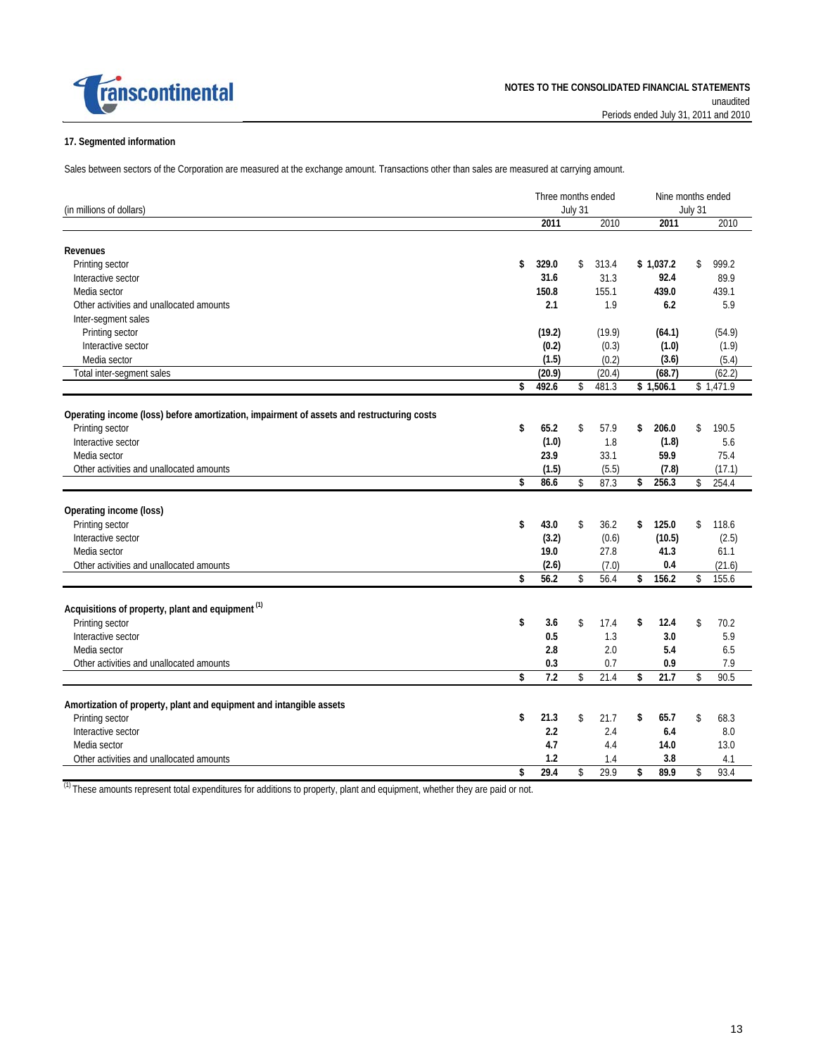NOTES TO THE CONSOLIDATED FINANCIAL STATEMENTS
unaudited
Periods ended July 31, 2011 and 2010

### 17. Segmented information

Sales between sectors of the Corporation are measured at the exchange amount. Transactions other than sales are measured at carrying amount.

| (in millions of dollars) | Three months ended July 31 | | Nine months ended July 31 | |
|---|---|---|---|---|
| | **2011** | 2010 | **2011** | 2010 |
| **Revenues** | | | | |
| Printing sector | **$ 329.0** | $ 313.4 | **$ 1,037.2** | $ 999.2 |
| Interactive sector | **31.6** | 31.3 | **92.4** | 89.9 |
| Media sector | **150.8** | 155.1 | **439.0** | 439.1 |
| Other activities and unallocated amounts | **2.1** | 1.9 | **6.2** | 5.9 |
| Inter-segment sales | | | | |
| Printing sector | **(19.2)** | (19.9) | **(64.1)** | (54.9) |
| Interactive sector | **(0.2)** | (0.3) | **(1.0)** | (1.9) |
| Media sector | **(1.5)** | (0.2) | **(3.6)** | (5.4) |
| Total inter-segment sales | **(20.9)** | (20.4) | **(68.7)** | (62.2) |
| | **$ 492.6** | $ 481.3 | **$ 1,506.1** | $ 1,471.9 |
| **Operating income (loss) before amortization, impairment of assets and restructuring costs** | | | | |
| Printing sector | **$ 65.2** | $ 57.9 | **$ 206.0** | $ 190.5 |
| Interactive sector | **(1.0)** | 1.8 | **(1.8)** | 5.6 |
| Media sector | **23.9** | 33.1 | **59.9** | 75.4 |
| Other activities and unallocated amounts | **(1.5)** | (5.5) | **(7.8)** | (17.1) |
| | **$ 86.6** | $ 87.3 | **$ 256.3** | $ 254.4 |
| **Operating income (loss)** | | | | |
| Printing sector | **$ 43.0** | $ 36.2 | **$ 125.0** | $ 118.6 |
| Interactive sector | **(3.2)** | (0.6) | **(10.5)** | (2.5) |
| Media sector | **19.0** | 27.8 | **41.3** | 61.1 |
| Other activities and unallocated amounts | **(2.6)** | (7.0) | **0.4** | (21.6) |
| | **$ 56.2** | $ 56.4 | **$ 156.2** | $ 155.6 |
| **Acquisitions of property, plant and equipment [(1)]** | | | | |
| Printing sector | **$ 3.6** | $ 17.4 | **$ 12.4** | $ 70.2 |
| Interactive sector | **0.5** | 1.3 | **3.0** | 5.9 |
| Media sector | **2.8** | 2.0 | **5.4** | 6.5 |
| Other activities and unallocated amounts | **0.3** | 0.7 | **0.9** | 7.9 |
| | **$ 7.2** | $ 21.4 | **$ 21.7** | $ 90.5 |
| **Amortization of property, plant and equipment and intangible assets** | | | | |
| Printing sector | **$ 21.3** | $ 21.7 | **$ 65.7** | $ 68.3 |
| Interactive sector | **2.2** | 2.4 | **6.4** | 8.0 |
| Media sector | **4.7** | 4.4 | **14.0** | 13.0 |
| Other activities and unallocated amounts | **1.2** | 1.4 | **3.8** | 4.1 |
| | **$ 29.4** | $ 29.9 | **$ 89.9** | $ 93.4 |

[(1)] These amounts represent total expenditures for additions to property, plant and equipment, whether they are paid or not.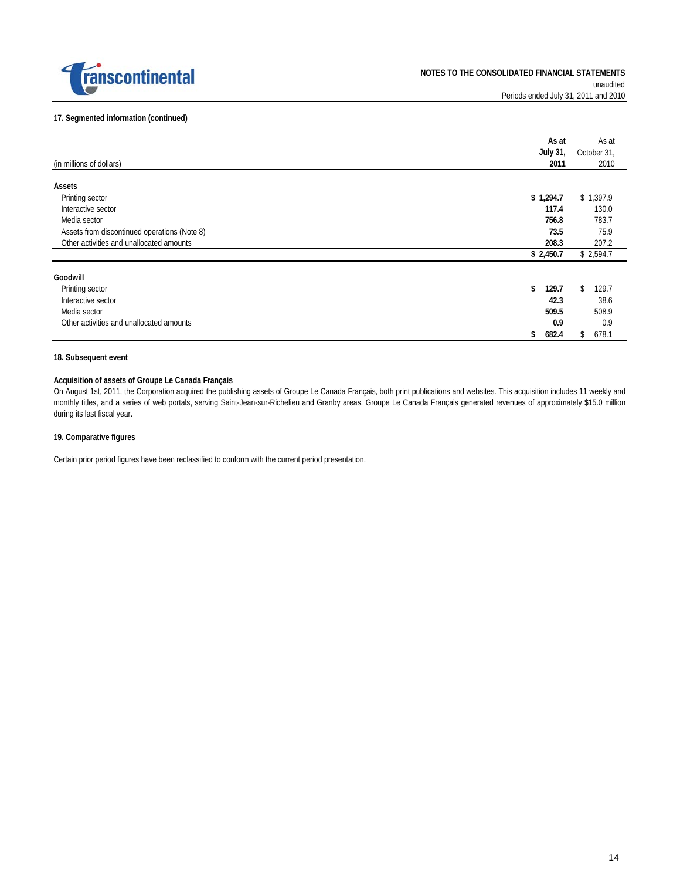### 17. Segmented information (continued)

| (in millions of dollars) | As at July 31, 2011 | As at October 31, 2010 |
|---|---|---|
| **Assets** | | |
| Printing sector | $ 1,294.7 | $ 1,397.9 |
| Interactive sector | 117.4 | 130.0 |
| Media sector | 756.8 | 783.7 |
| Assets from discontinued operations (Note 8) | 73.5 | 75.9 |
| Other activities and unallocated amounts | 208.3 | 207.2 |
| | $ 2,450.7 | $ 2,594.7 |
| **Goodwill** | | |
| Printing sector | $ 129.7 | $ 129.7 |
| Interactive sector | 42.3 | 38.6 |
| Media sector | 509.5 | 508.9 |
| Other activities and unallocated amounts | 0.9 | 0.9 |
| | $ 682.4 | $ 678.1 |

### 18. Subsequent event

**Acquisition of assets of Groupe Le Canada Français**

On August 1st, 2011, the Corporation acquired the publishing assets of Groupe Le Canada Français, both print publications and websites. This acquisition includes 11 weekly and monthly titles, and a series of web portals, serving Saint-Jean-sur-Richelieu and Granby areas. Groupe Le Canada Français generated revenues of approximately $15.0 million during its last fiscal year.

### 19. Comparative figures

Certain prior period figures have been reclassified to conform with the current period presentation.